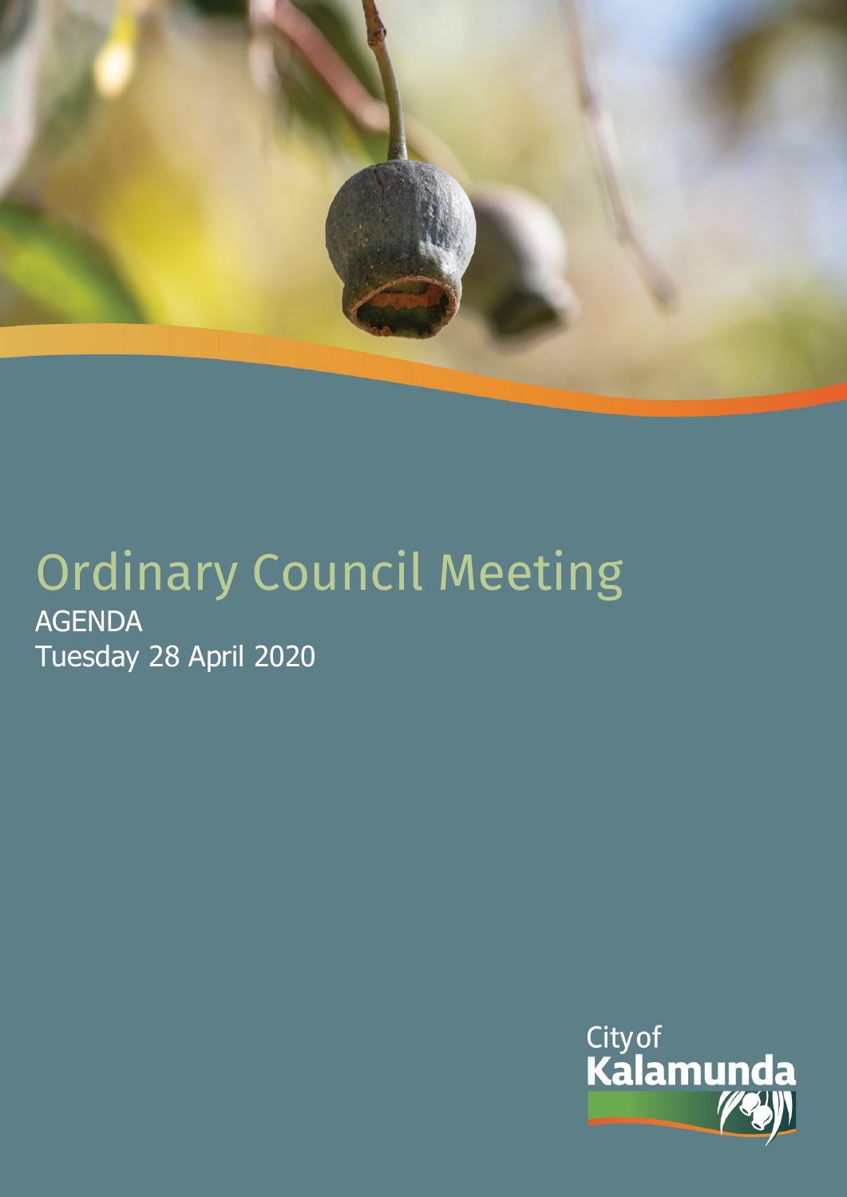# Ordinary Council Meeting

AGENDA

Tuesday 28 April 2020

City of Kalamunda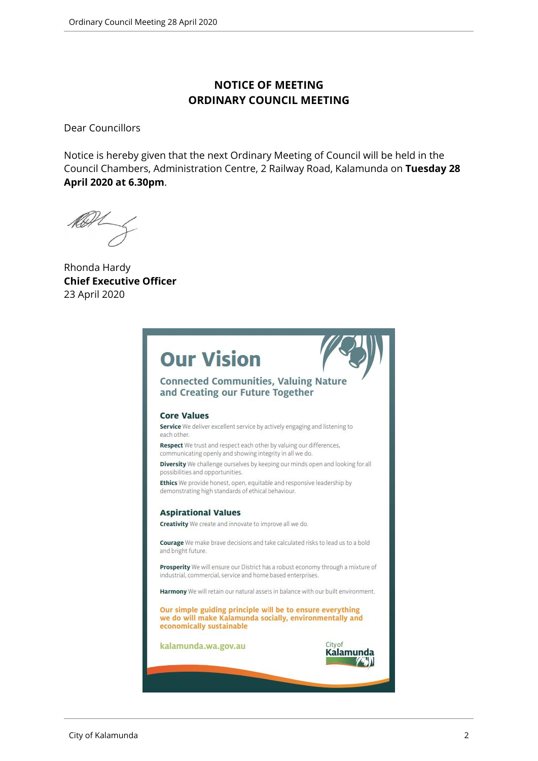# NOTICE OF MEETING
# ORDINARY COUNCIL MEETING

Dear Councillors

Notice is hereby given that the next Ordinary Meeting of Council will be held in the Council Chambers, Administration Centre, 2 Railway Road, Kalamunda on **Tuesday 28 April 2020 at 6.30pm**.

Rhonda Hardy
**Chief Executive Officer**
23 April 2020

## Our Vision

### Connected Communities, Valuing Nature and Creating our Future Together

### Core Values

**Service** We deliver excellent service by actively engaging and listening to each other.

**Respect** We trust and respect each other by valuing our differences, communicating openly and showing integrity in all we do.

**Diversity** We challenge ourselves by keeping our minds open and looking for all possibilities and opportunities.

**Ethics** We provide honest, open, equitable and responsive leadership by demonstrating high standards of ethical behaviour.

### Aspirational Values

**Creativity** We create and innovate to improve all we do.

**Courage** We make brave decisions and take calculated risks to lead us to a bold and bright future.

**Prosperity** We will ensure our District has a robust economy through a mixture of industrial, commercial, service and home based enterprises.

**Harmony** We will retain our natural assets in balance with our built environment.

**Our simple guiding principle will be to ensure everything we do will make Kalamunda socially, environmentally and economically sustainable**

kalamunda.wa.gov.au

City of Kalamunda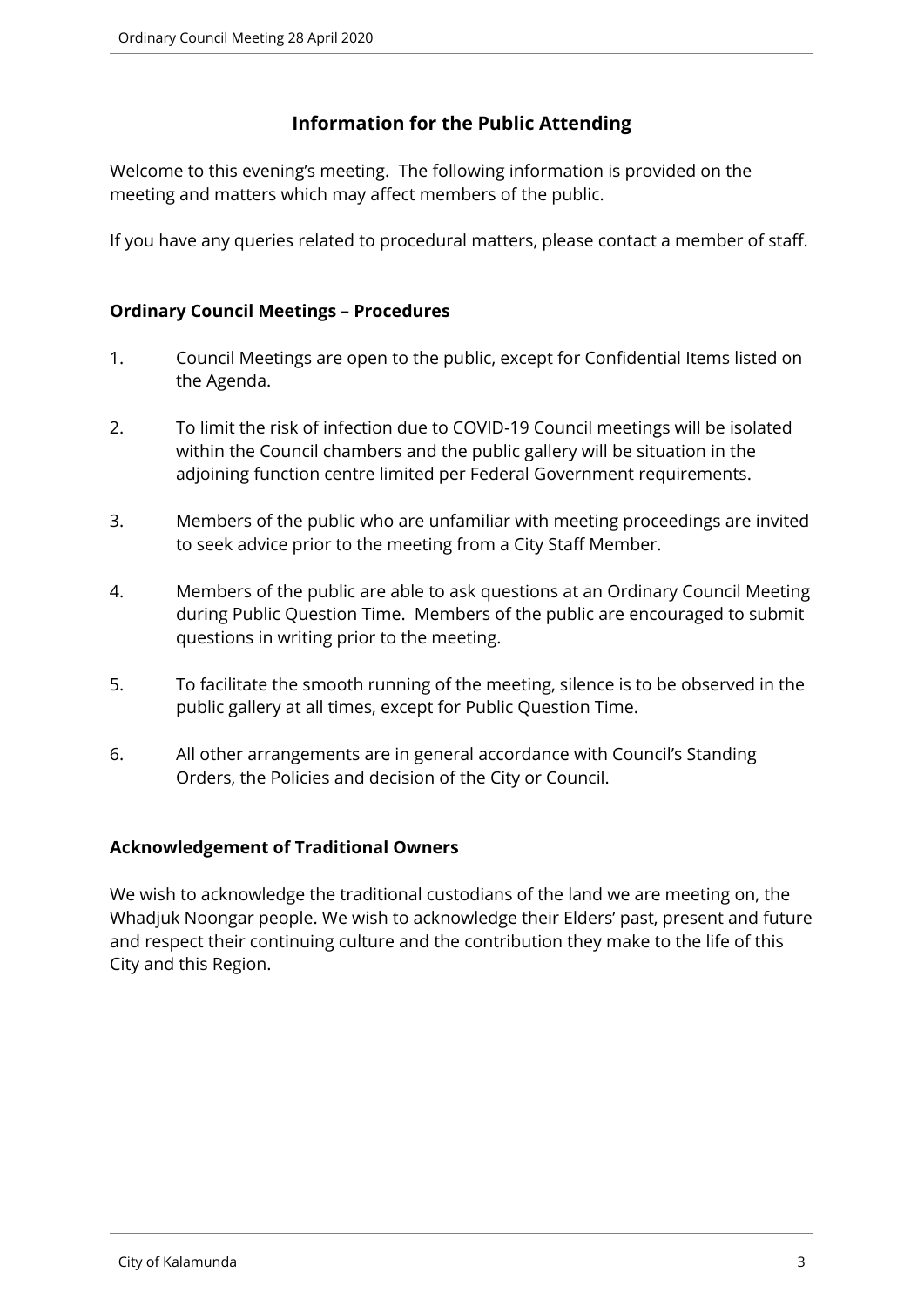## Information for the Public Attending

Welcome to this evening's meeting. The following information is provided on the meeting and matters which may affect members of the public.

If you have any queries related to procedural matters, please contact a member of staff.

### Ordinary Council Meetings – Procedures

1. Council Meetings are open to the public, except for Confidential Items listed on the Agenda.

2. To limit the risk of infection due to COVID-19 Council meetings will be isolated within the Council chambers and the public gallery will be situation in the adjoining function centre limited per Federal Government requirements.

3. Members of the public who are unfamiliar with meeting proceedings are invited to seek advice prior to the meeting from a City Staff Member.

4. Members of the public are able to ask questions at an Ordinary Council Meeting during Public Question Time. Members of the public are encouraged to submit questions in writing prior to the meeting.

5. To facilitate the smooth running of the meeting, silence is to be observed in the public gallery at all times, except for Public Question Time.

6. All other arrangements are in general accordance with Council's Standing Orders, the Policies and decision of the City or Council.

### Acknowledgement of Traditional Owners

We wish to acknowledge the traditional custodians of the land we are meeting on, the Whadjuk Noongar people. We wish to acknowledge their Elders' past, present and future and respect their continuing culture and the contribution they make to the life of this City and this Region.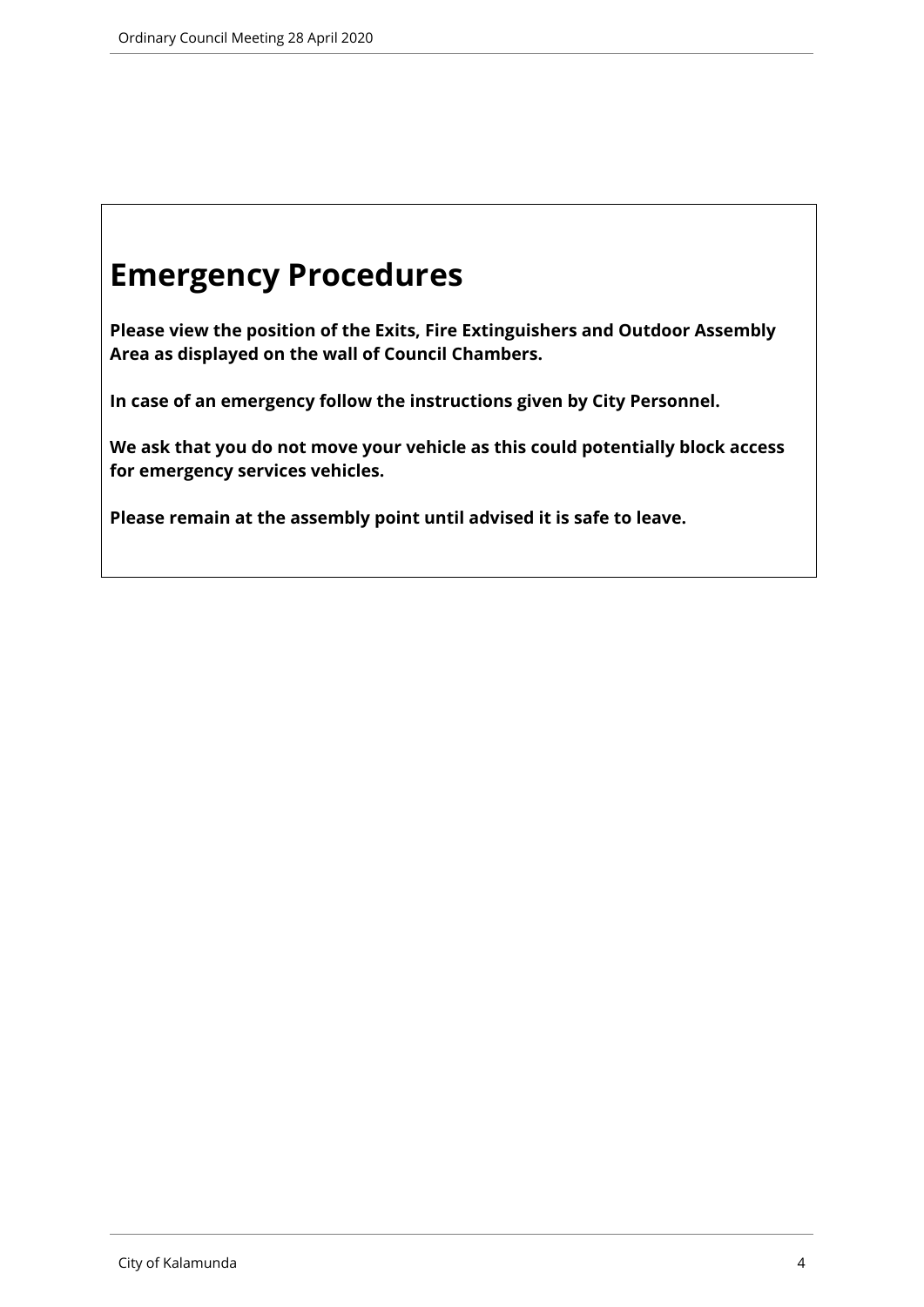# Emergency Procedures

**Please view the position of the Exits, Fire Extinguishers and Outdoor Assembly Area as displayed on the wall of Council Chambers.**

**In case of an emergency follow the instructions given by City Personnel.**

**We ask that you do not move your vehicle as this could potentially block access for emergency services vehicles.**

**Please remain at the assembly point until advised it is safe to leave.**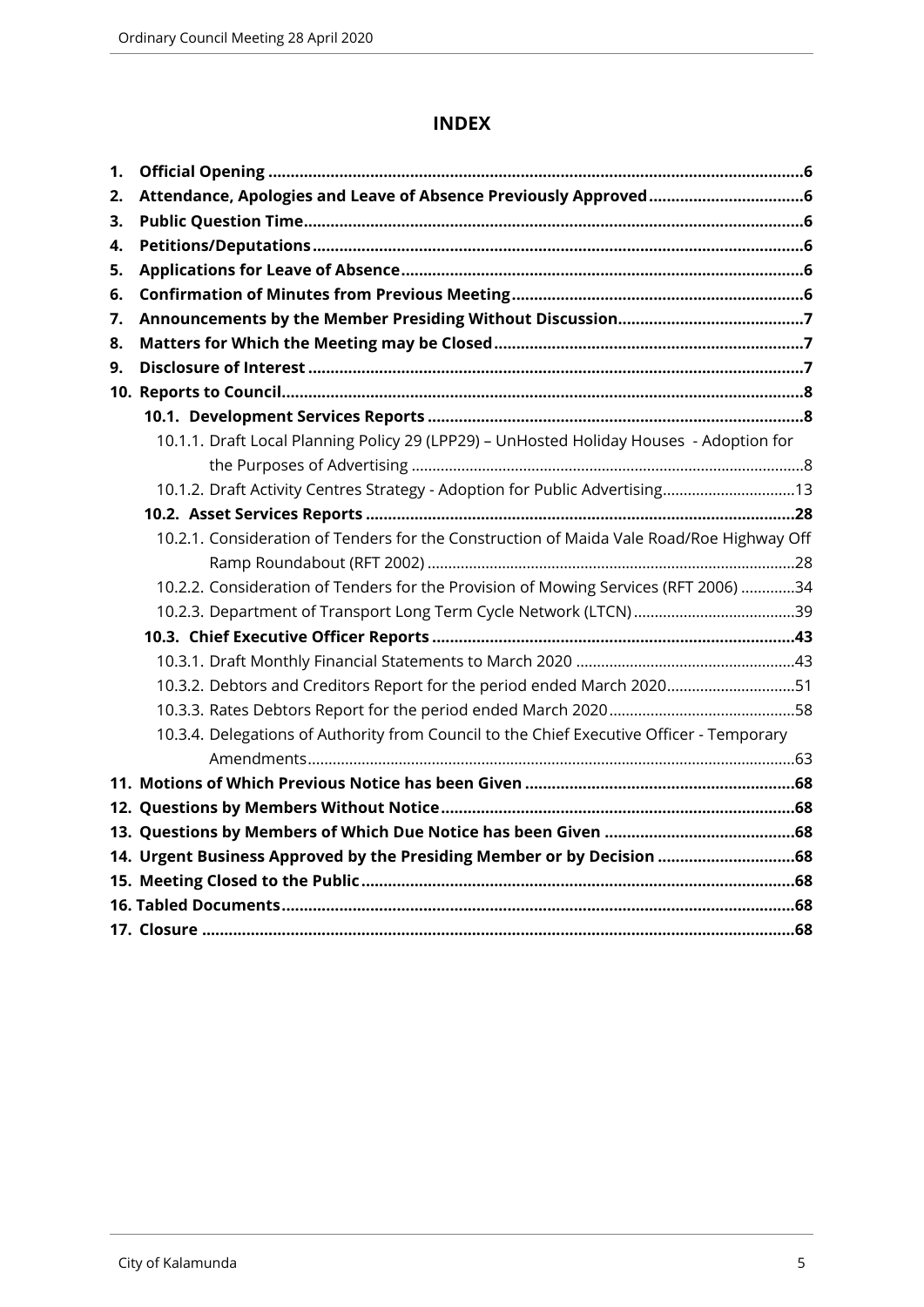# INDEX

1. **Official Opening** ......................................................................................................6
2. **Attendance, Apologies and Leave of Absence Previously Approved** ..................................6
3. **Public Question Time** ..............................................................................................6
4. **Petitions/Deputations** ..............................................................................................6
5. **Applications for Leave of Absence** ............................................................................6
6. **Confirmation of Minutes from Previous Meeting** ..........................................................6
7. **Announcements by the Member Presiding Without Discussion** ........................................7
8. **Matters for Which the Meeting may be Closed** ............................................................7
9. **Disclosure of Interest** ...............................................................................................7
10. **Reports to Council** ..................................................................................................8
    - **10.1. Development Services Reports** ..........................................................................8
        - 10.1.1. Draft Local Planning Policy 29 (LPP29) – UnHosted Holiday Houses - Adoption for the Purposes of Advertising ..........................................................................................8
        - 10.1.2. Draft Activity Centres Strategy - Adoption for Public Advertising..............................13
    - **10.2. Asset Services Reports** ......................................................................................28
        - 10.2.1. Consideration of Tenders for the Construction of Maida Vale Road/Roe Highway Off Ramp Roundabout (RFT 2002) .......................................................................................28
        - 10.2.2. Consideration of Tenders for the Provision of Mowing Services (RFT 2006) ............34
        - 10.2.3. Department of Transport Long Term Cycle Network (LTCN) ......................................39
    - **10.3. Chief Executive Officer Reports** ..........................................................................43
        - 10.3.1. Draft Monthly Financial Statements to March 2020 ....................................................43
        - 10.3.2. Debtors and Creditors Report for the period ended March 2020..............................51
        - 10.3.3. Rates Debtors Report for the period ended March 2020............................................58
        - 10.3.4. Delegations of Authority from Council to the Chief Executive Officer - Temporary Amendments...................................................................................................................63
11. **Motions of Which Previous Notice has been Given** ......................................................68
12. **Questions by Members Without Notice** .......................................................................68
13. **Questions by Members of Which Due Notice has been Given** ........................................68
14. **Urgent Business Approved by the Presiding Member or by Decision** ..............................68
15. **Meeting Closed to the Public** ......................................................................................68
16. **Tabled Documents** .....................................................................................................68
17. **Closure** .....................................................................................................................68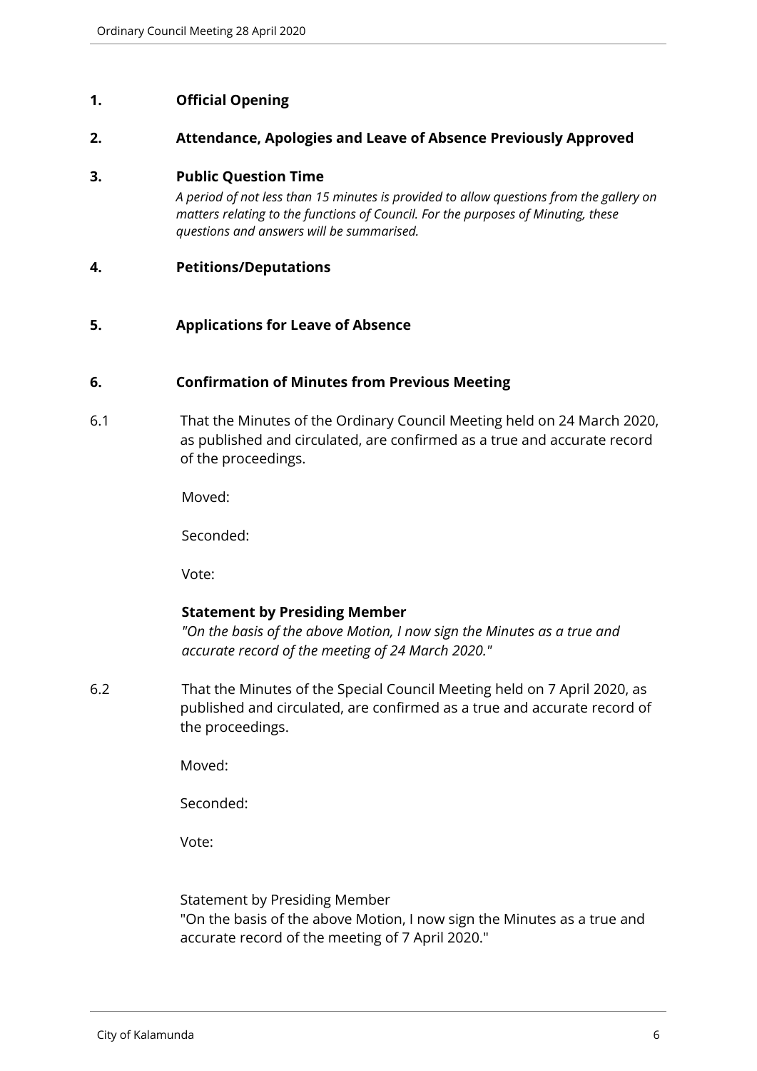## 1. Official Opening

## 2. Attendance, Apologies and Leave of Absence Previously Approved

## 3. Public Question Time

*A period of not less than 15 minutes is provided to allow questions from the gallery on matters relating to the functions of Council. For the purposes of Minuting, these questions and answers will be summarised.*

## 4. Petitions/Deputations

## 5. Applications for Leave of Absence

## 6. Confirmation of Minutes from Previous Meeting

6.1 That the Minutes of the Ordinary Council Meeting held on 24 March 2020, as published and circulated, are confirmed as a true and accurate record of the proceedings.

Moved:

Seconded:

Vote:

**Statement by Presiding Member**

*"On the basis of the above Motion, I now sign the Minutes as a true and accurate record of the meeting of 24 March 2020."*

6.2 That the Minutes of the Special Council Meeting held on 7 April 2020, as published and circulated, are confirmed as a true and accurate record of the proceedings.

Moved:

Seconded:

Vote:

Statement by Presiding Member

"On the basis of the above Motion, I now sign the Minutes as a true and accurate record of the meeting of 7 April 2020."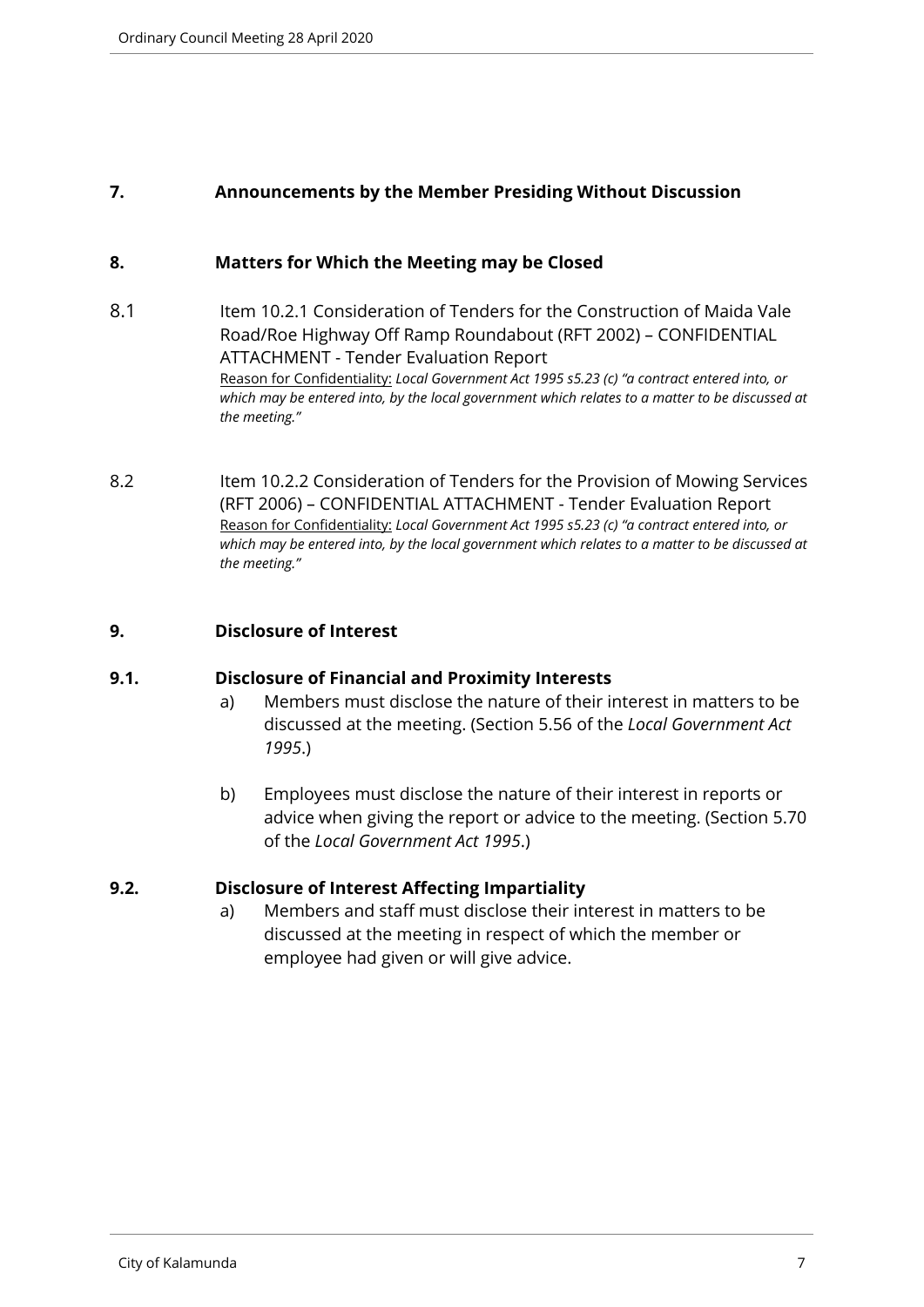## 7. Announcements by the Member Presiding Without Discussion

## 8. Matters for Which the Meeting may be Closed

8.1 Item 10.2.1 Consideration of Tenders for the Construction of Maida Vale Road/Roe Highway Off Ramp Roundabout (RFT 2002) – CONFIDENTIAL ATTACHMENT - Tender Evaluation Report

<u>Reason for Confidentiality:</u> *Local Government Act 1995 s5.23 (c) "a contract entered into, or which may be entered into, by the local government which relates to a matter to be discussed at the meeting."*

8.2 Item 10.2.2 Consideration of Tenders for the Provision of Mowing Services (RFT 2006) – CONFIDENTIAL ATTACHMENT - Tender Evaluation Report

<u>Reason for Confidentiality:</u> *Local Government Act 1995 s5.23 (c) "a contract entered into, or which may be entered into, by the local government which relates to a matter to be discussed at the meeting."*

## 9. Disclosure of Interest

### 9.1. Disclosure of Financial and Proximity Interests

a) Members must disclose the nature of their interest in matters to be discussed at the meeting. (Section 5.56 of the *Local Government Act 1995*.)

b) Employees must disclose the nature of their interest in reports or advice when giving the report or advice to the meeting. (Section 5.70 of the *Local Government Act 1995*.)

### 9.2. Disclosure of Interest Affecting Impartiality

a) Members and staff must disclose their interest in matters to be discussed at the meeting in respect of which the member or employee had given or will give advice.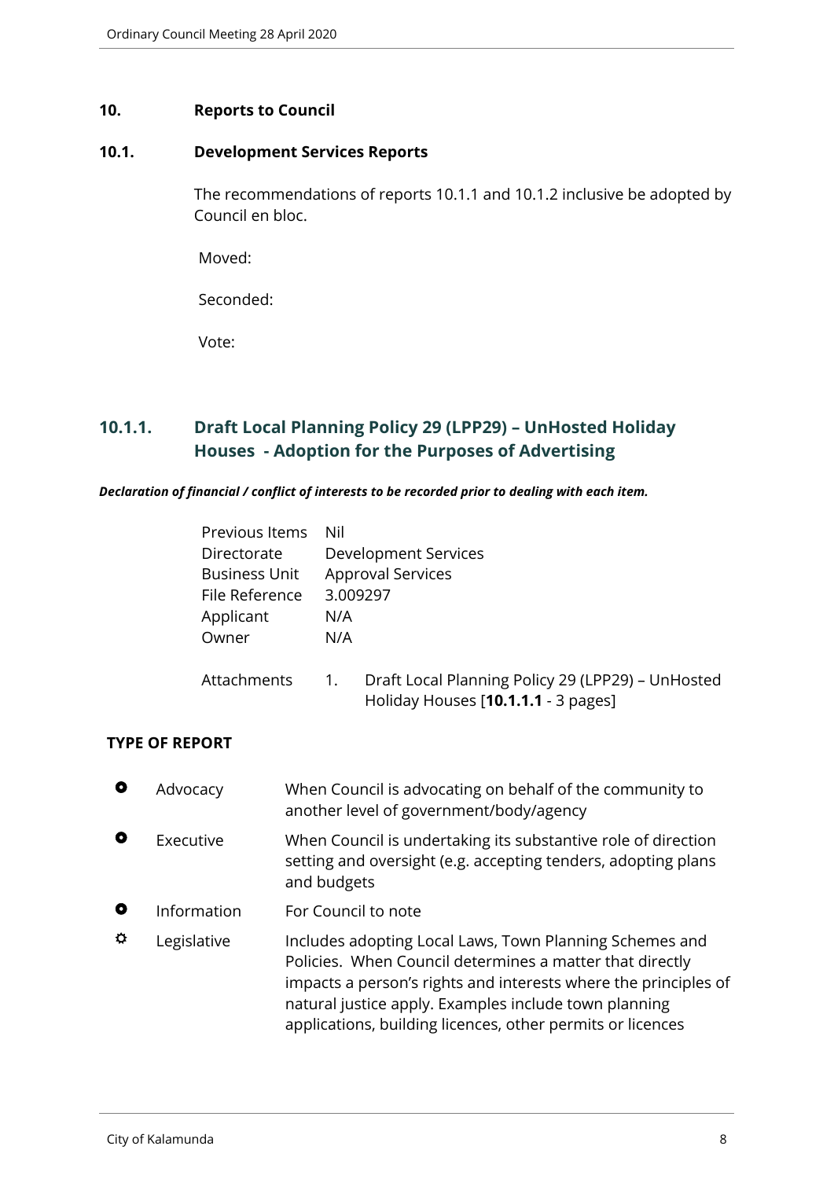## 10. Reports to Council

### 10.1. Development Services Reports

The recommendations of reports 10.1.1 and 10.1.2 inclusive be adopted by Council en bloc.

Moved:

Seconded:

Vote:

### 10.1.1. Draft Local Planning Policy 29 (LPP29) – UnHosted Holiday Houses - Adoption for the Purposes of Advertising

***Declaration of financial / conflict of interests to be recorded prior to dealing with each item.***

| | |
|---|---|
| Previous Items | Nil |
| Directorate | Development Services |
| Business Unit | Approval Services |
| File Reference | 3.009297 |
| Applicant | N/A |
| Owner | N/A |
| Attachments | 1. Draft Local Planning Policy 29 (LPP29) – UnHosted Holiday Houses [**10.1.1.1** - 3 pages] |

**TYPE OF REPORT**

| | | |
|---|---|---|
| ○ | Advocacy | When Council is advocating on behalf of the community to another level of government/body/agency |
| ○ | Executive | When Council is undertaking its substantive role of direction setting and oversight (e.g. accepting tenders, adopting plans and budgets |
| ○ | Information | For Council to note |
| ✓ | Legislative | Includes adopting Local Laws, Town Planning Schemes and Policies. When Council determines a matter that directly impacts a person's rights and interests where the principles of natural justice apply. Examples include town planning applications, building licences, other permits or licences |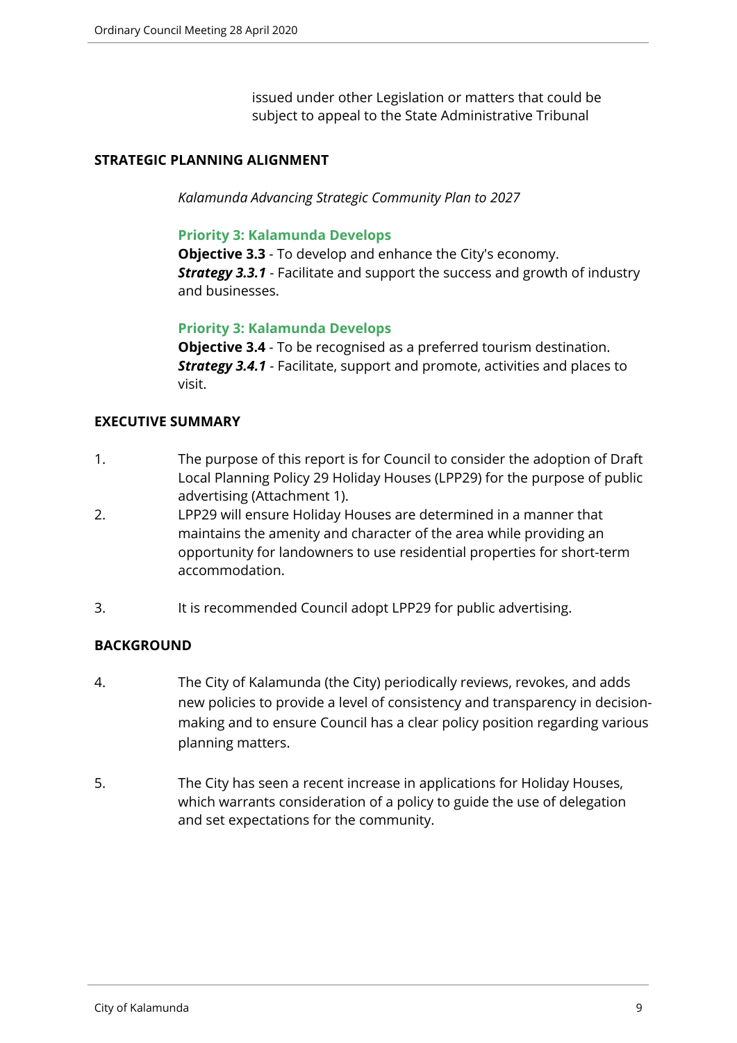issued under other Legislation or matters that could be subject to appeal to the State Administrative Tribunal

## STRATEGIC PLANNING ALIGNMENT

*Kalamunda Advancing Strategic Community Plan to 2027*

**Priority 3: Kalamunda Develops**
**Objective 3.3** - To develop and enhance the City's economy.
***Strategy 3.3.1*** - Facilitate and support the success and growth of industry and businesses.

**Priority 3: Kalamunda Develops**
**Objective 3.4** - To be recognised as a preferred tourism destination.
***Strategy 3.4.1*** - Facilitate, support and promote, activities and places to visit.

## EXECUTIVE SUMMARY

1. The purpose of this report is for Council to consider the adoption of Draft Local Planning Policy 29 Holiday Houses (LPP29) for the purpose of public advertising (Attachment 1).
2. LPP29 will ensure Holiday Houses are determined in a manner that maintains the amenity and character of the area while providing an opportunity for landowners to use residential properties for short-term accommodation.
3. It is recommended Council adopt LPP29 for public advertising.

## BACKGROUND

4. The City of Kalamunda (the City) periodically reviews, revokes, and adds new policies to provide a level of consistency and transparency in decision-making and to ensure Council has a clear policy position regarding various planning matters.
5. The City has seen a recent increase in applications for Holiday Houses, which warrants consideration of a policy to guide the use of delegation and set expectations for the community.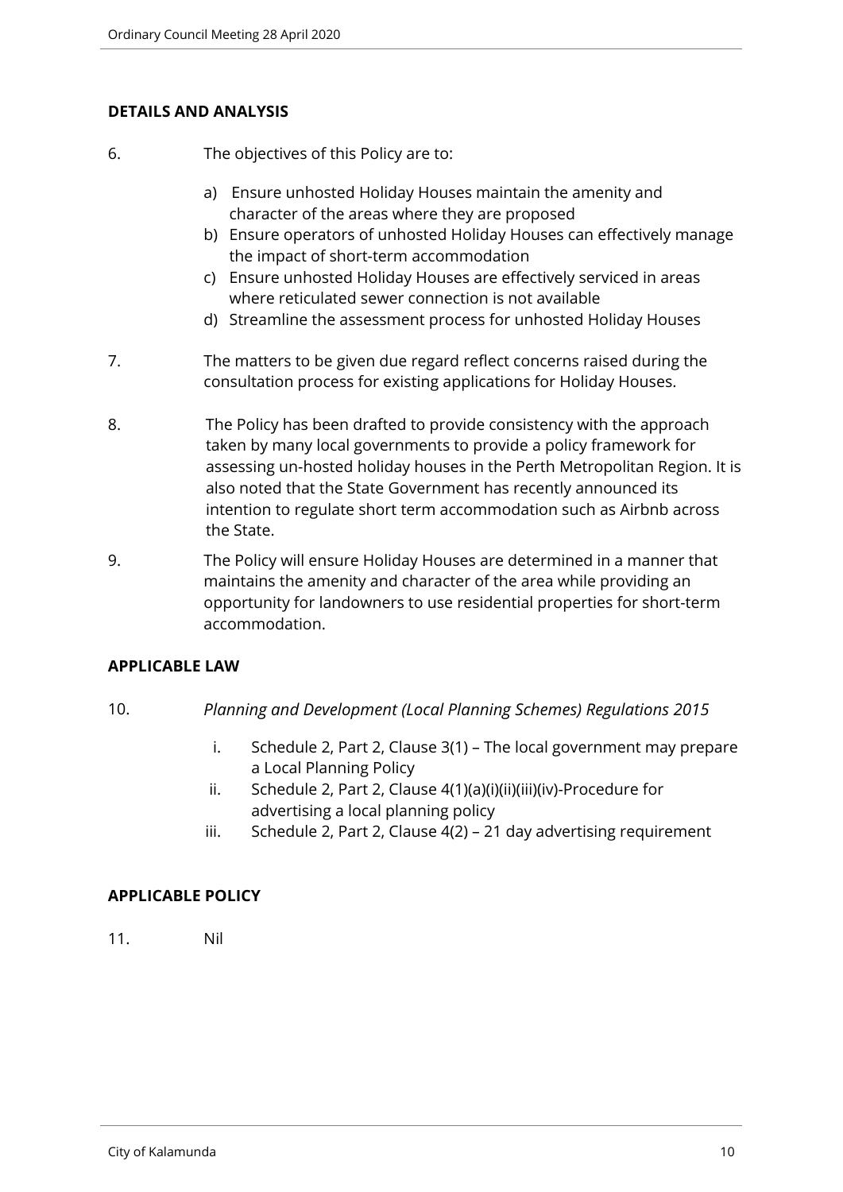## DETAILS AND ANALYSIS

6. The objectives of this Policy are to:

   a) Ensure unhosted Holiday Houses maintain the amenity and character of the areas where they are proposed
   b) Ensure operators of unhosted Holiday Houses can effectively manage the impact of short-term accommodation
   c) Ensure unhosted Holiday Houses are effectively serviced in areas where reticulated sewer connection is not available
   d) Streamline the assessment process for unhosted Holiday Houses

7. The matters to be given due regard reflect concerns raised during the consultation process for existing applications for Holiday Houses.

8. The Policy has been drafted to provide consistency with the approach taken by many local governments to provide a policy framework for assessing un-hosted holiday houses in the Perth Metropolitan Region. It is also noted that the State Government has recently announced its intention to regulate short term accommodation such as Airbnb across the State.

9. The Policy will ensure Holiday Houses are determined in a manner that maintains the amenity and character of the area while providing an opportunity for landowners to use residential properties for short-term accommodation.

## APPLICABLE LAW

10. *Planning and Development (Local Planning Schemes) Regulations 2015*

    i. Schedule 2, Part 2, Clause 3(1) – The local government may prepare a Local Planning Policy
    ii. Schedule 2, Part 2, Clause 4(1)(a)(i)(ii)(iii)(iv)-Procedure for advertising a local planning policy
    iii. Schedule 2, Part 2, Clause 4(2) – 21 day advertising requirement

## APPLICABLE POLICY

11. Nil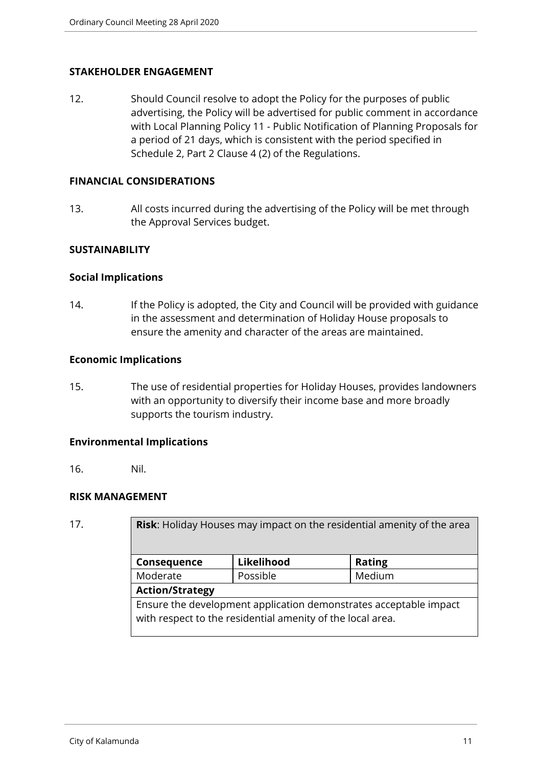**STAKEHOLDER ENGAGEMENT**

12. Should Council resolve to adopt the Policy for the purposes of public advertising, the Policy will be advertised for public comment in accordance with Local Planning Policy 11 - Public Notification of Planning Proposals for a period of 21 days, which is consistent with the period specified in Schedule 2, Part 2 Clause 4 (2) of the Regulations.

**FINANCIAL CONSIDERATIONS**

13. All costs incurred during the advertising of the Policy will be met through the Approval Services budget.

**SUSTAINABILITY**

**Social Implications**

14. If the Policy is adopted, the City and Council will be provided with guidance in the assessment and determination of Holiday House proposals to ensure the amenity and character of the areas are maintained.

**Economic Implications**

15. The use of residential properties for Holiday Houses, provides landowners with an opportunity to diversify their income base and more broadly supports the tourism industry.

**Environmental Implications**

16. Nil.

**RISK MANAGEMENT**

17.

| **Risk**: Holiday Houses may impact on the residential amenity of the area | | |
|---|---|---|
| **Consequence** | **Likelihood** | **Rating** |
| Moderate | Possible | Medium |
| **Action/Strategy** | | |
| Ensure the development application demonstrates acceptable impact with respect to the residential amenity of the local area. | | |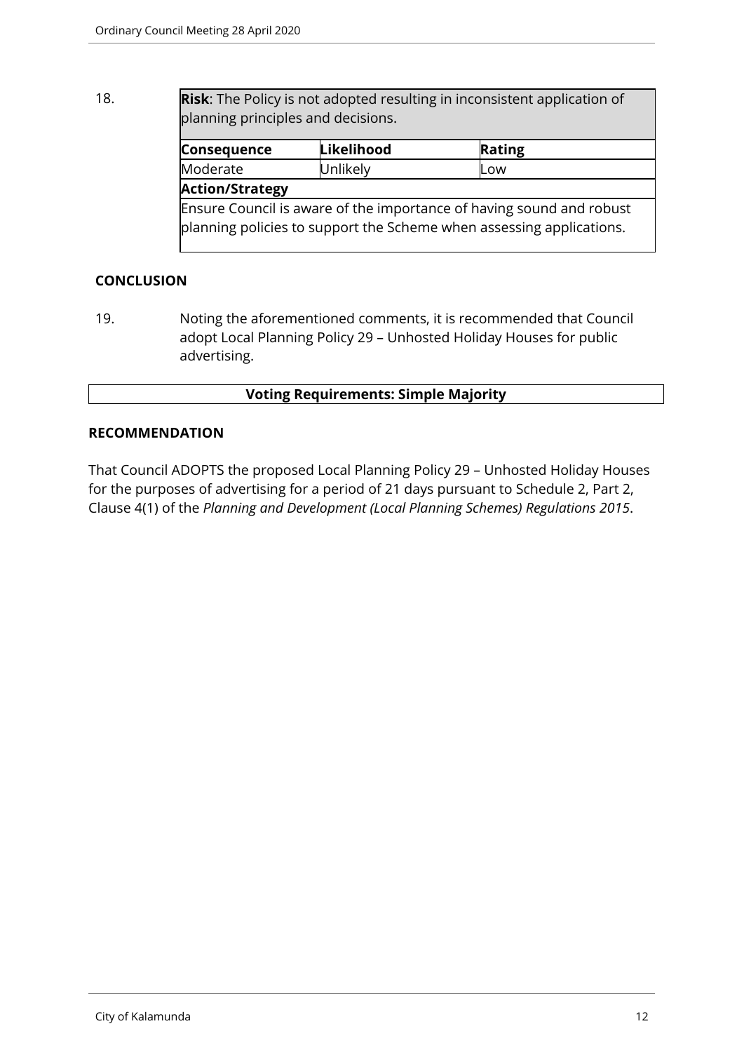18.

| **Risk**: The Policy is not adopted resulting in inconsistent application of planning principles and decisions. | | |
|---|---|---|
| **Consequence** | **Likelihood** | **Rating** |
| Moderate | Unlikely | Low |
| **Action/Strategy** | | |
| Ensure Council is aware of the importance of having sound and robust planning policies to support the Scheme when assessing applications. | | |

## CONCLUSION

19. Noting the aforementioned comments, it is recommended that Council adopt Local Planning Policy 29 – Unhosted Holiday Houses for public advertising.

**Voting Requirements: Simple Majority**

## RECOMMENDATION

That Council ADOPTS the proposed Local Planning Policy 29 – Unhosted Holiday Houses for the purposes of advertising for a period of 21 days pursuant to Schedule 2, Part 2, Clause 4(1) of the *Planning and Development (Local Planning Schemes) Regulations 2015*.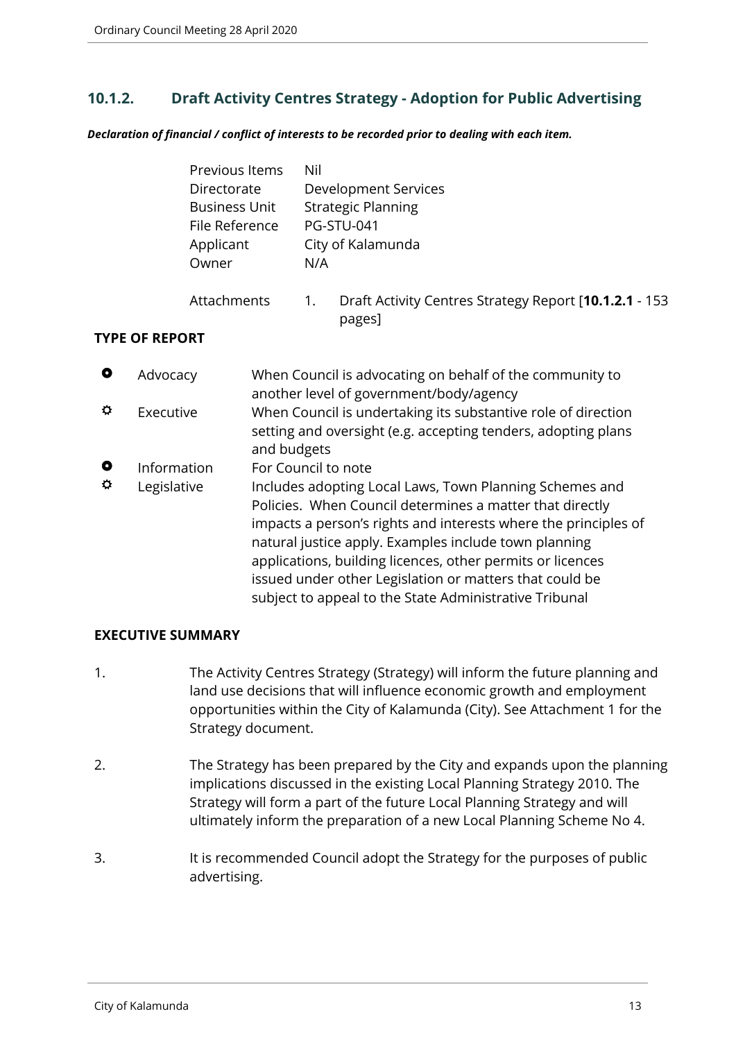## 10.1.2. Draft Activity Centres Strategy - Adoption for Public Advertising

***Declaration of financial / conflict of interests to be recorded prior to dealing with each item.***

| | |
|---|---|
| Previous Items | Nil |
| Directorate | Development Services |
| Business Unit | Strategic Planning |
| File Reference | PG-STU-041 |
| Applicant | City of Kalamunda |
| Owner | N/A |
| Attachments | 1. Draft Activity Centres Strategy Report [**10.1.2.1** - 153 pages] |

**TYPE OF REPORT**

| | | |
|---|---|---|
| ⚫ | Advocacy | When Council is advocating on behalf of the community to another level of government/body/agency |
| ☼ | Executive | When Council is undertaking its substantive role of direction setting and oversight (e.g. accepting tenders, adopting plans and budgets |
| ⚫ | Information | For Council to note |
| ☼ | Legislative | Includes adopting Local Laws, Town Planning Schemes and Policies. When Council determines a matter that directly impacts a person's rights and interests where the principles of natural justice apply. Examples include town planning applications, building licences, other permits or licences issued under other Legislation or matters that could be subject to appeal to the State Administrative Tribunal |

**EXECUTIVE SUMMARY**

1. The Activity Centres Strategy (Strategy) will inform the future planning and land use decisions that will influence economic growth and employment opportunities within the City of Kalamunda (City). See Attachment 1 for the Strategy document.

2. The Strategy has been prepared by the City and expands upon the planning implications discussed in the existing Local Planning Strategy 2010. The Strategy will form a part of the future Local Planning Strategy and will ultimately inform the preparation of a new Local Planning Scheme No 4.

3. It is recommended Council adopt the Strategy for the purposes of public advertising.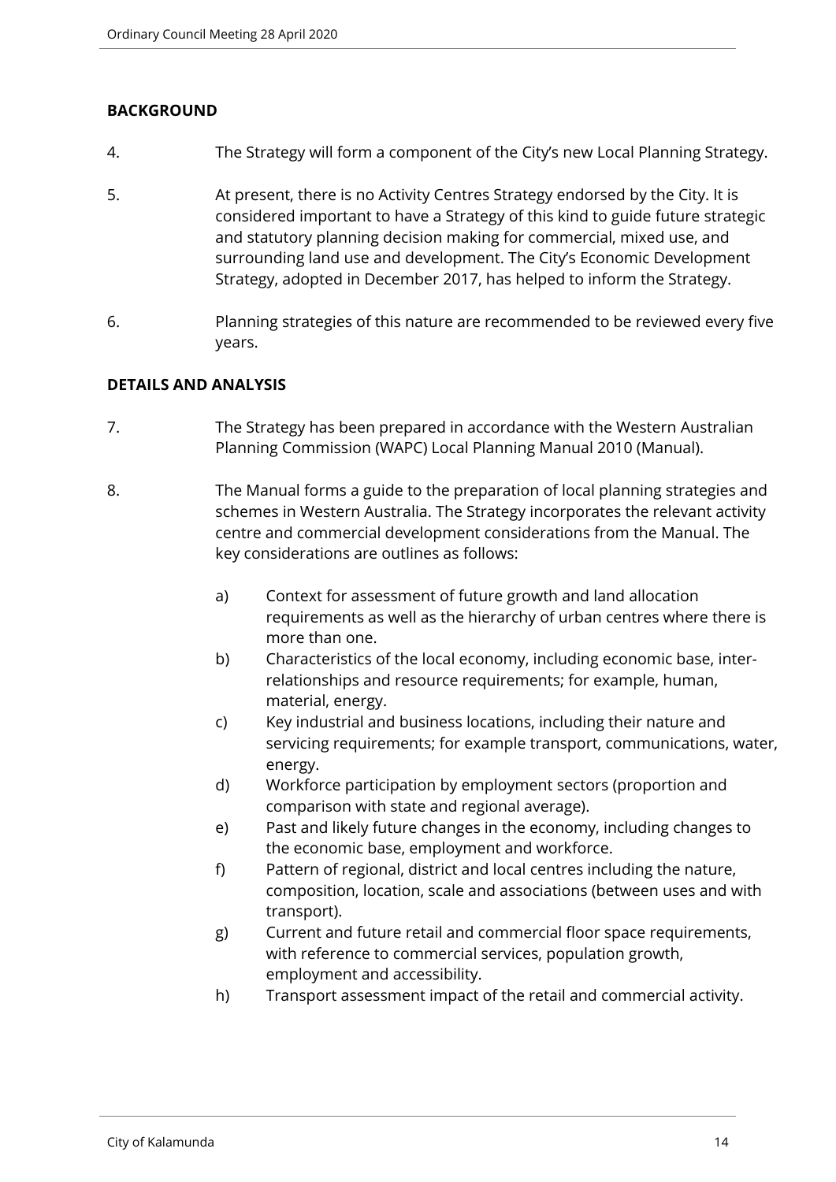## BACKGROUND

4. The Strategy will form a component of the City's new Local Planning Strategy.

5. At present, there is no Activity Centres Strategy endorsed by the City. It is considered important to have a Strategy of this kind to guide future strategic and statutory planning decision making for commercial, mixed use, and surrounding land use and development. The City's Economic Development Strategy, adopted in December 2017, has helped to inform the Strategy.

6. Planning strategies of this nature are recommended to be reviewed every five years.

## DETAILS AND ANALYSIS

7. The Strategy has been prepared in accordance with the Western Australian Planning Commission (WAPC) Local Planning Manual 2010 (Manual).

8. The Manual forms a guide to the preparation of local planning strategies and schemes in Western Australia. The Strategy incorporates the relevant activity centre and commercial development considerations from the Manual. The key considerations are outlines as follows:

   a) Context for assessment of future growth and land allocation requirements as well as the hierarchy of urban centres where there is more than one.
   b) Characteristics of the local economy, including economic base, inter-relationships and resource requirements; for example, human, material, energy.
   c) Key industrial and business locations, including their nature and servicing requirements; for example transport, communications, water, energy.
   d) Workforce participation by employment sectors (proportion and comparison with state and regional average).
   e) Past and likely future changes in the economy, including changes to the economic base, employment and workforce.
   f) Pattern of regional, district and local centres including the nature, composition, location, scale and associations (between uses and with transport).
   g) Current and future retail and commercial floor space requirements, with reference to commercial services, population growth, employment and accessibility.
   h) Transport assessment impact of the retail and commercial activity.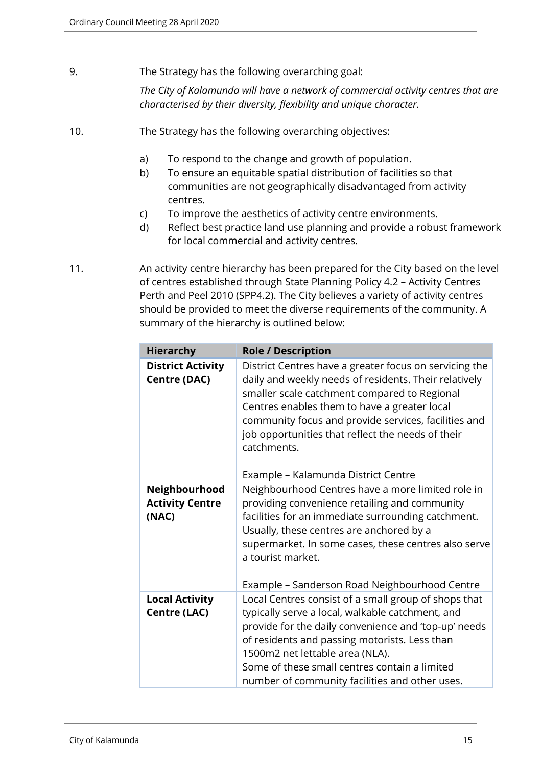9. The Strategy has the following overarching goal:

   *The City of Kalamunda will have a network of commercial activity centres that are characterised by their diversity, flexibility and unique character.*

10. The Strategy has the following overarching objectives:

    a) To respond to the change and growth of population.
    b) To ensure an equitable spatial distribution of facilities so that communities are not geographically disadvantaged from activity centres.
    c) To improve the aesthetics of activity centre environments.
    d) Reflect best practice land use planning and provide a robust framework for local commercial and activity centres.

11. An activity centre hierarchy has been prepared for the City based on the level of centres established through State Planning Policy 4.2 – Activity Centres Perth and Peel 2010 (SPP4.2). The City believes a variety of activity centres should be provided to meet the diverse requirements of the community. A summary of the hierarchy is outlined below:

| Hierarchy | Role / Description |
|---|---|
| **District Activity Centre (DAC)** | District Centres have a greater focus on servicing the daily and weekly needs of residents. Their relatively smaller scale catchment compared to Regional Centres enables them to have a greater local community focus and provide services, facilities and job opportunities that reflect the needs of their catchments.<br><br>Example – Kalamunda District Centre |
| **Neighbourhood Activity Centre (NAC)** | Neighbourhood Centres have a more limited role in providing convenience retailing and community facilities for an immediate surrounding catchment. Usually, these centres are anchored by a supermarket. In some cases, these centres also serve a tourist market.<br><br>Example – Sanderson Road Neighbourhood Centre |
| **Local Activity Centre (LAC)** | Local Centres consist of a small group of shops that typically serve a local, walkable catchment, and provide for the daily convenience and 'top-up' needs of residents and passing motorists. Less than 1500m2 net lettable area (NLA).<br>Some of these small centres contain a limited number of community facilities and other uses. |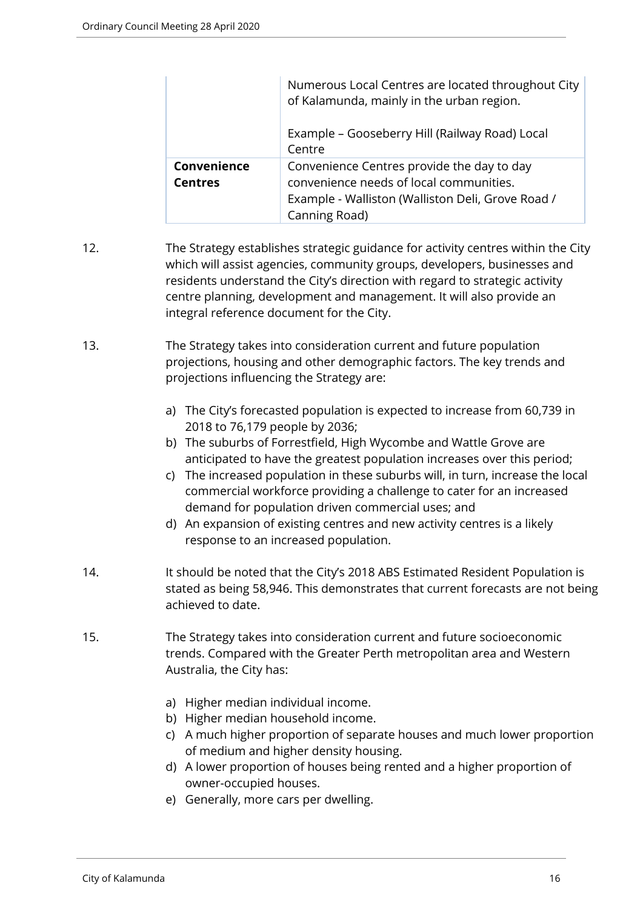| | |
|---|---|
| | Numerous Local Centres are located throughout City of Kalamunda, mainly in the urban region.<br><br>Example – Gooseberry Hill (Railway Road) Local Centre |
| **Convenience Centres** | Convenience Centres provide the day to day convenience needs of local communities.<br>Example - Walliston (Walliston Deli, Grove Road / Canning Road) |

12. The Strategy establishes strategic guidance for activity centres within the City which will assist agencies, community groups, developers, businesses and residents understand the City's direction with regard to strategic activity centre planning, development and management. It will also provide an integral reference document for the City.

13. The Strategy takes into consideration current and future population projections, housing and other demographic factors. The key trends and projections influencing the Strategy are:

    a) The City's forecasted population is expected to increase from 60,739 in 2018 to 76,179 people by 2036;
    b) The suburbs of Forrestfield, High Wycombe and Wattle Grove are anticipated to have the greatest population increases over this period;
    c) The increased population in these suburbs will, in turn, increase the local commercial workforce providing a challenge to cater for an increased demand for population driven commercial uses; and
    d) An expansion of existing centres and new activity centres is a likely response to an increased population.

14. It should be noted that the City's 2018 ABS Estimated Resident Population is stated as being 58,946. This demonstrates that current forecasts are not being achieved to date.

15. The Strategy takes into consideration current and future socioeconomic trends. Compared with the Greater Perth metropolitan area and Western Australia, the City has:

    a) Higher median individual income.
    b) Higher median household income.
    c) A much higher proportion of separate houses and much lower proportion of medium and higher density housing.
    d) A lower proportion of houses being rented and a higher proportion of owner-occupied houses.
    e) Generally, more cars per dwelling.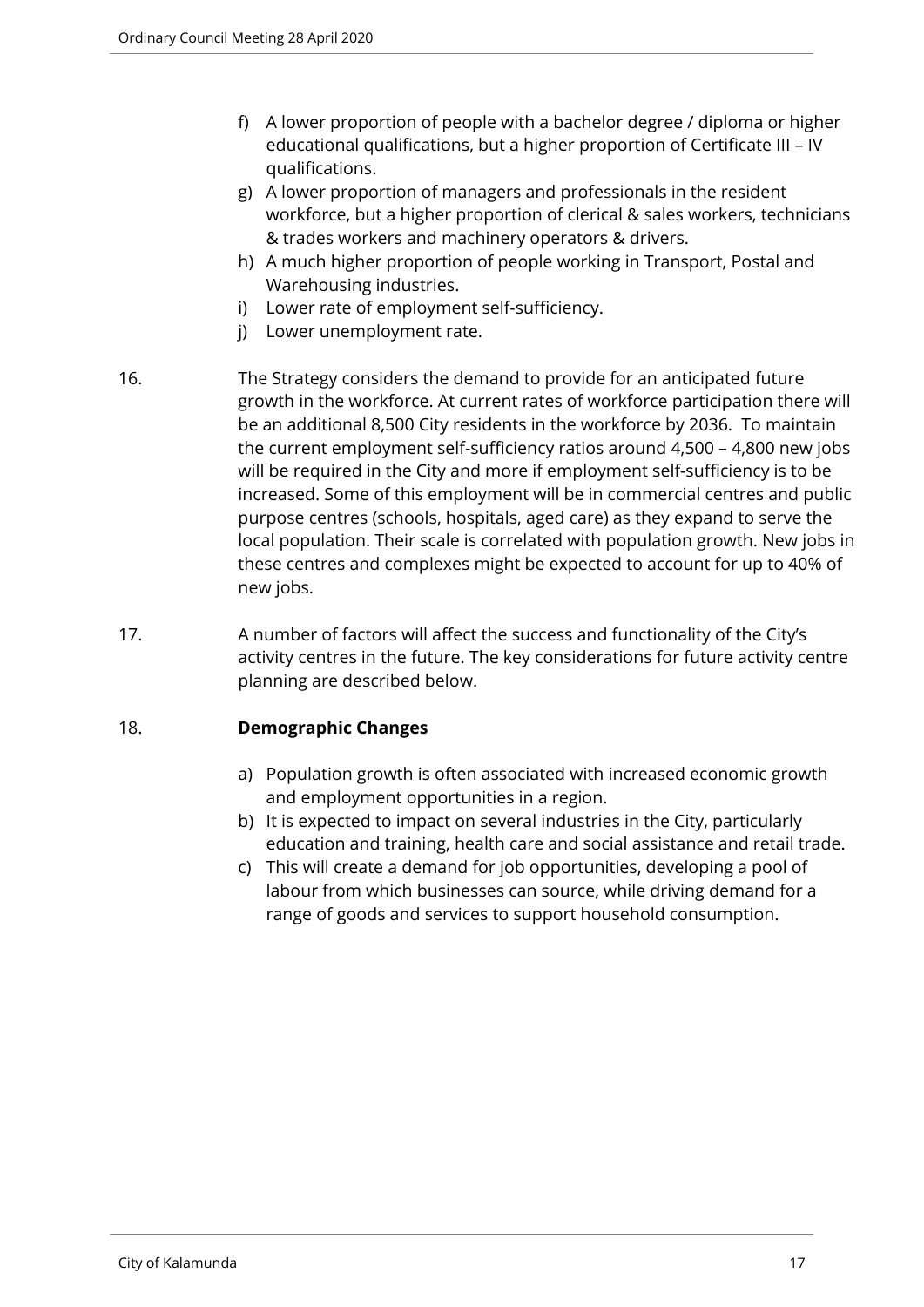f) A lower proportion of people with a bachelor degree / diploma or higher educational qualifications, but a higher proportion of Certificate III – IV qualifications.
g) A lower proportion of managers and professionals in the resident workforce, but a higher proportion of clerical & sales workers, technicians & trades workers and machinery operators & drivers.
h) A much higher proportion of people working in Transport, Postal and Warehousing industries.
i) Lower rate of employment self-sufficiency.
j) Lower unemployment rate.

16. The Strategy considers the demand to provide for an anticipated future growth in the workforce. At current rates of workforce participation there will be an additional 8,500 City residents in the workforce by 2036. To maintain the current employment self-sufficiency ratios around 4,500 – 4,800 new jobs will be required in the City and more if employment self-sufficiency is to be increased. Some of this employment will be in commercial centres and public purpose centres (schools, hospitals, aged care) as they expand to serve the local population. Their scale is correlated with population growth. New jobs in these centres and complexes might be expected to account for up to 40% of new jobs.

17. A number of factors will affect the success and functionality of the City's activity centres in the future. The key considerations for future activity centre planning are described below.

18. **Demographic Changes**

a) Population growth is often associated with increased economic growth and employment opportunities in a region.
b) It is expected to impact on several industries in the City, particularly education and training, health care and social assistance and retail trade.
c) This will create a demand for job opportunities, developing a pool of labour from which businesses can source, while driving demand for a range of goods and services to support household consumption.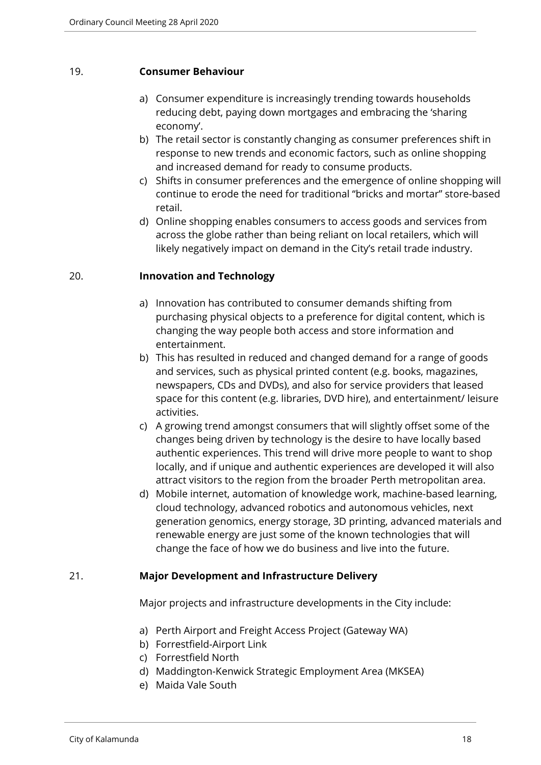19. **Consumer Behaviour**

a) Consumer expenditure is increasingly trending towards households reducing debt, paying down mortgages and embracing the 'sharing economy'.

b) The retail sector is constantly changing as consumer preferences shift in response to new trends and economic factors, such as online shopping and increased demand for ready to consume products.

c) Shifts in consumer preferences and the emergence of online shopping will continue to erode the need for traditional "bricks and mortar" store-based retail.

d) Online shopping enables consumers to access goods and services from across the globe rather than being reliant on local retailers, which will likely negatively impact on demand in the City's retail trade industry.

20. **Innovation and Technology**

a) Innovation has contributed to consumer demands shifting from purchasing physical objects to a preference for digital content, which is changing the way people both access and store information and entertainment.

b) This has resulted in reduced and changed demand for a range of goods and services, such as physical printed content (e.g. books, magazines, newspapers, CDs and DVDs), and also for service providers that leased space for this content (e.g. libraries, DVD hire), and entertainment/ leisure activities.

c) A growing trend amongst consumers that will slightly offset some of the changes being driven by technology is the desire to have locally based authentic experiences. This trend will drive more people to want to shop locally, and if unique and authentic experiences are developed it will also attract visitors to the region from the broader Perth metropolitan area.

d) Mobile internet, automation of knowledge work, machine-based learning, cloud technology, advanced robotics and autonomous vehicles, next generation genomics, energy storage, 3D printing, advanced materials and renewable energy are just some of the known technologies that will change the face of how we do business and live into the future.

21. **Major Development and Infrastructure Delivery**

Major projects and infrastructure developments in the City include:

a) Perth Airport and Freight Access Project (Gateway WA)

b) Forrestfield-Airport Link

c) Forrestfield North

d) Maddington-Kenwick Strategic Employment Area (MKSEA)

e) Maida Vale South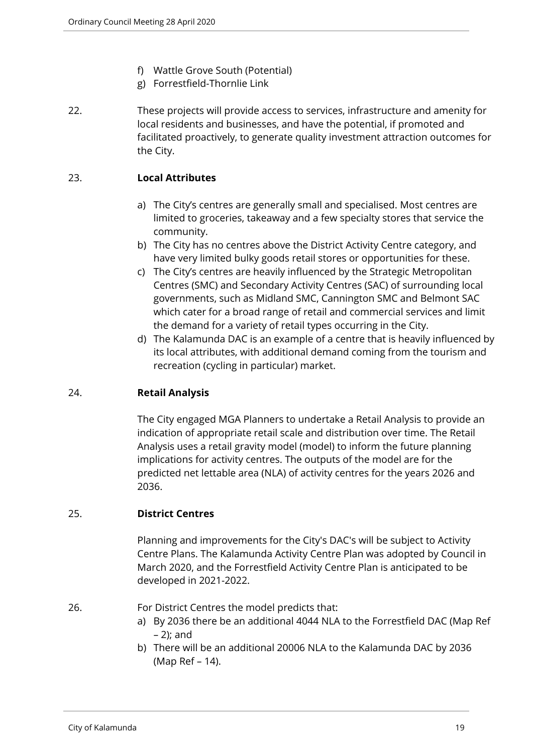f) Wattle Grove South (Potential)
g) Forrestfield-Thornlie Link

22. These projects will provide access to services, infrastructure and amenity for local residents and businesses, and have the potential, if promoted and facilitated proactively, to generate quality investment attraction outcomes for the City.

23. **Local Attributes**

a) The City's centres are generally small and specialised. Most centres are limited to groceries, takeaway and a few specialty stores that service the community.
b) The City has no centres above the District Activity Centre category, and have very limited bulky goods retail stores or opportunities for these.
c) The City's centres are heavily influenced by the Strategic Metropolitan Centres (SMC) and Secondary Activity Centres (SAC) of surrounding local governments, such as Midland SMC, Cannington SMC and Belmont SAC which cater for a broad range of retail and commercial services and limit the demand for a variety of retail types occurring in the City.
d) The Kalamunda DAC is an example of a centre that is heavily influenced by its local attributes, with additional demand coming from the tourism and recreation (cycling in particular) market.

24. **Retail Analysis**

The City engaged MGA Planners to undertake a Retail Analysis to provide an indication of appropriate retail scale and distribution over time. The Retail Analysis uses a retail gravity model (model) to inform the future planning implications for activity centres. The outputs of the model are for the predicted net lettable area (NLA) of activity centres for the years 2026 and 2036.

25. **District Centres**

Planning and improvements for the City's DAC's will be subject to Activity Centre Plans. The Kalamunda Activity Centre Plan was adopted by Council in March 2020, and the Forrestfield Activity Centre Plan is anticipated to be developed in 2021-2022.

26. For District Centres the model predicts that:

a) By 2036 there be an additional 4044 NLA to the Forrestfield DAC (Map Ref – 2); and
b) There will be an additional 20006 NLA to the Kalamunda DAC by 2036 (Map Ref – 14).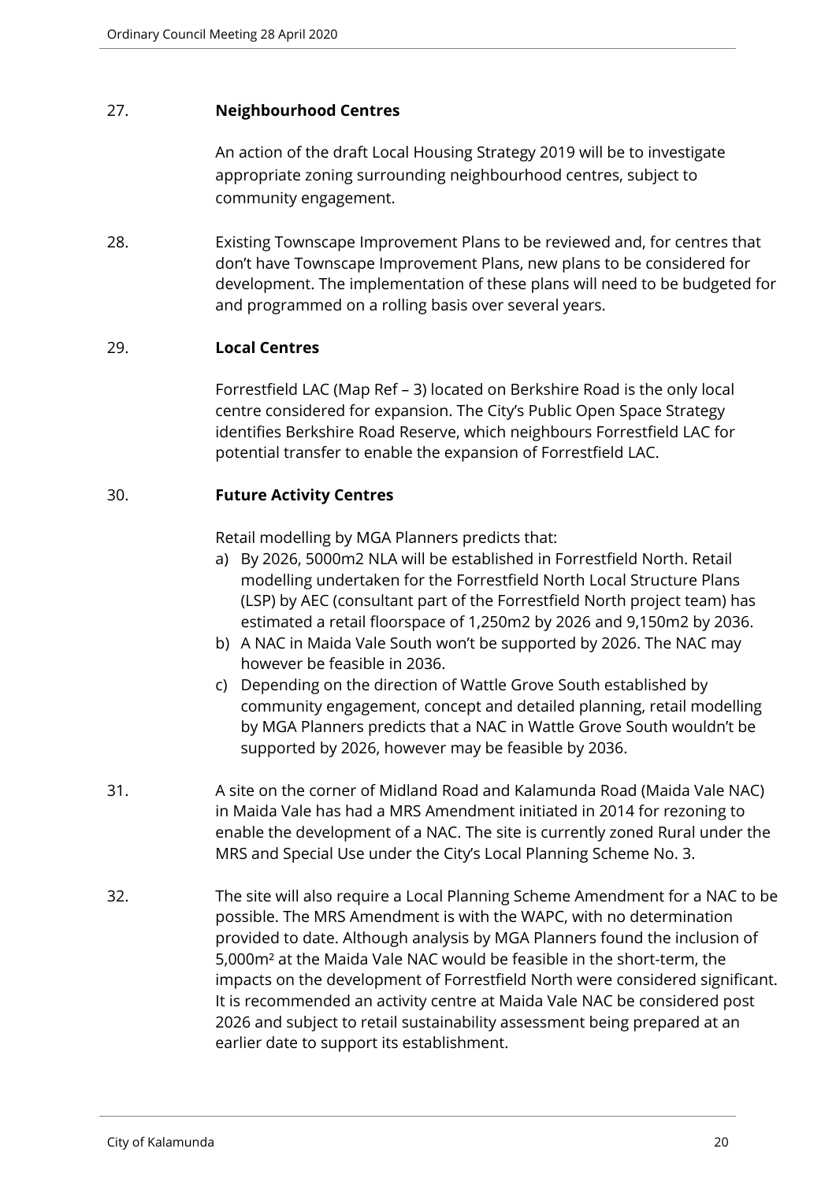27. **Neighbourhood Centres**

    An action of the draft Local Housing Strategy 2019 will be to investigate appropriate zoning surrounding neighbourhood centres, subject to community engagement.

28. Existing Townscape Improvement Plans to be reviewed and, for centres that don't have Townscape Improvement Plans, new plans to be considered for development. The implementation of these plans will need to be budgeted for and programmed on a rolling basis over several years.

29. **Local Centres**

    Forrestfield LAC (Map Ref – 3) located on Berkshire Road is the only local centre considered for expansion. The City's Public Open Space Strategy identifies Berkshire Road Reserve, which neighbours Forrestfield LAC for potential transfer to enable the expansion of Forrestfield LAC.

30. **Future Activity Centres**

    Retail modelling by MGA Planners predicts that:

    a) By 2026, 5000m2 NLA will be established in Forrestfield North. Retail modelling undertaken for the Forrestfield North Local Structure Plans (LSP) by AEC (consultant part of the Forrestfield North project team) has estimated a retail floorspace of 1,250m2 by 2026 and 9,150m2 by 2036.
    b) A NAC in Maida Vale South won't be supported by 2026. The NAC may however be feasible in 2036.
    c) Depending on the direction of Wattle Grove South established by community engagement, concept and detailed planning, retail modelling by MGA Planners predicts that a NAC in Wattle Grove South wouldn't be supported by 2026, however may be feasible by 2036.

31. A site on the corner of Midland Road and Kalamunda Road (Maida Vale NAC) in Maida Vale has had a MRS Amendment initiated in 2014 for rezoning to enable the development of a NAC. The site is currently zoned Rural under the MRS and Special Use under the City's Local Planning Scheme No. 3.

32. The site will also require a Local Planning Scheme Amendment for a NAC to be possible. The MRS Amendment is with the WAPC, with no determination provided to date. Although analysis by MGA Planners found the inclusion of 5,000m² at the Maida Vale NAC would be feasible in the short-term, the impacts on the development of Forrestfield North were considered significant. It is recommended an activity centre at Maida Vale NAC be considered post 2026 and subject to retail sustainability assessment being prepared at an earlier date to support its establishment.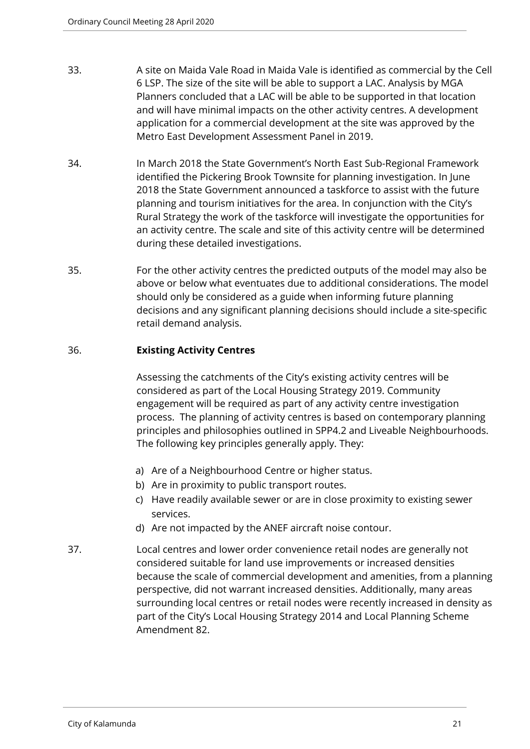33. A site on Maida Vale Road in Maida Vale is identified as commercial by the Cell 6 LSP. The size of the site will be able to support a LAC. Analysis by MGA Planners concluded that a LAC will be able to be supported in that location and will have minimal impacts on the other activity centres. A development application for a commercial development at the site was approved by the Metro East Development Assessment Panel in 2019.

34. In March 2018 the State Government's North East Sub-Regional Framework identified the Pickering Brook Townsite for planning investigation. In June 2018 the State Government announced a taskforce to assist with the future planning and tourism initiatives for the area. In conjunction with the City's Rural Strategy the work of the taskforce will investigate the opportunities for an activity centre. The scale and site of this activity centre will be determined during these detailed investigations.

35. For the other activity centres the predicted outputs of the model may also be above or below what eventuates due to additional considerations. The model should only be considered as a guide when informing future planning decisions and any significant planning decisions should include a site-specific retail demand analysis.

36. **Existing Activity Centres**

Assessing the catchments of the City's existing activity centres will be considered as part of the Local Housing Strategy 2019. Community engagement will be required as part of any activity centre investigation process. The planning of activity centres is based on contemporary planning principles and philosophies outlined in SPP4.2 and Liveable Neighbourhoods. The following key principles generally apply. They:

a) Are of a Neighbourhood Centre or higher status.
b) Are in proximity to public transport routes.
c) Have readily available sewer or are in close proximity to existing sewer services.
d) Are not impacted by the ANEF aircraft noise contour.

37. Local centres and lower order convenience retail nodes are generally not considered suitable for land use improvements or increased densities because the scale of commercial development and amenities, from a planning perspective, did not warrant increased densities. Additionally, many areas surrounding local centres or retail nodes were recently increased in density as part of the City's Local Housing Strategy 2014 and Local Planning Scheme Amendment 82.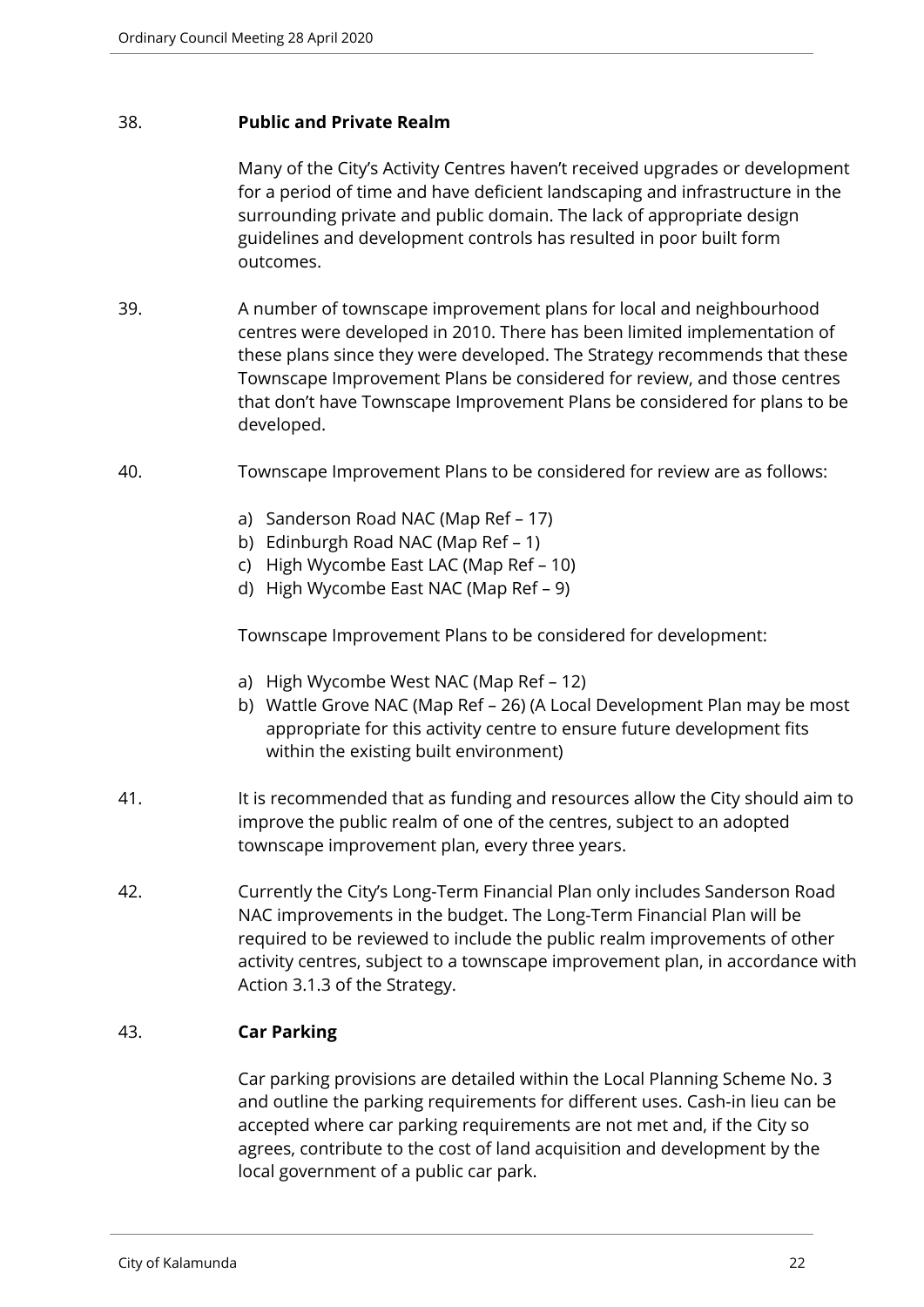38. **Public and Private Realm**

Many of the City's Activity Centres haven't received upgrades or development for a period of time and have deficient landscaping and infrastructure in the surrounding private and public domain. The lack of appropriate design guidelines and development controls has resulted in poor built form outcomes.

39. A number of townscape improvement plans for local and neighbourhood centres were developed in 2010. There has been limited implementation of these plans since they were developed. The Strategy recommends that these Townscape Improvement Plans be considered for review, and those centres that don't have Townscape Improvement Plans be considered for plans to be developed.

40. Townscape Improvement Plans to be considered for review are as follows:

    a) Sanderson Road NAC (Map Ref – 17)
    b) Edinburgh Road NAC (Map Ref – 1)
    c) High Wycombe East LAC (Map Ref – 10)
    d) High Wycombe East NAC (Map Ref – 9)

    Townscape Improvement Plans to be considered for development:

    a) High Wycombe West NAC (Map Ref – 12)
    b) Wattle Grove NAC (Map Ref – 26) (A Local Development Plan may be most appropriate for this activity centre to ensure future development fits within the existing built environment)

41. It is recommended that as funding and resources allow the City should aim to improve the public realm of one of the centres, subject to an adopted townscape improvement plan, every three years.

42. Currently the City's Long-Term Financial Plan only includes Sanderson Road NAC improvements in the budget. The Long-Term Financial Plan will be required to be reviewed to include the public realm improvements of other activity centres, subject to a townscape improvement plan, in accordance with Action 3.1.3 of the Strategy.

43. **Car Parking**

Car parking provisions are detailed within the Local Planning Scheme No. 3 and outline the parking requirements for different uses. Cash-in lieu can be accepted where car parking requirements are not met and, if the City so agrees, contribute to the cost of land acquisition and development by the local government of a public car park.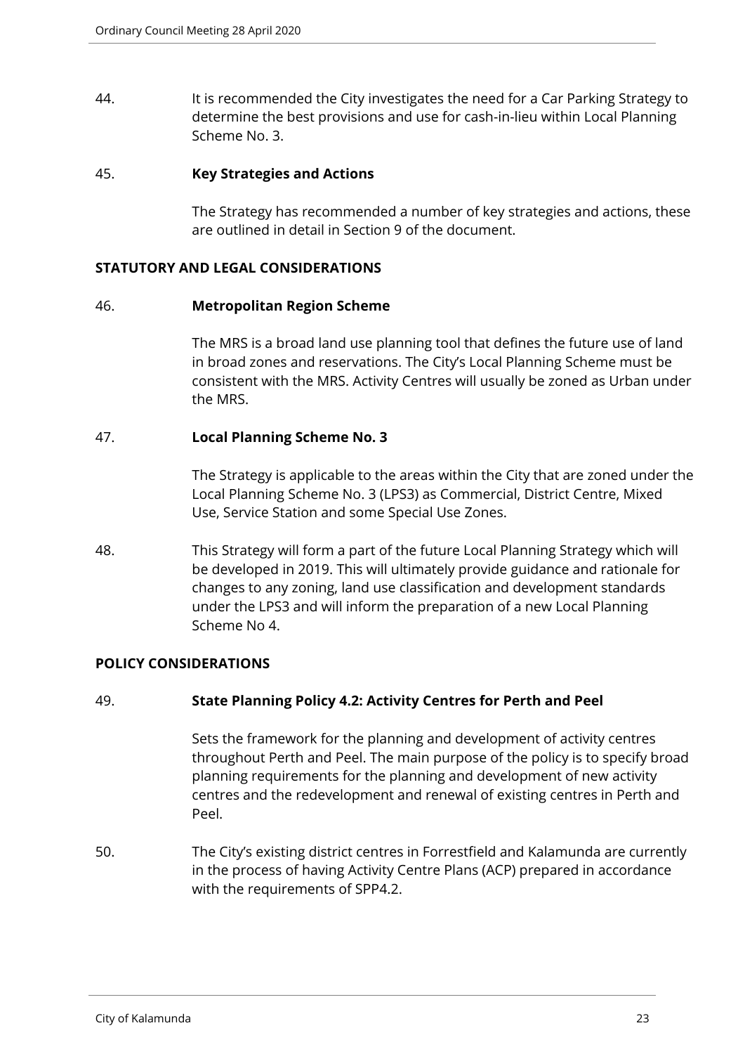44. It is recommended the City investigates the need for a Car Parking Strategy to determine the best provisions and use for cash-in-lieu within Local Planning Scheme No. 3.

45. **Key Strategies and Actions**

The Strategy has recommended a number of key strategies and actions, these are outlined in detail in Section 9 of the document.

## STATUTORY AND LEGAL CONSIDERATIONS

46. **Metropolitan Region Scheme**

The MRS is a broad land use planning tool that defines the future use of land in broad zones and reservations. The City's Local Planning Scheme must be consistent with the MRS. Activity Centres will usually be zoned as Urban under the MRS.

47. **Local Planning Scheme No. 3**

The Strategy is applicable to the areas within the City that are zoned under the Local Planning Scheme No. 3 (LPS3) as Commercial, District Centre, Mixed Use, Service Station and some Special Use Zones.

48. This Strategy will form a part of the future Local Planning Strategy which will be developed in 2019. This will ultimately provide guidance and rationale for changes to any zoning, land use classification and development standards under the LPS3 and will inform the preparation of a new Local Planning Scheme No 4.

## POLICY CONSIDERATIONS

49. **State Planning Policy 4.2: Activity Centres for Perth and Peel**

Sets the framework for the planning and development of activity centres throughout Perth and Peel. The main purpose of the policy is to specify broad planning requirements for the planning and development of new activity centres and the redevelopment and renewal of existing centres in Perth and Peel.

50. The City's existing district centres in Forrestfield and Kalamunda are currently in the process of having Activity Centre Plans (ACP) prepared in accordance with the requirements of SPP4.2.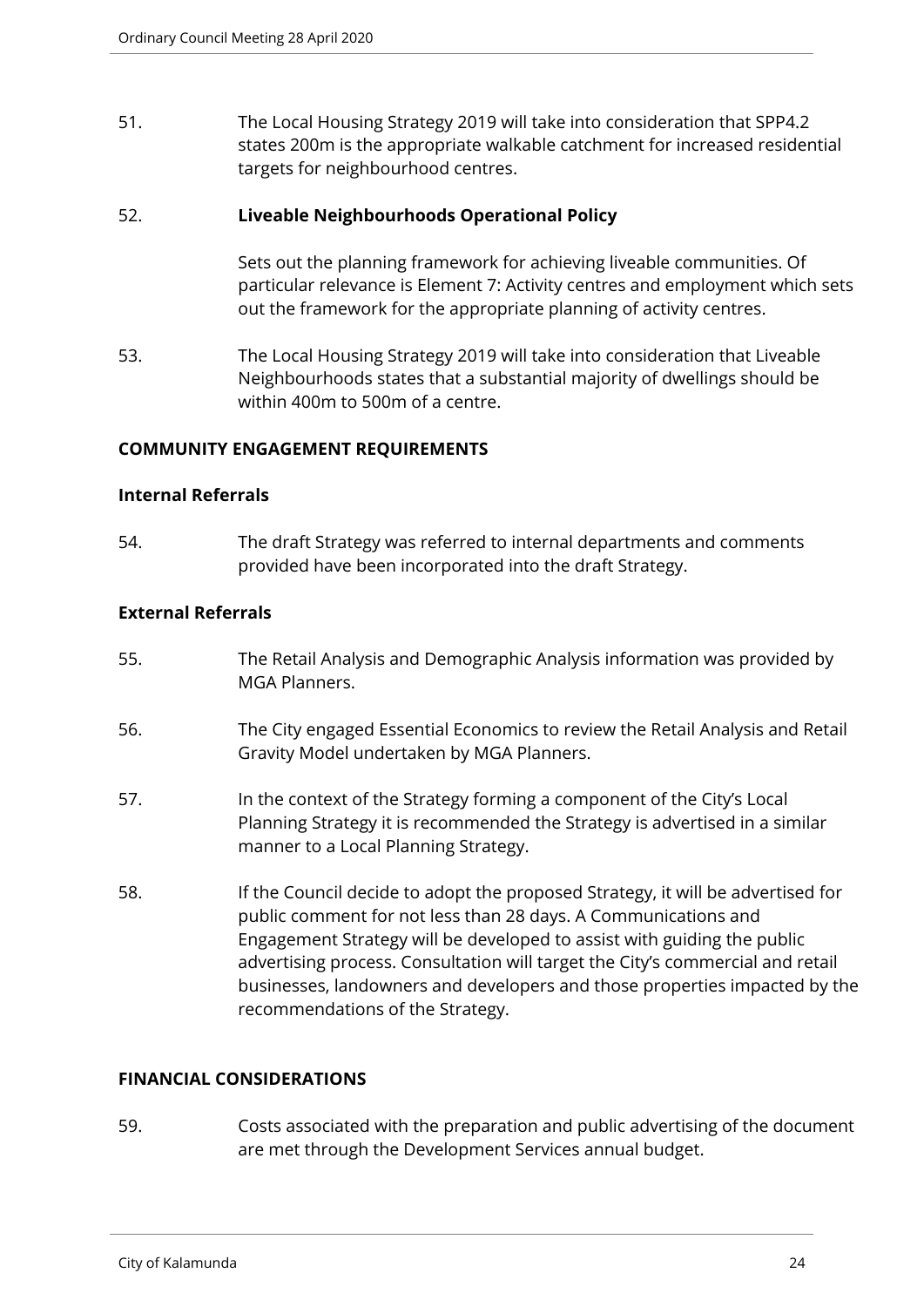51. The Local Housing Strategy 2019 will take into consideration that SPP4.2 states 200m is the appropriate walkable catchment for increased residential targets for neighbourhood centres.

52. **Liveable Neighbourhoods Operational Policy**

    Sets out the planning framework for achieving liveable communities. Of particular relevance is Element 7: Activity centres and employment which sets out the framework for the appropriate planning of activity centres.

53. The Local Housing Strategy 2019 will take into consideration that Liveable Neighbourhoods states that a substantial majority of dwellings should be within 400m to 500m of a centre.

## COMMUNITY ENGAGEMENT REQUIREMENTS

### Internal Referrals

54. The draft Strategy was referred to internal departments and comments provided have been incorporated into the draft Strategy.

### External Referrals

55. The Retail Analysis and Demographic Analysis information was provided by MGA Planners.

56. The City engaged Essential Economics to review the Retail Analysis and Retail Gravity Model undertaken by MGA Planners.

57. In the context of the Strategy forming a component of the City's Local Planning Strategy it is recommended the Strategy is advertised in a similar manner to a Local Planning Strategy.

58. If the Council decide to adopt the proposed Strategy, it will be advertised for public comment for not less than 28 days. A Communications and Engagement Strategy will be developed to assist with guiding the public advertising process. Consultation will target the City's commercial and retail businesses, landowners and developers and those properties impacted by the recommendations of the Strategy.

## FINANCIAL CONSIDERATIONS

59. Costs associated with the preparation and public advertising of the document are met through the Development Services annual budget.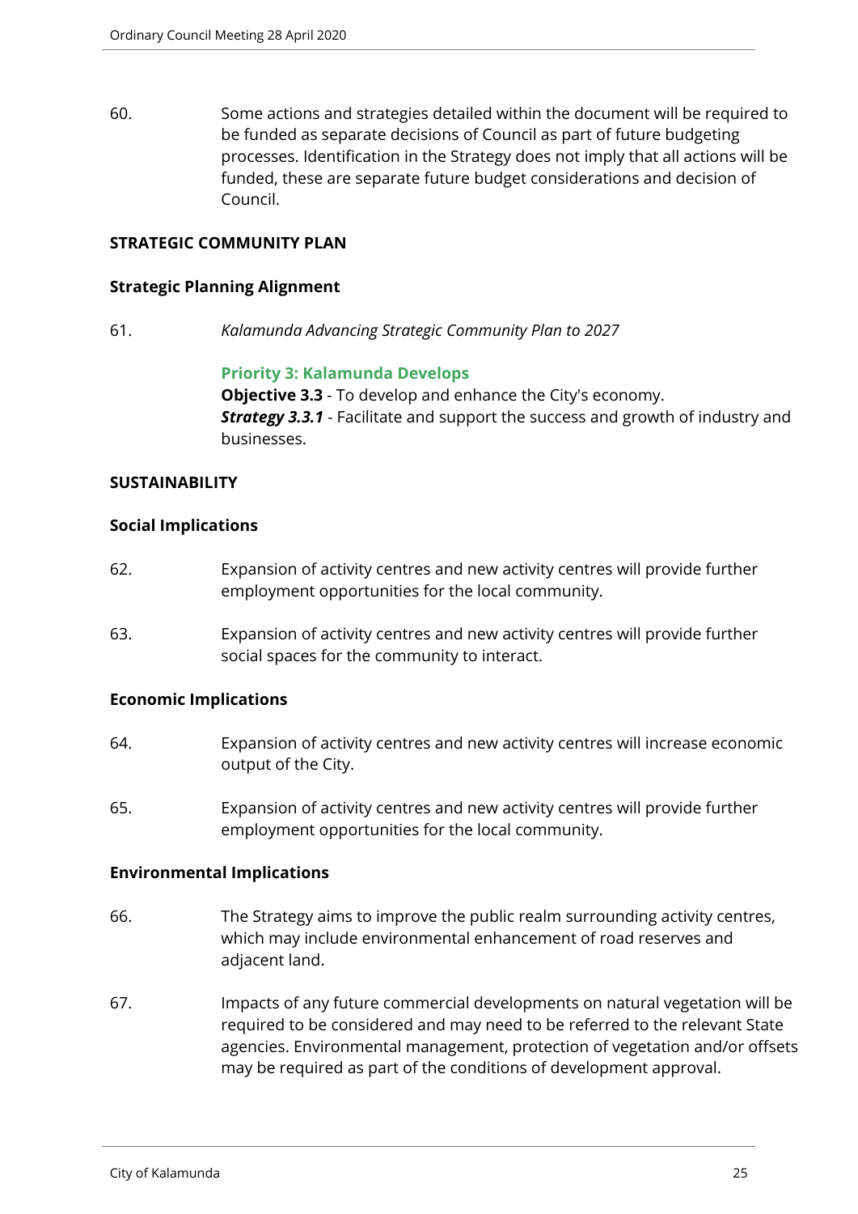60. Some actions and strategies detailed within the document will be required to be funded as separate decisions of Council as part of future budgeting processes. Identification in the Strategy does not imply that all actions will be funded, these are separate future budget considerations and decision of Council.

## STRATEGIC COMMUNITY PLAN

### Strategic Planning Alignment

61. *Kalamunda Advancing Strategic Community Plan to 2027*

    **Priority 3: Kalamunda Develops**
    **Objective 3.3** - To develop and enhance the City's economy.
    ***Strategy 3.3.1*** - Facilitate and support the success and growth of industry and businesses.

## SUSTAINABILITY

### Social Implications

62. Expansion of activity centres and new activity centres will provide further employment opportunities for the local community.

63. Expansion of activity centres and new activity centres will provide further social spaces for the community to interact.

### Economic Implications

64. Expansion of activity centres and new activity centres will increase economic output of the City.

65. Expansion of activity centres and new activity centres will provide further employment opportunities for the local community.

### Environmental Implications

66. The Strategy aims to improve the public realm surrounding activity centres, which may include environmental enhancement of road reserves and adjacent land.

67. Impacts of any future commercial developments on natural vegetation will be required to be considered and may need to be referred to the relevant State agencies. Environmental management, protection of vegetation and/or offsets may be required as part of the conditions of development approval.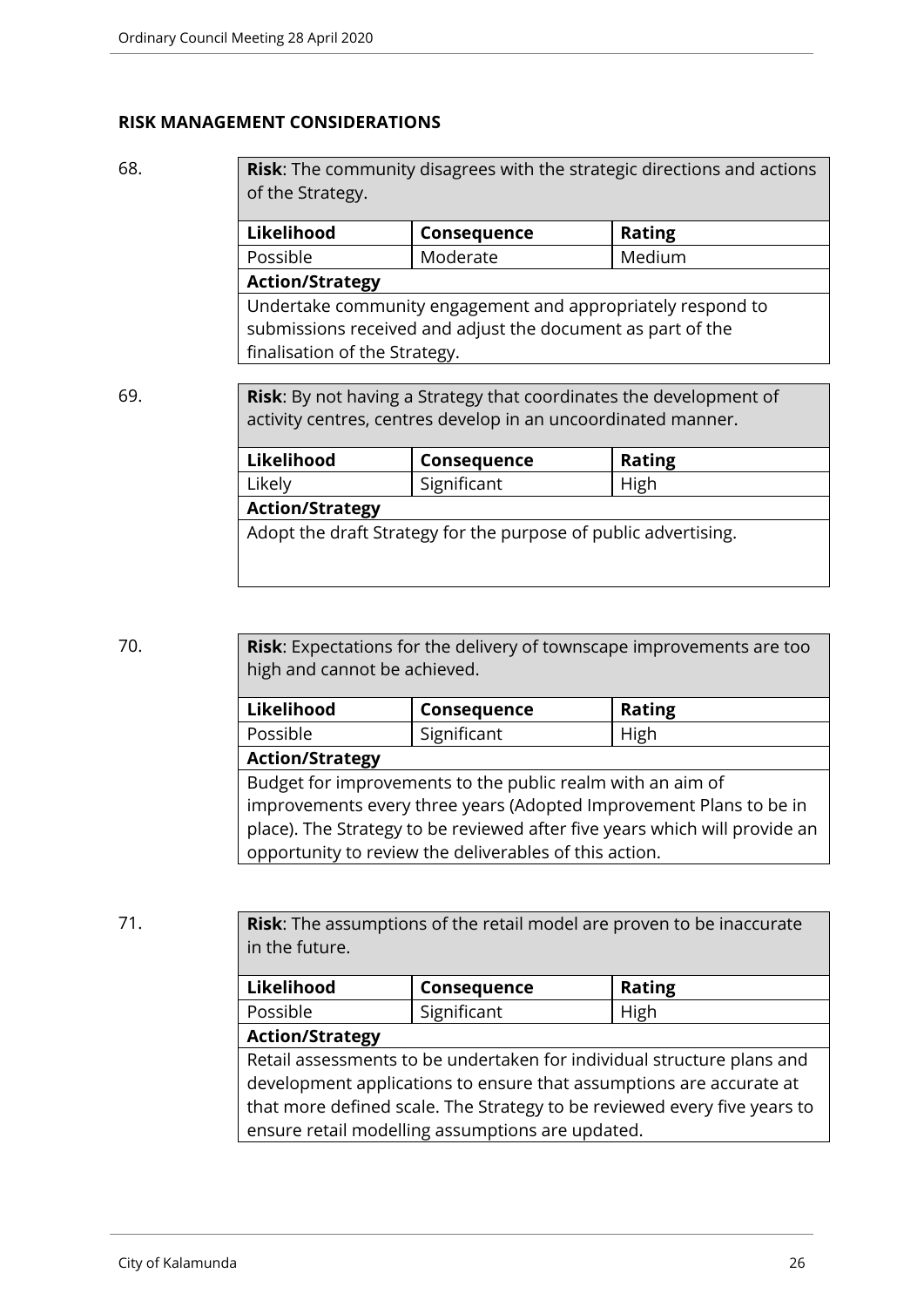## RISK MANAGEMENT CONSIDERATIONS

68.

| **Risk**: The community disagrees with the strategic directions and actions of the Strategy. | | |
|---|---|---|
| **Likelihood** | **Consequence** | **Rating** |
| Possible | Moderate | Medium |
| **Action/Strategy** | | |
| Undertake community engagement and appropriately respond to submissions received and adjust the document as part of the finalisation of the Strategy. | | |

69.

| **Risk**: By not having a Strategy that coordinates the development of activity centres, centres develop in an uncoordinated manner. | | |
|---|---|---|
| **Likelihood** | **Consequence** | **Rating** |
| Likely | Significant | High |
| **Action/Strategy** | | |
| Adopt the draft Strategy for the purpose of public advertising. | | |

70.

| **Risk**: Expectations for the delivery of townscape improvements are too high and cannot be achieved. | | |
|---|---|---|
| **Likelihood** | **Consequence** | **Rating** |
| Possible | Significant | High |
| **Action/Strategy** | | |
| Budget for improvements to the public realm with an aim of improvements every three years (Adopted Improvement Plans to be in place). The Strategy to be reviewed after five years which will provide an opportunity to review the deliverables of this action. | | |

71.

| **Risk**: The assumptions of the retail model are proven to be inaccurate in the future. | | |
|---|---|---|
| **Likelihood** | **Consequence** | **Rating** |
| Possible | Significant | High |
| **Action/Strategy** | | |
| Retail assessments to be undertaken for individual structure plans and development applications to ensure that assumptions are accurate at that more defined scale. The Strategy to be reviewed every five years to ensure retail modelling assumptions are updated. | | |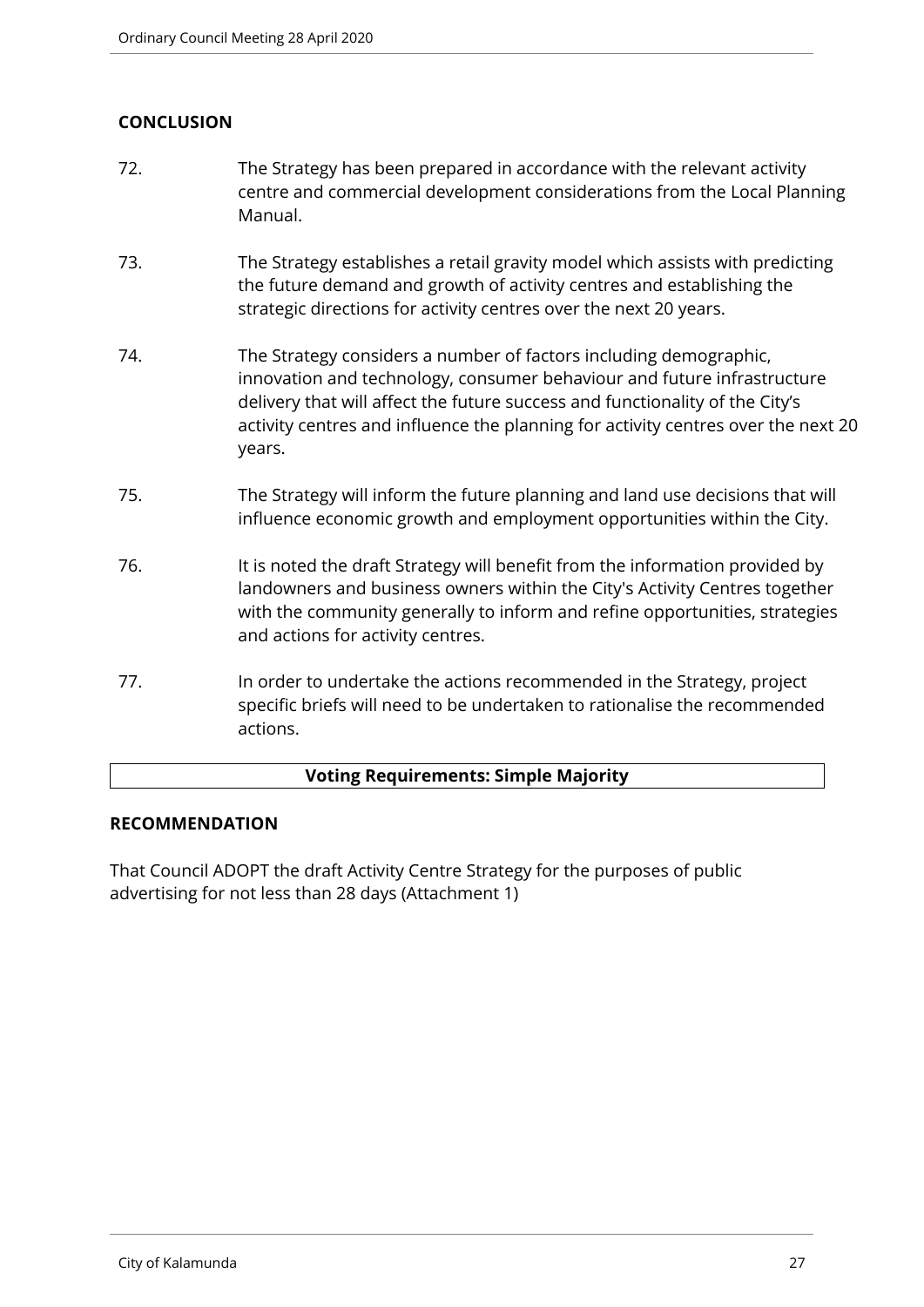## CONCLUSION

72. The Strategy has been prepared in accordance with the relevant activity centre and commercial development considerations from the Local Planning Manual.

73. The Strategy establishes a retail gravity model which assists with predicting the future demand and growth of activity centres and establishing the strategic directions for activity centres over the next 20 years.

74. The Strategy considers a number of factors including demographic, innovation and technology, consumer behaviour and future infrastructure delivery that will affect the future success and functionality of the City's activity centres and influence the planning for activity centres over the next 20 years.

75. The Strategy will inform the future planning and land use decisions that will influence economic growth and employment opportunities within the City.

76. It is noted the draft Strategy will benefit from the information provided by landowners and business owners within the City's Activity Centres together with the community generally to inform and refine opportunities, strategies and actions for activity centres.

77. In order to undertake the actions recommended in the Strategy, project specific briefs will need to be undertaken to rationalise the recommended actions.

| **Voting Requirements: Simple Majority** |
| --- |

## RECOMMENDATION

That Council ADOPT the draft Activity Centre Strategy for the purposes of public advertising for not less than 28 days (Attachment 1)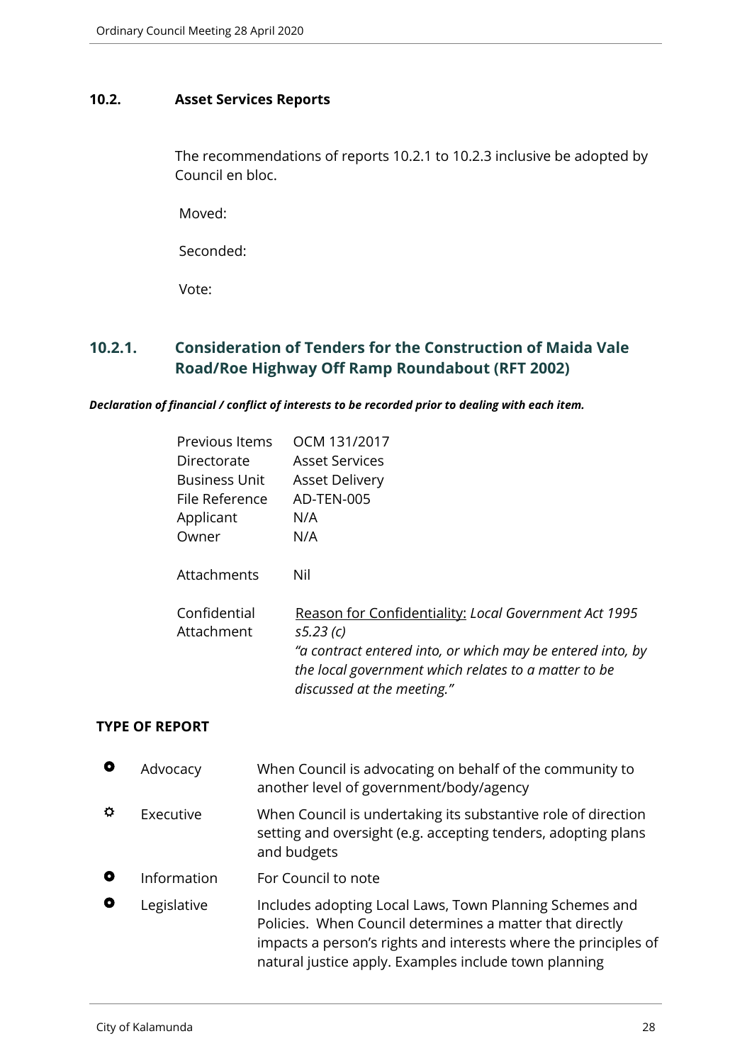## 10.2. Asset Services Reports

The recommendations of reports 10.2.1 to 10.2.3 inclusive be adopted by Council en bloc.

Moved:

Seconded:

Vote:

## 10.2.1. Consideration of Tenders for the Construction of Maida Vale Road/Roe Highway Off Ramp Roundabout (RFT 2002)

***Declaration of financial / conflict of interests to be recorded prior to dealing with each item.***

| | |
|---|---|
| Previous Items | OCM 131/2017 |
| Directorate | Asset Services |
| Business Unit | Asset Delivery |
| File Reference | AD-TEN-005 |
| Applicant | N/A |
| Owner | N/A |
| Attachments | Nil |
| Confidential Attachment | Reason for Confidentiality: *Local Government Act 1995 s5.23 (c)* *"a contract entered into, or which may be entered into, by the local government which relates to a matter to be discussed at the meeting."* |

**TYPE OF REPORT**

| | | |
|---|---|---|
| ○ | Advocacy | When Council is advocating on behalf of the community to another level of government/body/agency |
| ✓ | Executive | When Council is undertaking its substantive role of direction setting and oversight (e.g. accepting tenders, adopting plans and budgets |
| ○ | Information | For Council to note |
| ○ | Legislative | Includes adopting Local Laws, Town Planning Schemes and Policies. When Council determines a matter that directly impacts a person's rights and interests where the principles of natural justice apply. Examples include town planning |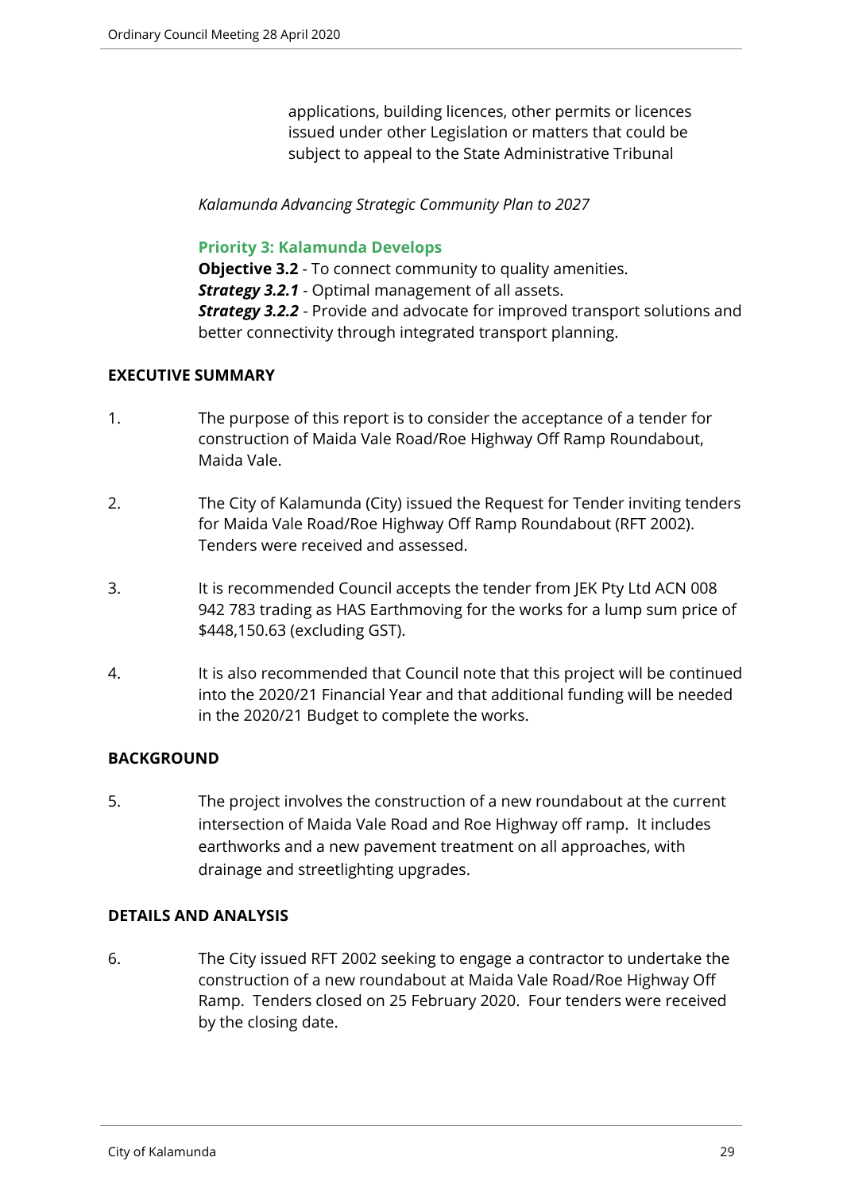applications, building licences, other permits or licences issued under other Legislation or matters that could be subject to appeal to the State Administrative Tribunal

*Kalamunda Advancing Strategic Community Plan to 2027*

**Priority 3: Kalamunda Develops**

**Objective 3.2** - To connect community to quality amenities.

***Strategy 3.2.1*** - Optimal management of all assets.

***Strategy 3.2.2*** - Provide and advocate for improved transport solutions and better connectivity through integrated transport planning.

## EXECUTIVE SUMMARY

1. The purpose of this report is to consider the acceptance of a tender for construction of Maida Vale Road/Roe Highway Off Ramp Roundabout, Maida Vale.

2. The City of Kalamunda (City) issued the Request for Tender inviting tenders for Maida Vale Road/Roe Highway Off Ramp Roundabout (RFT 2002). Tenders were received and assessed.

3. It is recommended Council accepts the tender from JEK Pty Ltd ACN 008 942 783 trading as HAS Earthmoving for the works for a lump sum price of $448,150.63 (excluding GST).

4. It is also recommended that Council note that this project will be continued into the 2020/21 Financial Year and that additional funding will be needed in the 2020/21 Budget to complete the works.

## BACKGROUND

5. The project involves the construction of a new roundabout at the current intersection of Maida Vale Road and Roe Highway off ramp. It includes earthworks and a new pavement treatment on all approaches, with drainage and streetlighting upgrades.

## DETAILS AND ANALYSIS

6. The City issued RFT 2002 seeking to engage a contractor to undertake the construction of a new roundabout at Maida Vale Road/Roe Highway Off Ramp. Tenders closed on 25 February 2020. Four tenders were received by the closing date.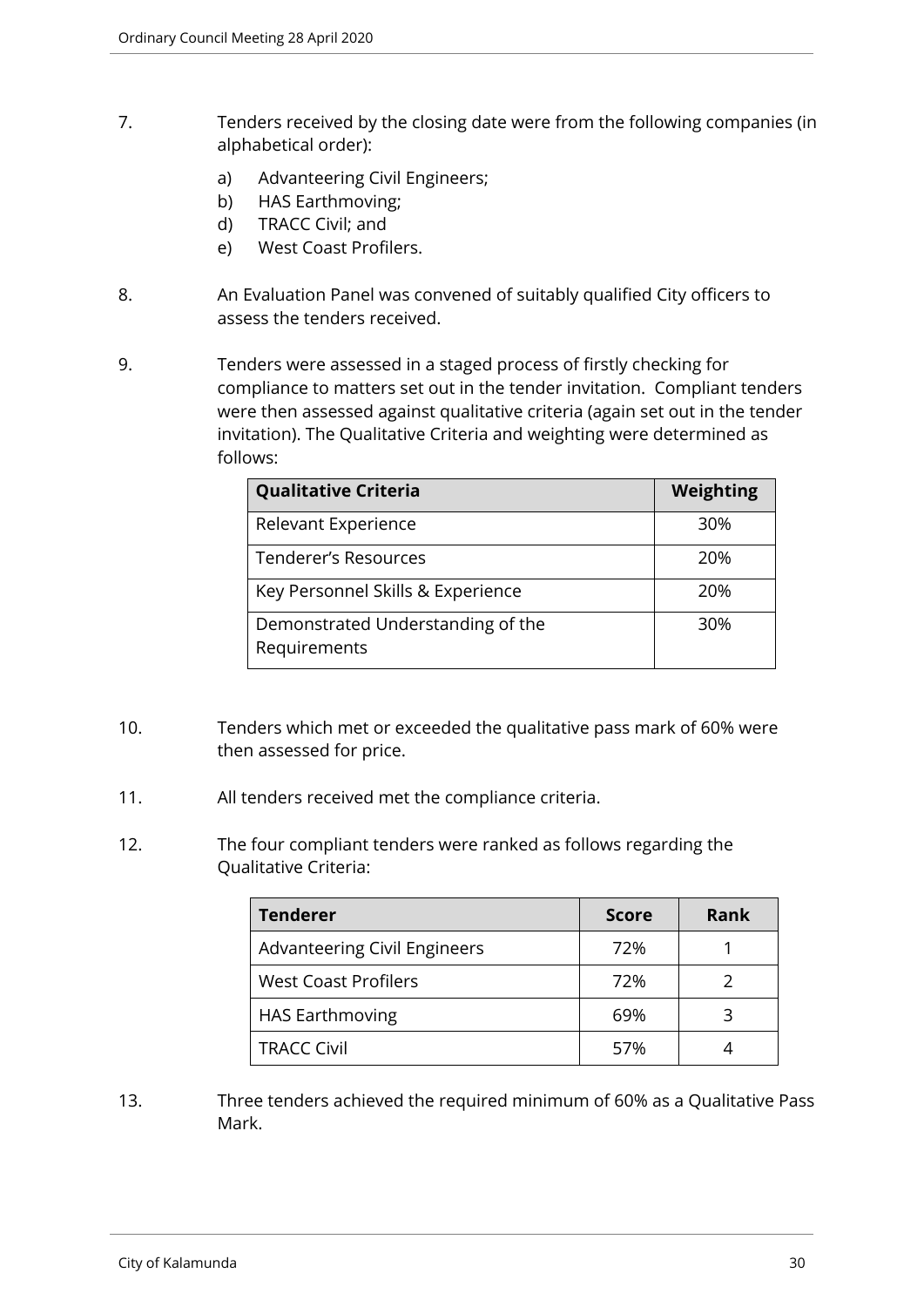7. Tenders received by the closing date were from the following companies (in alphabetical order):

   a) Advanteering Civil Engineers;
   b) HAS Earthmoving;
   d) TRACC Civil; and
   e) West Coast Profilers.

8. An Evaluation Panel was convened of suitably qualified City officers to assess the tenders received.

9. Tenders were assessed in a staged process of firstly checking for compliance to matters set out in the tender invitation. Compliant tenders were then assessed against qualitative criteria (again set out in the tender invitation). The Qualitative Criteria and weighting were determined as follows:

| Qualitative Criteria | Weighting |
|---|---|
| Relevant Experience | 30% |
| Tenderer's Resources | 20% |
| Key Personnel Skills & Experience | 20% |
| Demonstrated Understanding of the Requirements | 30% |

10. Tenders which met or exceeded the qualitative pass mark of 60% were then assessed for price.

11. All tenders received met the compliance criteria.

12. The four compliant tenders were ranked as follows regarding the Qualitative Criteria:

| Tenderer | Score | Rank |
|---|---|---|
| Advanteering Civil Engineers | 72% | 1 |
| West Coast Profilers | 72% | 2 |
| HAS Earthmoving | 69% | 3 |
| TRACC Civil | 57% | 4 |

13. Three tenders achieved the required minimum of 60% as a Qualitative Pass Mark.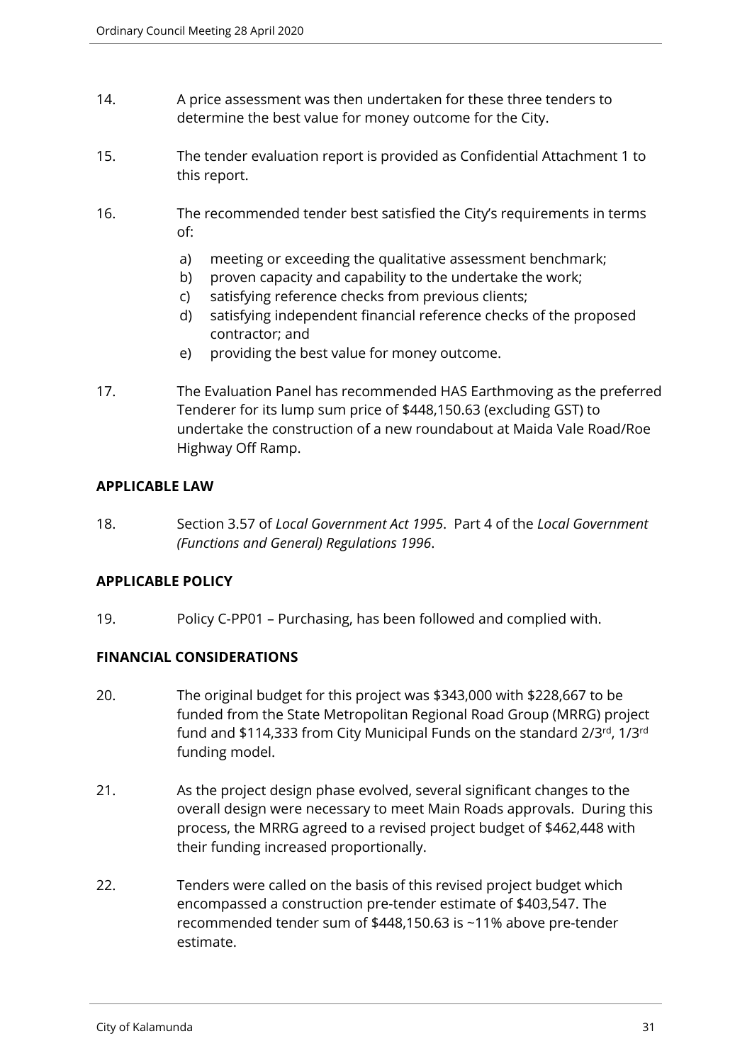14. A price assessment was then undertaken for these three tenders to determine the best value for money outcome for the City.

15. The tender evaluation report is provided as Confidential Attachment 1 to this report.

16. The recommended tender best satisfied the City's requirements in terms of:

    a) meeting or exceeding the qualitative assessment benchmark;
    b) proven capacity and capability to the undertake the work;
    c) satisfying reference checks from previous clients;
    d) satisfying independent financial reference checks of the proposed contractor; and
    e) providing the best value for money outcome.

17. The Evaluation Panel has recommended HAS Earthmoving as the preferred Tenderer for its lump sum price of $448,150.63 (excluding GST) to undertake the construction of a new roundabout at Maida Vale Road/Roe Highway Off Ramp.

**APPLICABLE LAW**

18. Section 3.57 of *Local Government Act 1995*. Part 4 of the *Local Government (Functions and General) Regulations 1996*.

**APPLICABLE POLICY**

19. Policy C-PP01 – Purchasing, has been followed and complied with.

**FINANCIAL CONSIDERATIONS**

20. The original budget for this project was $343,000 with $228,667 to be funded from the State Metropolitan Regional Road Group (MRRG) project fund and $114,333 from City Municipal Funds on the standard 2/3rd, 1/3rd funding model.

21. As the project design phase evolved, several significant changes to the overall design were necessary to meet Main Roads approvals. During this process, the MRRG agreed to a revised project budget of $462,448 with their funding increased proportionally.

22. Tenders were called on the basis of this revised project budget which encompassed a construction pre-tender estimate of $403,547. The recommended tender sum of $448,150.63 is ~11% above pre-tender estimate.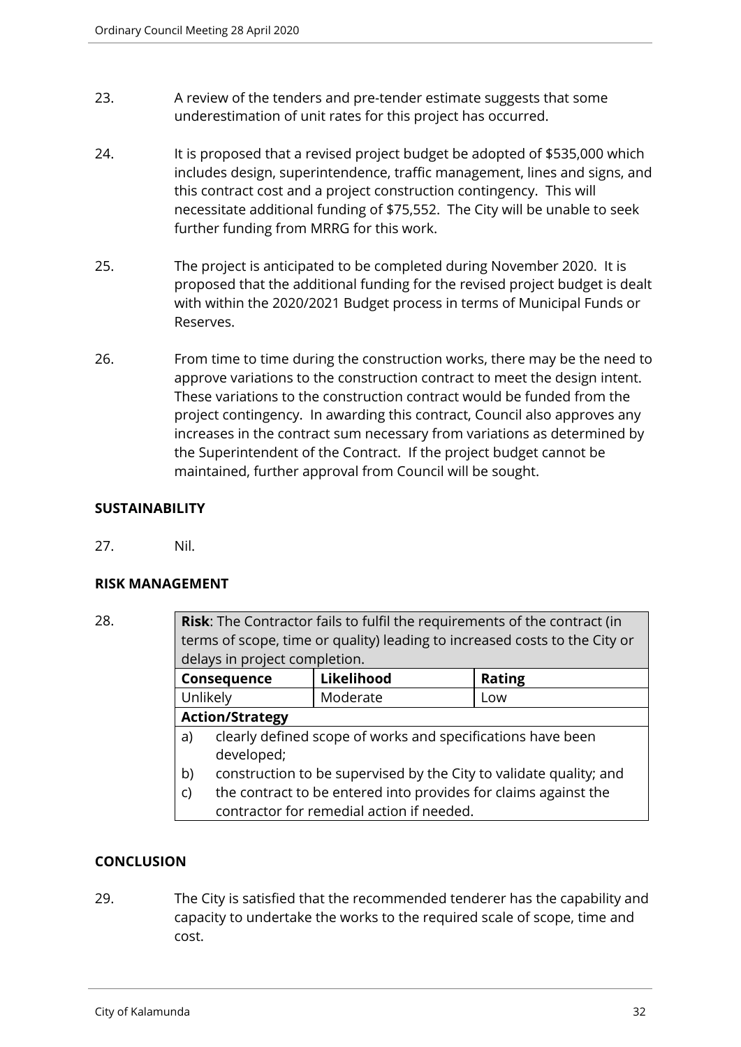23. A review of the tenders and pre-tender estimate suggests that some underestimation of unit rates for this project has occurred.

24. It is proposed that a revised project budget be adopted of $535,000 which includes design, superintendence, traffic management, lines and signs, and this contract cost and a project construction contingency. This will necessitate additional funding of $75,552. The City will be unable to seek further funding from MRRG for this work.

25. The project is anticipated to be completed during November 2020. It is proposed that the additional funding for the revised project budget is dealt with within the 2020/2021 Budget process in terms of Municipal Funds or Reserves.

26. From time to time during the construction works, there may be the need to approve variations to the construction contract to meet the design intent. These variations to the construction contract would be funded from the project contingency. In awarding this contract, Council also approves any increases in the contract sum necessary from variations as determined by the Superintendent of the Contract. If the project budget cannot be maintained, further approval from Council will be sought.

**SUSTAINABILITY**

27. Nil.

**RISK MANAGEMENT**

28.

| **Risk**: The Contractor fails to fulfil the requirements of the contract (in terms of scope, time or quality) leading to increased costs to the City or delays in project completion. | | |
|---|---|---|
| **Consequence** | **Likelihood** | **Rating** |
| Unlikely | Moderate | Low |
| **Action/Strategy** | | |
| a) clearly defined scope of works and specifications have been developed;<br>b) construction to be supervised by the City to validate quality; and<br>c) the contract to be entered into provides for claims against the contractor for remedial action if needed. | | |

**CONCLUSION**

29. The City is satisfied that the recommended tenderer has the capability and capacity to undertake the works to the required scale of scope, time and cost.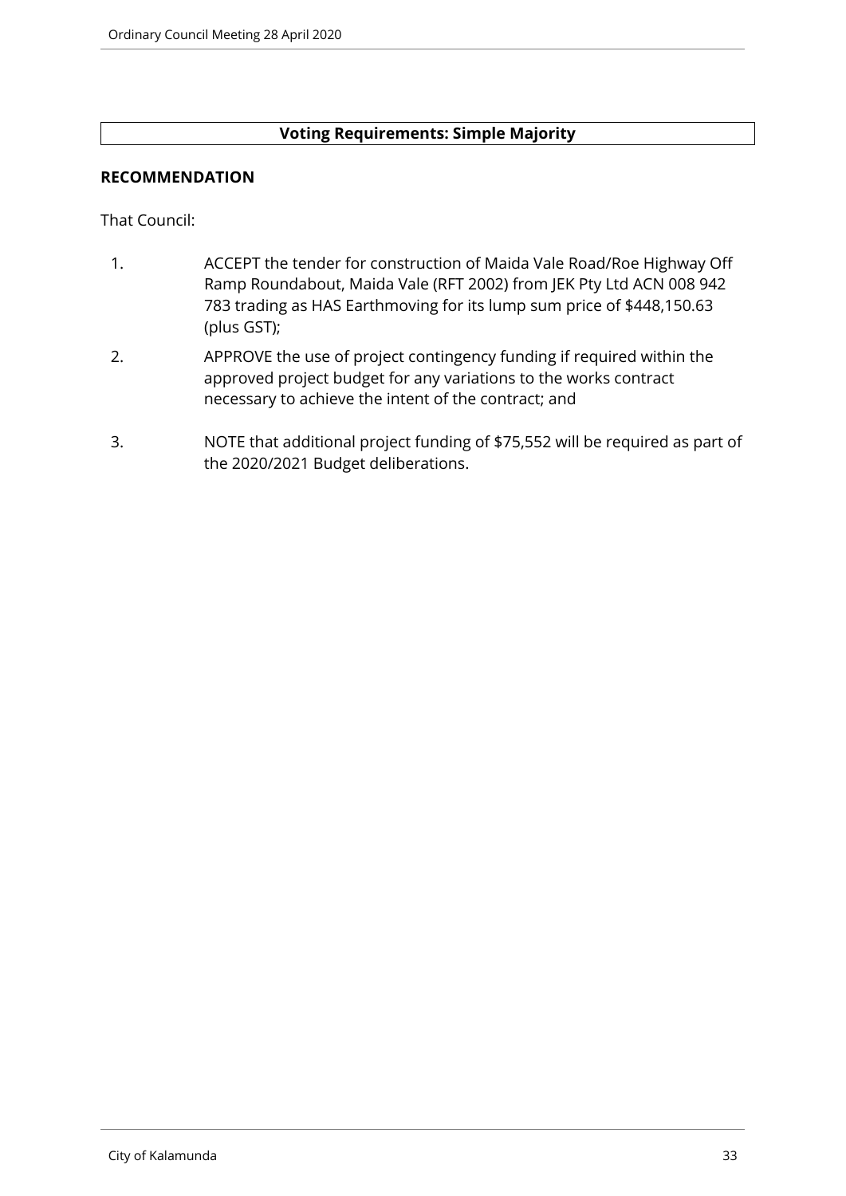**Voting Requirements: Simple Majority**

**RECOMMENDATION**

That Council:

1. ACCEPT the tender for construction of Maida Vale Road/Roe Highway Off Ramp Roundabout, Maida Vale (RFT 2002) from JEK Pty Ltd ACN 008 942 783 trading as HAS Earthmoving for its lump sum price of $448,150.63 (plus GST);
2. APPROVE the use of project contingency funding if required within the approved project budget for any variations to the works contract necessary to achieve the intent of the contract; and
3. NOTE that additional project funding of $75,552 will be required as part of the 2020/2021 Budget deliberations.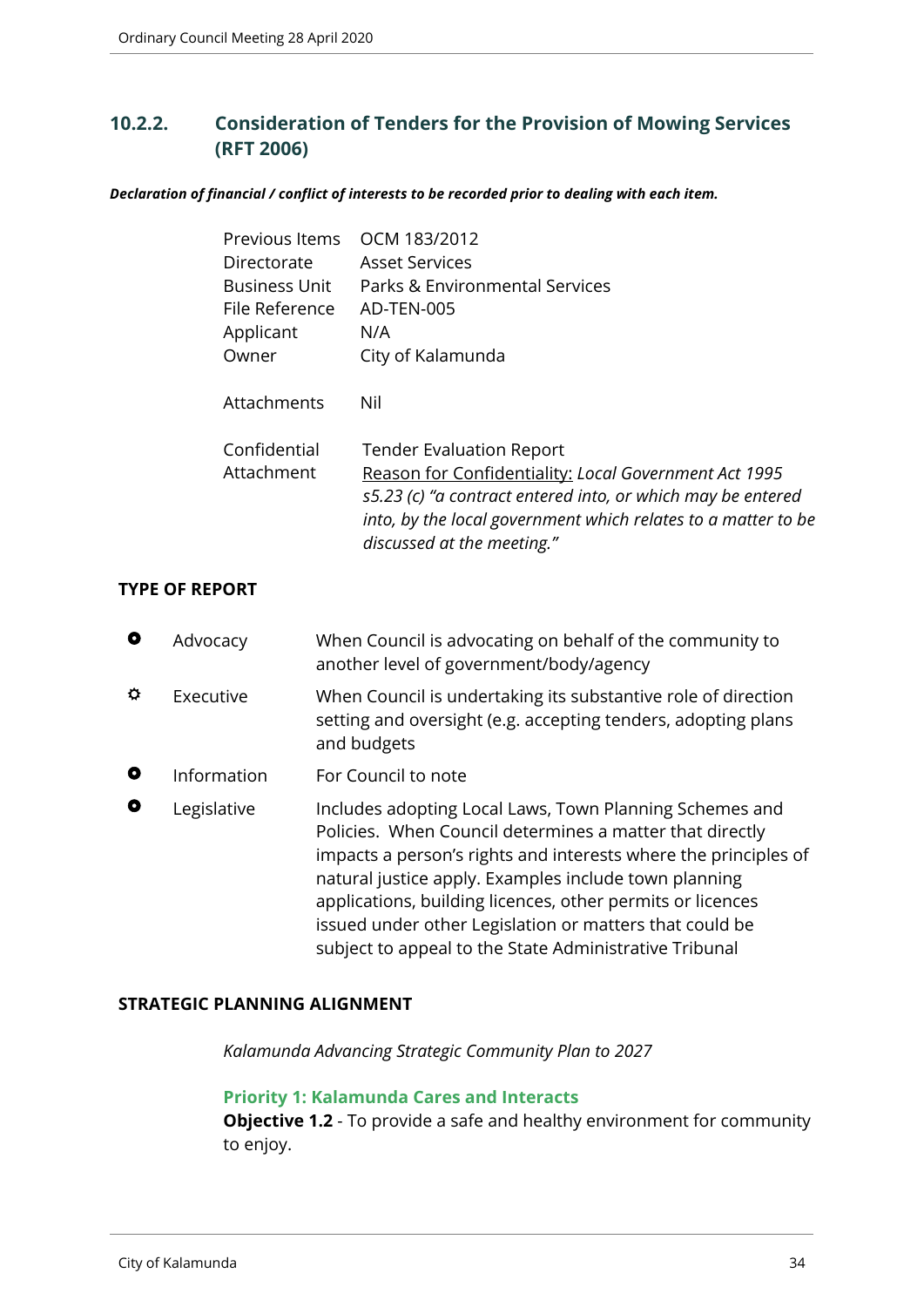## 10.2.2. Consideration of Tenders for the Provision of Mowing Services (RFT 2006)

***Declaration of financial / conflict of interests to be recorded prior to dealing with each item.***

| | |
|---|---|
| Previous Items | OCM 183/2012 |
| Directorate | Asset Services |
| Business Unit | Parks & Environmental Services |
| File Reference | AD-TEN-005 |
| Applicant | N/A |
| Owner | City of Kalamunda |
| Attachments | Nil |
| Confidential Attachment | Tender Evaluation Report<br>Reason for Confidentiality: *Local Government Act 1995 s5.23 (c) "a contract entered into, or which may be entered into, by the local government which relates to a matter to be discussed at the meeting."* |

**TYPE OF REPORT**

| | | |
|---|---|---|
| ⚪ | Advocacy | When Council is advocating on behalf of the community to another level of government/body/agency |
| ✪ | Executive | When Council is undertaking its substantive role of direction setting and oversight (e.g. accepting tenders, adopting plans and budgets |
| ⚪ | Information | For Council to note |
| ⚪ | Legislative | Includes adopting Local Laws, Town Planning Schemes and Policies. When Council determines a matter that directly impacts a person's rights and interests where the principles of natural justice apply. Examples include town planning applications, building licences, other permits or licences issued under other Legislation or matters that could be subject to appeal to the State Administrative Tribunal |

**STRATEGIC PLANNING ALIGNMENT**

*Kalamunda Advancing Strategic Community Plan to 2027*

**Priority 1: Kalamunda Cares and Interacts**

**Objective 1.2** - To provide a safe and healthy environment for community to enjoy.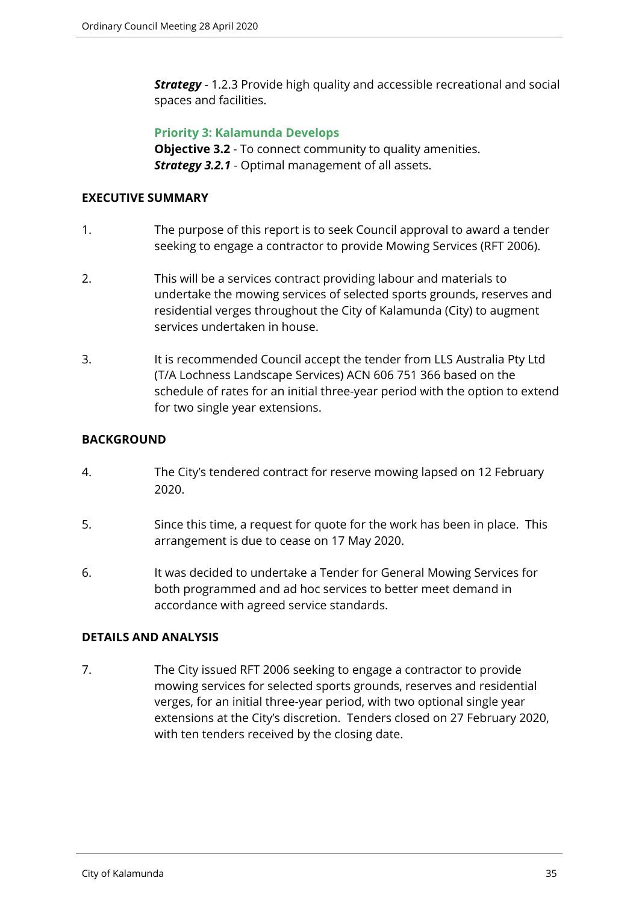***Strategy*** - 1.2.3 Provide high quality and accessible recreational and social spaces and facilities.

**Priority 3: Kalamunda Develops**
**Objective 3.2** - To connect community to quality amenities.
***Strategy 3.2.1*** - Optimal management of all assets.

**EXECUTIVE SUMMARY**

1. The purpose of this report is to seek Council approval to award a tender seeking to engage a contractor to provide Mowing Services (RFT 2006).

2. This will be a services contract providing labour and materials to undertake the mowing services of selected sports grounds, reserves and residential verges throughout the City of Kalamunda (City) to augment services undertaken in house.

3. It is recommended Council accept the tender from LLS Australia Pty Ltd (T/A Lochness Landscape Services) ACN 606 751 366 based on the schedule of rates for an initial three-year period with the option to extend for two single year extensions.

**BACKGROUND**

4. The City's tendered contract for reserve mowing lapsed on 12 February 2020.

5. Since this time, a request for quote for the work has been in place. This arrangement is due to cease on 17 May 2020.

6. It was decided to undertake a Tender for General Mowing Services for both programmed and ad hoc services to better meet demand in accordance with agreed service standards.

**DETAILS AND ANALYSIS**

7. The City issued RFT 2006 seeking to engage a contractor to provide mowing services for selected sports grounds, reserves and residential verges, for an initial three-year period, with two optional single year extensions at the City's discretion. Tenders closed on 27 February 2020, with ten tenders received by the closing date.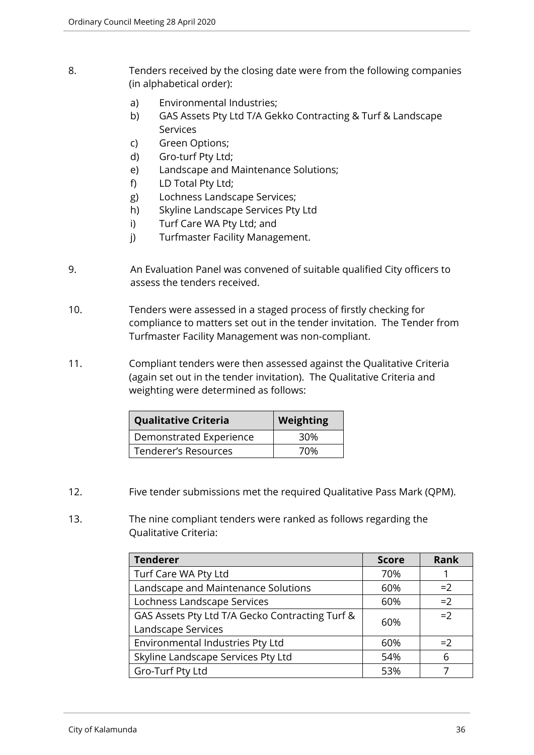8. Tenders received by the closing date were from the following companies (in alphabetical order):

    a) Environmental Industries;
    b) GAS Assets Pty Ltd T/A Gekko Contracting & Turf & Landscape Services
    c) Green Options;
    d) Gro-turf Pty Ltd;
    e) Landscape and Maintenance Solutions;
    f) LD Total Pty Ltd;
    g) Lochness Landscape Services;
    h) Skyline Landscape Services Pty Ltd
    i) Turf Care WA Pty Ltd; and
    j) Turfmaster Facility Management.

9. An Evaluation Panel was convened of suitable qualified City officers to assess the tenders received.

10. Tenders were assessed in a staged process of firstly checking for compliance to matters set out in the tender invitation. The Tender from Turfmaster Facility Management was non-compliant.

11. Compliant tenders were then assessed against the Qualitative Criteria (again set out in the tender invitation). The Qualitative Criteria and weighting were determined as follows:

| Qualitative Criteria | Weighting |
|---|---|
| Demonstrated Experience | 30% |
| Tenderer's Resources | 70% |

12. Five tender submissions met the required Qualitative Pass Mark (QPM).

13. The nine compliant tenders were ranked as follows regarding the Qualitative Criteria:

| Tenderer | Score | Rank |
|---|---|---|
| Turf Care WA Pty Ltd | 70% | 1 |
| Landscape and Maintenance Solutions | 60% | =2 |
| Lochness Landscape Services | 60% | =2 |
| GAS Assets Pty Ltd T/A Gecko Contracting Turf & Landscape Services | 60% | =2 |
| Environmental Industries Pty Ltd | 60% | =2 |
| Skyline Landscape Services Pty Ltd | 54% | 6 |
| Gro-Turf Pty Ltd | 53% | 7 |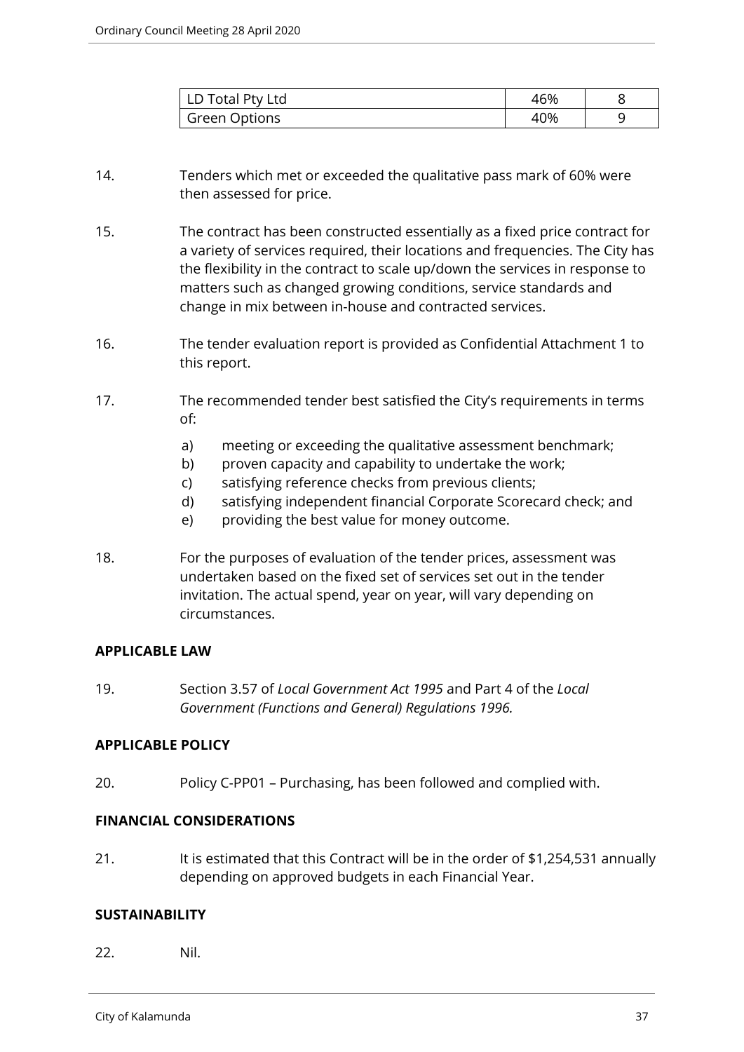| LD Total Pty Ltd | 46% | 8 |
|---|---|---|
| Green Options | 40% | 9 |

14. Tenders which met or exceeded the qualitative pass mark of 60% were then assessed for price.

15. The contract has been constructed essentially as a fixed price contract for a variety of services required, their locations and frequencies. The City has the flexibility in the contract to scale up/down the services in response to matters such as changed growing conditions, service standards and change in mix between in-house and contracted services.

16. The tender evaluation report is provided as Confidential Attachment 1 to this report.

17. The recommended tender best satisfied the City's requirements in terms of:

    a) meeting or exceeding the qualitative assessment benchmark;
    b) proven capacity and capability to undertake the work;
    c) satisfying reference checks from previous clients;
    d) satisfying independent financial Corporate Scorecard check; and
    e) providing the best value for money outcome.

18. For the purposes of evaluation of the tender prices, assessment was undertaken based on the fixed set of services set out in the tender invitation. The actual spend, year on year, will vary depending on circumstances.

**APPLICABLE LAW**

19. Section 3.57 of *Local Government Act 1995* and Part 4 of the *Local Government (Functions and General) Regulations 1996.*

**APPLICABLE POLICY**

20. Policy C-PP01 – Purchasing, has been followed and complied with.

**FINANCIAL CONSIDERATIONS**

21. It is estimated that this Contract will be in the order of $1,254,531 annually depending on approved budgets in each Financial Year.

**SUSTAINABILITY**

22. Nil.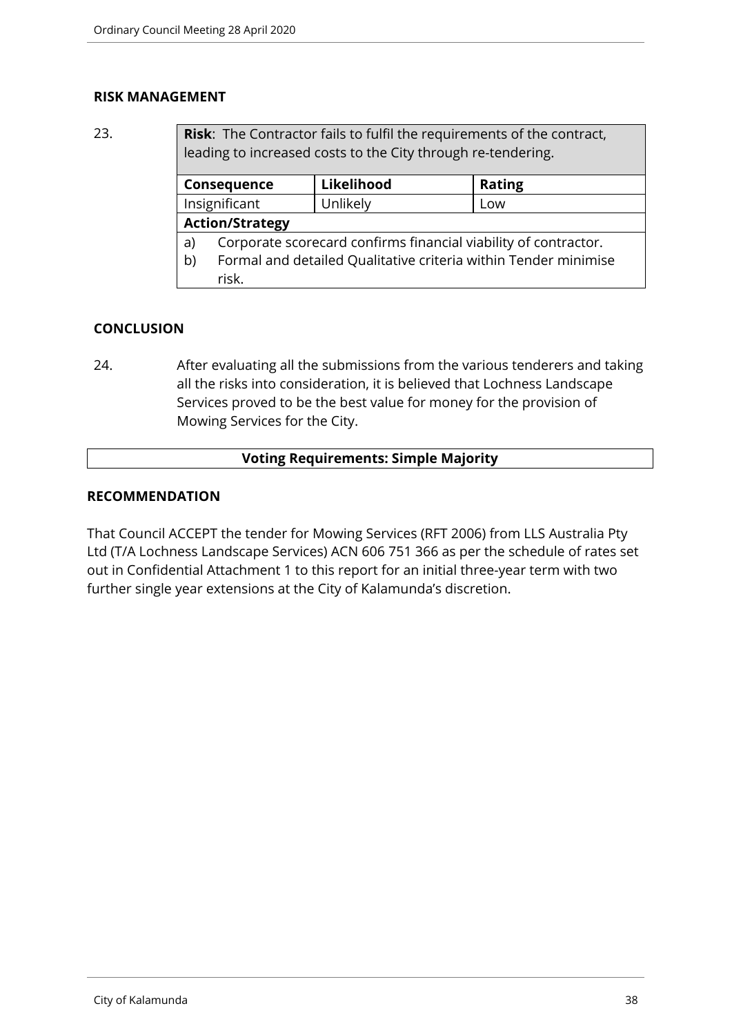## RISK MANAGEMENT

23.

| **Risk**: The Contractor fails to fulfil the requirements of the contract, leading to increased costs to the City through re-tendering. | | |
|---|---|---|
| **Consequence** | **Likelihood** | **Rating** |
| Insignificant | Unlikely | Low |
| **Action/Strategy** | | |
| a) Corporate scorecard confirms financial viability of contractor.<br>b) Formal and detailed Qualitative criteria within Tender minimise risk. | | |

## CONCLUSION

24. After evaluating all the submissions from the various tenderers and taking all the risks into consideration, it is believed that Lochness Landscape Services proved to be the best value for money for the provision of Mowing Services for the City.

**Voting Requirements: Simple Majority**

## RECOMMENDATION

That Council ACCEPT the tender for Mowing Services (RFT 2006) from LLS Australia Pty Ltd (T/A Lochness Landscape Services) ACN 606 751 366 as per the schedule of rates set out in Confidential Attachment 1 to this report for an initial three-year term with two further single year extensions at the City of Kalamunda's discretion.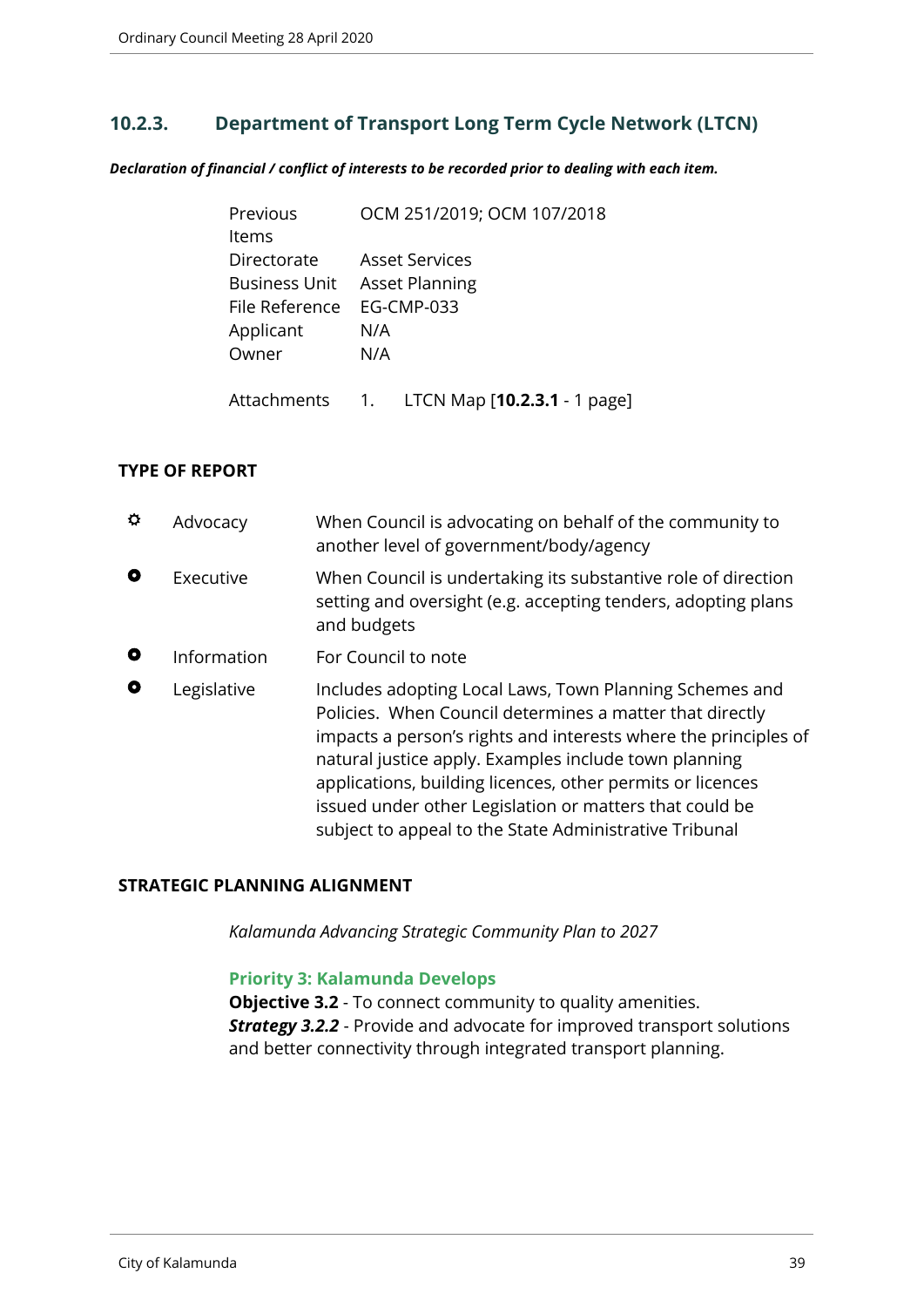## 10.2.3. Department of Transport Long Term Cycle Network (LTCN)

***Declaration of financial / conflict of interests to be recorded prior to dealing with each item.***

| | |
|---|---|
| Previous Items | OCM 251/2019; OCM 107/2018 |
| Directorate | Asset Services |
| Business Unit | Asset Planning |
| File Reference | EG-CMP-033 |
| Applicant | N/A |
| Owner | N/A |
| Attachments | 1. LTCN Map [**10.2.3.1** - 1 page] |

**TYPE OF REPORT**

| | | |
|---|---|---|
| ✿ | Advocacy | When Council is advocating on behalf of the community to another level of government/body/agency |
| ● | Executive | When Council is undertaking its substantive role of direction setting and oversight (e.g. accepting tenders, adopting plans and budgets |
| ● | Information | For Council to note |
| ● | Legislative | Includes adopting Local Laws, Town Planning Schemes and Policies. When Council determines a matter that directly impacts a person's rights and interests where the principles of natural justice apply. Examples include town planning applications, building licences, other permits or licences issued under other Legislation or matters that could be subject to appeal to the State Administrative Tribunal |

**STRATEGIC PLANNING ALIGNMENT**

*Kalamunda Advancing Strategic Community Plan to 2027*

**Priority 3: Kalamunda Develops**

**Objective 3.2** - To connect community to quality amenities.

***Strategy 3.2.2*** - Provide and advocate for improved transport solutions and better connectivity through integrated transport planning.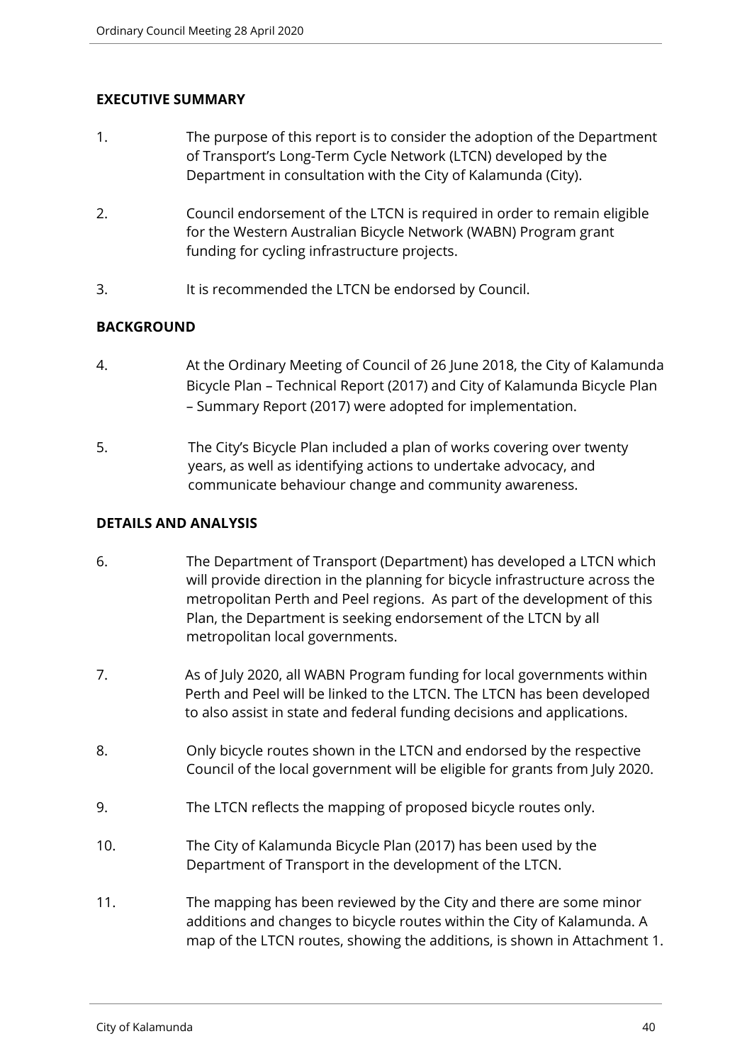## EXECUTIVE SUMMARY

1. The purpose of this report is to consider the adoption of the Department of Transport's Long-Term Cycle Network (LTCN) developed by the Department in consultation with the City of Kalamunda (City).

2. Council endorsement of the LTCN is required in order to remain eligible for the Western Australian Bicycle Network (WABN) Program grant funding for cycling infrastructure projects.

3. It is recommended the LTCN be endorsed by Council.

## BACKGROUND

4. At the Ordinary Meeting of Council of 26 June 2018, the City of Kalamunda Bicycle Plan – Technical Report (2017) and City of Kalamunda Bicycle Plan – Summary Report (2017) were adopted for implementation.

5. The City's Bicycle Plan included a plan of works covering over twenty years, as well as identifying actions to undertake advocacy, and communicate behaviour change and community awareness.

## DETAILS AND ANALYSIS

6. The Department of Transport (Department) has developed a LTCN which will provide direction in the planning for bicycle infrastructure across the metropolitan Perth and Peel regions. As part of the development of this Plan, the Department is seeking endorsement of the LTCN by all metropolitan local governments.

7. As of July 2020, all WABN Program funding for local governments within Perth and Peel will be linked to the LTCN. The LTCN has been developed to also assist in state and federal funding decisions and applications.

8. Only bicycle routes shown in the LTCN and endorsed by the respective Council of the local government will be eligible for grants from July 2020.

9. The LTCN reflects the mapping of proposed bicycle routes only.

10. The City of Kalamunda Bicycle Plan (2017) has been used by the Department of Transport in the development of the LTCN.

11. The mapping has been reviewed by the City and there are some minor additions and changes to bicycle routes within the City of Kalamunda. A map of the LTCN routes, showing the additions, is shown in Attachment 1.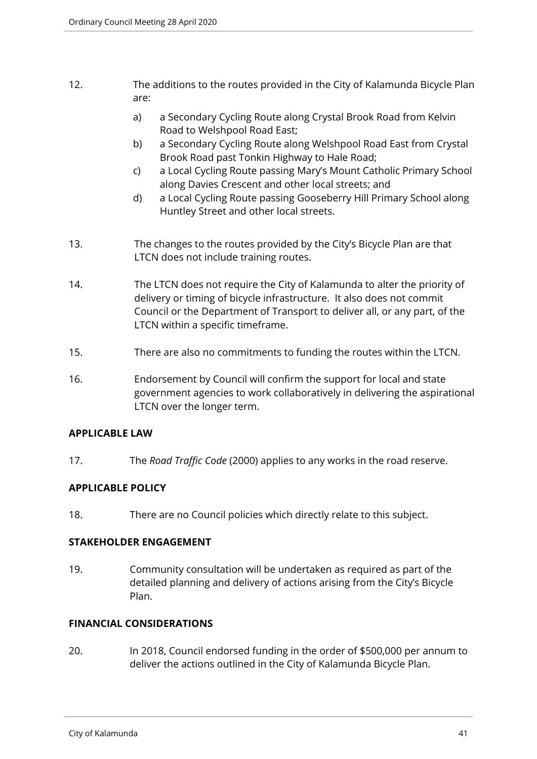12. The additions to the routes provided in the City of Kalamunda Bicycle Plan are:

    a) a Secondary Cycling Route along Crystal Brook Road from Kelvin Road to Welshpool Road East;
    b) a Secondary Cycling Route along Welshpool Road East from Crystal Brook Road past Tonkin Highway to Hale Road;
    c) a Local Cycling Route passing Mary's Mount Catholic Primary School along Davies Crescent and other local streets; and
    d) a Local Cycling Route passing Gooseberry Hill Primary School along Huntley Street and other local streets.

13. The changes to the routes provided by the City's Bicycle Plan are that LTCN does not include training routes.

14. The LTCN does not require the City of Kalamunda to alter the priority of delivery or timing of bicycle infrastructure. It also does not commit Council or the Department of Transport to deliver all, or any part, of the LTCN within a specific timeframe.

15. There are also no commitments to funding the routes within the LTCN.

16. Endorsement by Council will confirm the support for local and state government agencies to work collaboratively in delivering the aspirational LTCN over the longer term.

**APPLICABLE LAW**

17. The *Road Traffic Code* (2000) applies to any works in the road reserve.

**APPLICABLE POLICY**

18. There are no Council policies which directly relate to this subject.

**STAKEHOLDER ENGAGEMENT**

19. Community consultation will be undertaken as required as part of the detailed planning and delivery of actions arising from the City's Bicycle Plan.

**FINANCIAL CONSIDERATIONS**

20. In 2018, Council endorsed funding in the order of $500,000 per annum to deliver the actions outlined in the City of Kalamunda Bicycle Plan.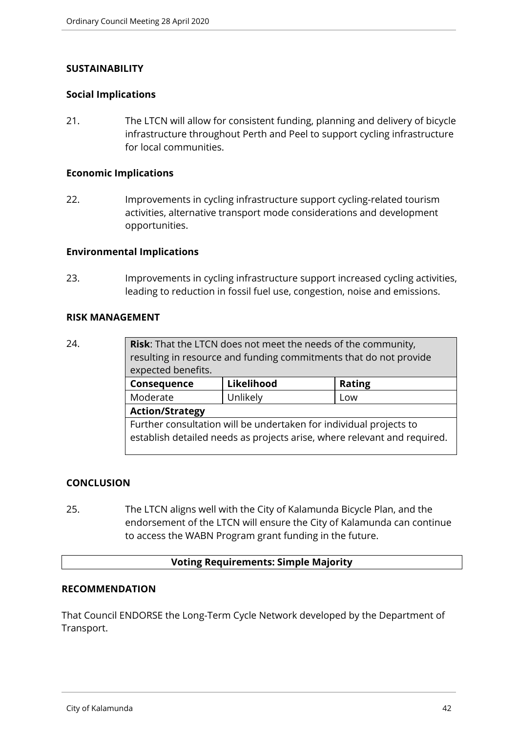## SUSTAINABILITY

### Social Implications

21. The LTCN will allow for consistent funding, planning and delivery of bicycle infrastructure throughout Perth and Peel to support cycling infrastructure for local communities.

### Economic Implications

22. Improvements in cycling infrastructure support cycling-related tourism activities, alternative transport mode considerations and development opportunities.

### Environmental Implications

23. Improvements in cycling infrastructure support increased cycling activities, leading to reduction in fossil fuel use, congestion, noise and emissions.

## RISK MANAGEMENT

24.

| **Risk**: That the LTCN does not meet the needs of the community, resulting in resource and funding commitments that do not provide expected benefits. | | |
|---|---|---|
| **Consequence** | **Likelihood** | **Rating** |
| Moderate | Unlikely | Low |
| **Action/Strategy** | | |
| Further consultation will be undertaken for individual projects to establish detailed needs as projects arise, where relevant and required. | | |

## CONCLUSION

25. The LTCN aligns well with the City of Kalamunda Bicycle Plan, and the endorsement of the LTCN will ensure the City of Kalamunda can continue to access the WABN Program grant funding in the future.

**Voting Requirements: Simple Majority**

## RECOMMENDATION

That Council ENDORSE the Long-Term Cycle Network developed by the Department of Transport.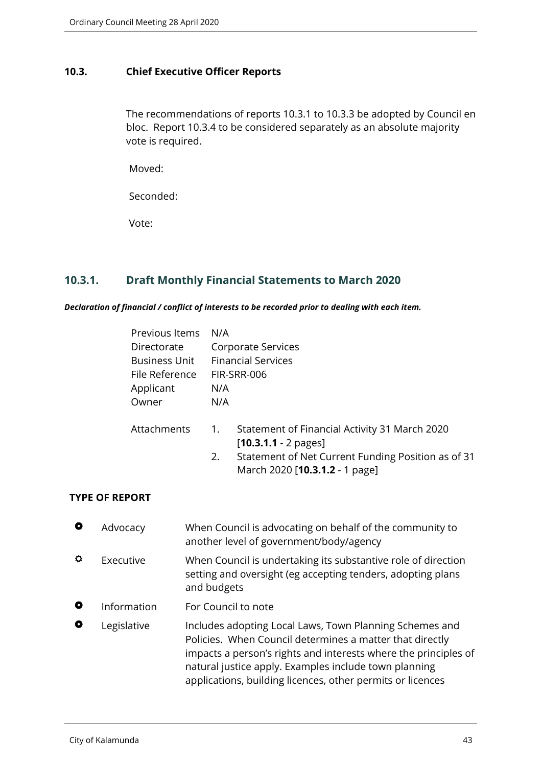## 10.3. Chief Executive Officer Reports

The recommendations of reports 10.3.1 to 10.3.3 be adopted by Council en bloc. Report 10.3.4 to be considered separately as an absolute majority vote is required.

Moved:

Seconded:

Vote:

### 10.3.1. Draft Monthly Financial Statements to March 2020

***Declaration of financial / conflict of interests to be recorded prior to dealing with each item.***

| | |
|---|---|
| Previous Items | N/A |
| Directorate | Corporate Services |
| Business Unit | Financial Services |
| File Reference | FIR-SRR-006 |
| Applicant | N/A |
| Owner | N/A |

Attachments

1. Statement of Financial Activity 31 March 2020 [**10.3.1.1** - 2 pages]
2. Statement of Net Current Funding Position as of 31 March 2020 [**10.3.1.2** - 1 page]

**TYPE OF REPORT**

| | | |
|---|---|---|
| ● | Advocacy | When Council is advocating on behalf of the community to another level of government/body/agency |
| ✲ | Executive | When Council is undertaking its substantive role of direction setting and oversight (eg accepting tenders, adopting plans and budgets |
| ● | Information | For Council to note |
| ● | Legislative | Includes adopting Local Laws, Town Planning Schemes and Policies. When Council determines a matter that directly impacts a person's rights and interests where the principles of natural justice apply. Examples include town planning applications, building licences, other permits or licences |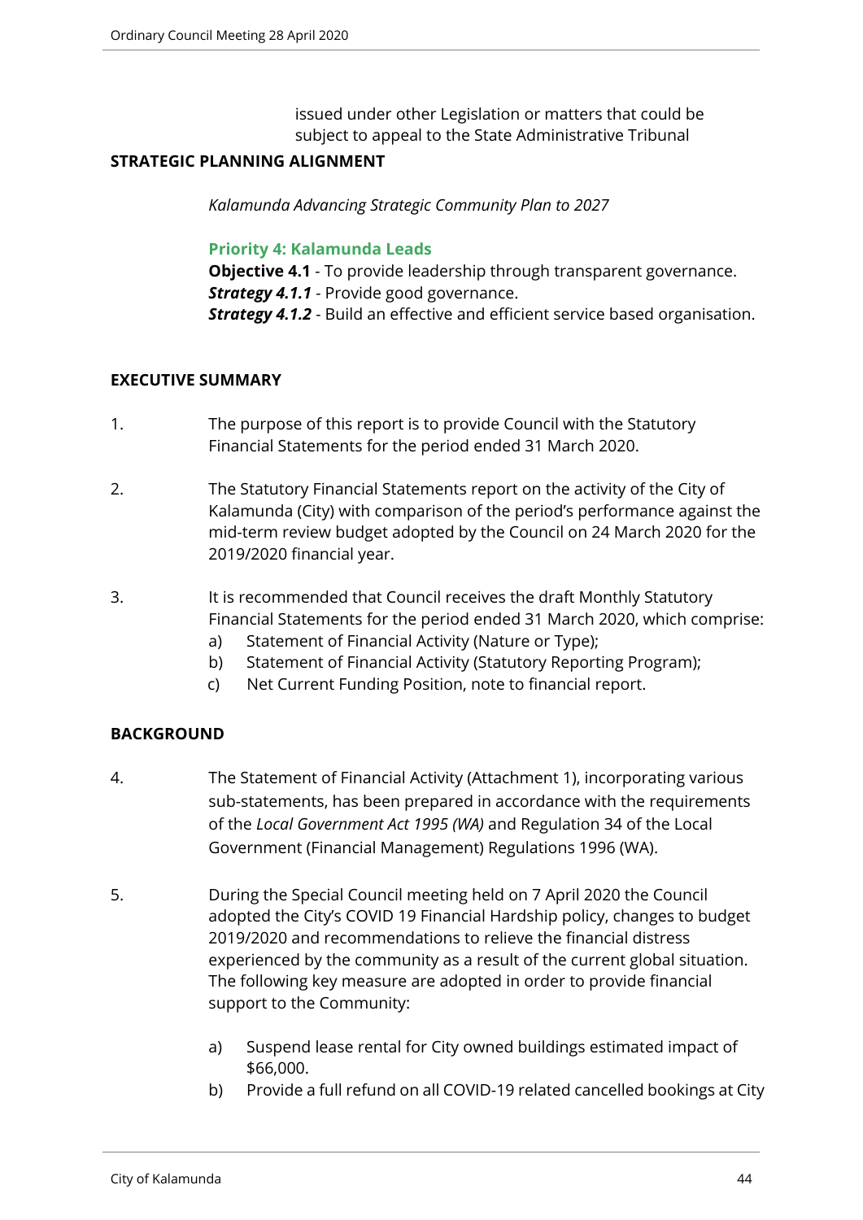issued under other Legislation or matters that could be subject to appeal to the State Administrative Tribunal

**STRATEGIC PLANNING ALIGNMENT**

*Kalamunda Advancing Strategic Community Plan to 2027*

**Priority 4: Kalamunda Leads**

**Objective 4.1** - To provide leadership through transparent governance.
***Strategy 4.1.1*** - Provide good governance.
***Strategy 4.1.2*** - Build an effective and efficient service based organisation.

**EXECUTIVE SUMMARY**

1. The purpose of this report is to provide Council with the Statutory Financial Statements for the period ended 31 March 2020.

2. The Statutory Financial Statements report on the activity of the City of Kalamunda (City) with comparison of the period's performance against the mid-term review budget adopted by the Council on 24 March 2020 for the 2019/2020 financial year.

3. It is recommended that Council receives the draft Monthly Statutory Financial Statements for the period ended 31 March 2020, which comprise:
   a) Statement of Financial Activity (Nature or Type);
   b) Statement of Financial Activity (Statutory Reporting Program);
   c) Net Current Funding Position, note to financial report.

**BACKGROUND**

4. The Statement of Financial Activity (Attachment 1), incorporating various sub-statements, has been prepared in accordance with the requirements of the *Local Government Act 1995 (WA)* and Regulation 34 of the Local Government (Financial Management) Regulations 1996 (WA).

5. During the Special Council meeting held on 7 April 2020 the Council adopted the City's COVID 19 Financial Hardship policy, changes to budget 2019/2020 and recommendations to relieve the financial distress experienced by the community as a result of the current global situation. The following key measure are adopted in order to provide financial support to the Community:

   a) Suspend lease rental for City owned buildings estimated impact of $66,000.
   b) Provide a full refund on all COVID-19 related cancelled bookings at City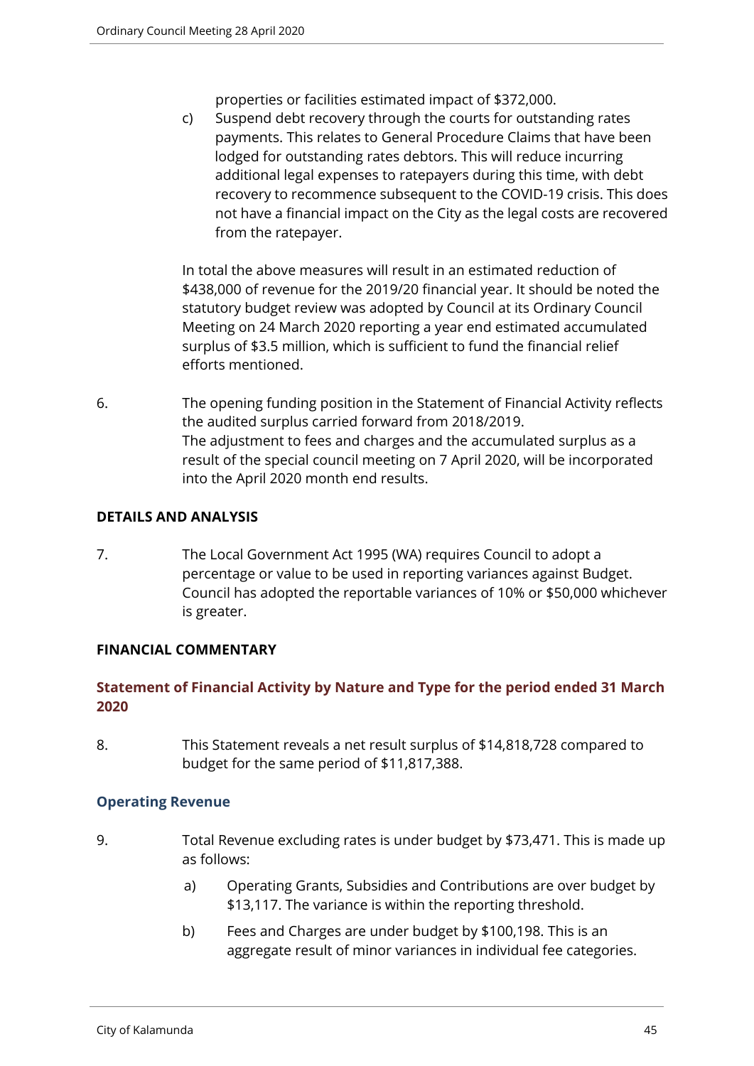properties or facilities estimated impact of $372,000.

c) Suspend debt recovery through the courts for outstanding rates payments. This relates to General Procedure Claims that have been lodged for outstanding rates debtors. This will reduce incurring additional legal expenses to ratepayers during this time, with debt recovery to recommence subsequent to the COVID-19 crisis. This does not have a financial impact on the City as the legal costs are recovered from the ratepayer.

In total the above measures will result in an estimated reduction of $438,000 of revenue for the 2019/20 financial year. It should be noted the statutory budget review was adopted by Council at its Ordinary Council Meeting on 24 March 2020 reporting a year end estimated accumulated surplus of $3.5 million, which is sufficient to fund the financial relief efforts mentioned.

6. The opening funding position in the Statement of Financial Activity reflects the audited surplus carried forward from 2018/2019.
The adjustment to fees and charges and the accumulated surplus as a result of the special council meeting on 7 April 2020, will be incorporated into the April 2020 month end results.

**DETAILS AND ANALYSIS**

7. The Local Government Act 1995 (WA) requires Council to adopt a percentage or value to be used in reporting variances against Budget. Council has adopted the reportable variances of 10% or $50,000 whichever is greater.

**FINANCIAL COMMENTARY**

### Statement of Financial Activity by Nature and Type for the period ended 31 March 2020

8. This Statement reveals a net result surplus of $14,818,728 compared to budget for the same period of $11,817,388.

### Operating Revenue

9. Total Revenue excluding rates is under budget by $73,471. This is made up as follows:

   a) Operating Grants, Subsidies and Contributions are over budget by $13,117. The variance is within the reporting threshold.

   b) Fees and Charges are under budget by $100,198. This is an aggregate result of minor variances in individual fee categories.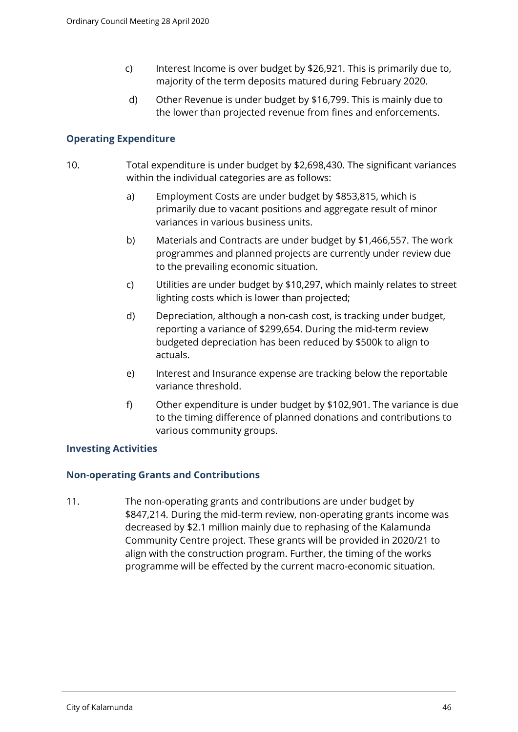c) Interest Income is over budget by $26,921. This is primarily due to, majority of the term deposits matured during February 2020.

d) Other Revenue is under budget by $16,799. This is mainly due to the lower than projected revenue from fines and enforcements.

### Operating Expenditure

10. Total expenditure is under budget by $2,698,430. The significant variances within the individual categories are as follows:

    a) Employment Costs are under budget by $853,815, which is primarily due to vacant positions and aggregate result of minor variances in various business units.

    b) Materials and Contracts are under budget by $1,466,557. The work programmes and planned projects are currently under review due to the prevailing economic situation.

    c) Utilities are under budget by $10,297, which mainly relates to street lighting costs which is lower than projected;

    d) Depreciation, although a non-cash cost, is tracking under budget, reporting a variance of $299,654. During the mid-term review budgeted depreciation has been reduced by $500k to align to actuals.

    e) Interest and Insurance expense are tracking below the reportable variance threshold.

    f) Other expenditure is under budget by $102,901. The variance is due to the timing difference of planned donations and contributions to various community groups.

### Investing Activities

### Non-operating Grants and Contributions

11. The non-operating grants and contributions are under budget by $847,214. During the mid-term review, non-operating grants income was decreased by $2.1 million mainly due to rephasing of the Kalamunda Community Centre project. These grants will be provided in 2020/21 to align with the construction program. Further, the timing of the works programme will be effected by the current macro-economic situation.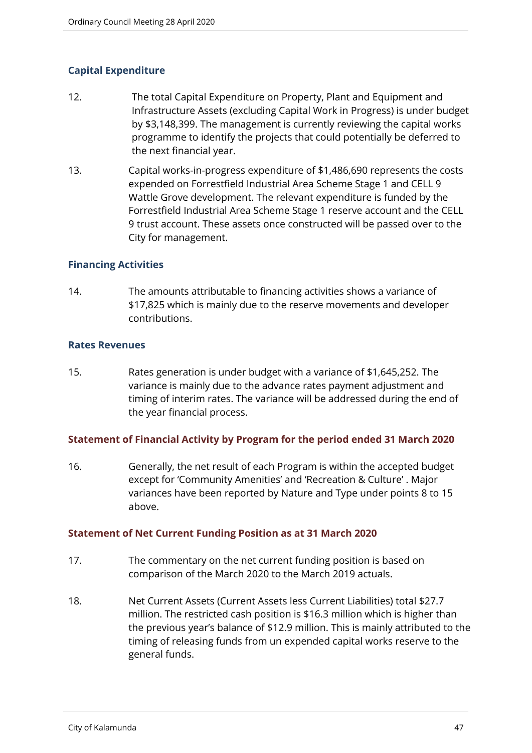### Capital Expenditure

12. The total Capital Expenditure on Property, Plant and Equipment and Infrastructure Assets (excluding Capital Work in Progress) is under budget by $3,148,399. The management is currently reviewing the capital works programme to identify the projects that could potentially be deferred to the next financial year.

13. Capital works-in-progress expenditure of $1,486,690 represents the costs expended on Forrestfield Industrial Area Scheme Stage 1 and CELL 9 Wattle Grove development. The relevant expenditure is funded by the Forrestfield Industrial Area Scheme Stage 1 reserve account and the CELL 9 trust account. These assets once constructed will be passed over to the City for management.

### Financing Activities

14. The amounts attributable to financing activities shows a variance of $17,825 which is mainly due to the reserve movements and developer contributions.

### Rates Revenues

15. Rates generation is under budget with a variance of $1,645,252. The variance is mainly due to the advance rates payment adjustment and timing of interim rates. The variance will be addressed during the end of the year financial process.

### Statement of Financial Activity by Program for the period ended 31 March 2020

16. Generally, the net result of each Program is within the accepted budget except for 'Community Amenities' and 'Recreation & Culture' . Major variances have been reported by Nature and Type under points 8 to 15 above.

### Statement of Net Current Funding Position as at 31 March 2020

17. The commentary on the net current funding position is based on comparison of the March 2020 to the March 2019 actuals.

18. Net Current Assets (Current Assets less Current Liabilities) total $27.7 million. The restricted cash position is $16.3 million which is higher than the previous year's balance of $12.9 million. This is mainly attributed to the timing of releasing funds from un expended capital works reserve to the general funds.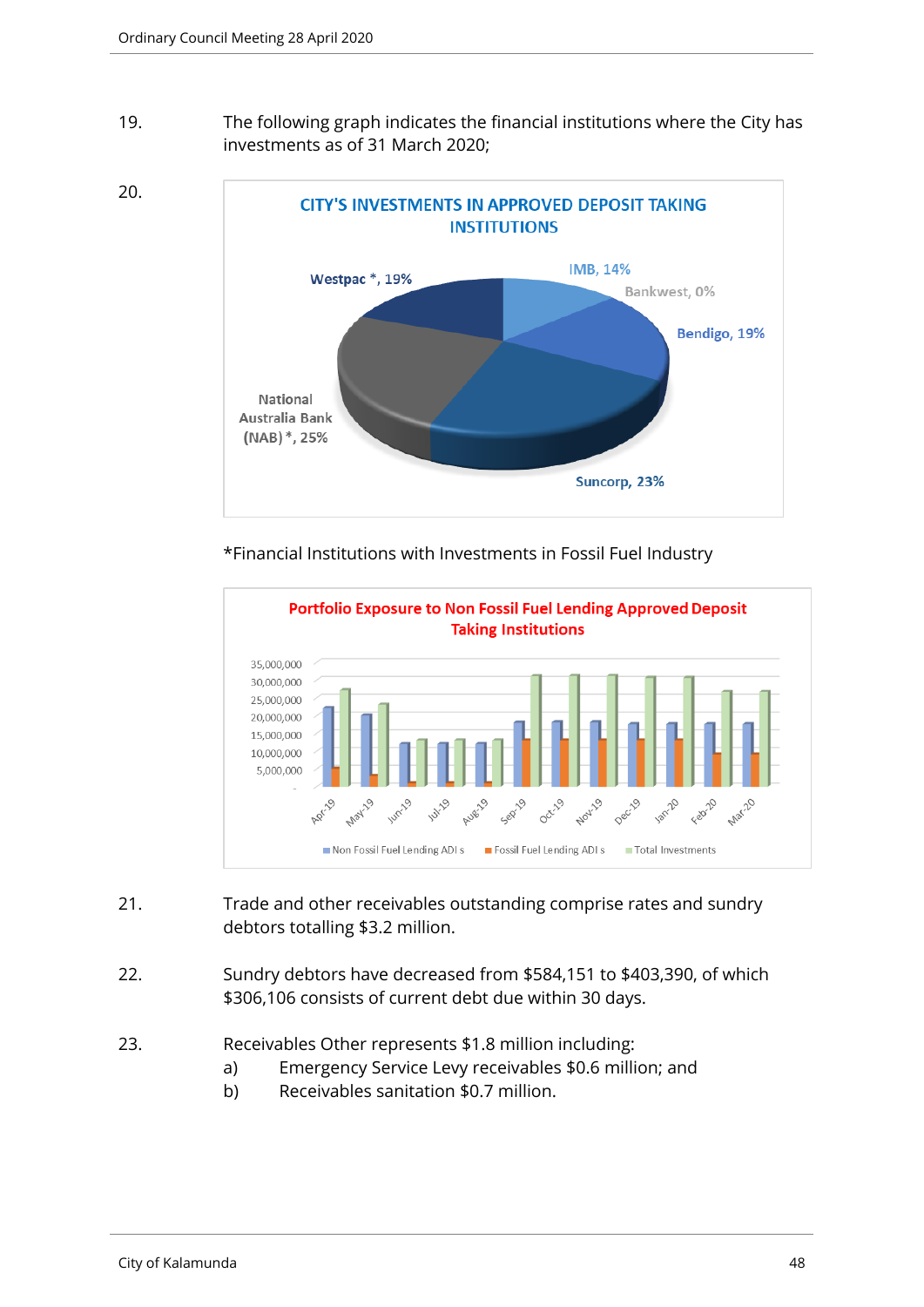19. The following graph indicates the financial institutions where the City has investments as of 31 March 2020;

20.

**CITY'S INVESTMENTS IN APPROVED DEPOSIT TAKING INSTITUTIONS**

Westpac *, 19%

IMB, 14%

Bankwest, 0%

Bendigo, 19%

National Australia Bank (NAB) *, 25%

Suncorp, 23%

*Financial Institutions with Investments in Fossil Fuel Industry

**Portfolio Exposure to Non Fossil Fuel Lending Approved Deposit Taking Institutions**

35,000,000
30,000,000
25,000,000
20,000,000
15,000,000
10,000,000
5,000,000
-

Apr-19, May-19, Jun-19, Jul-19, Aug-19, Sep-19, Oct-19, Nov-19, Dec-19, Jan-20, Feb-20, Mar-20

Non Fossil Fuel Lending ADI s | Fossil Fuel Lending ADI s | Total Investments

21. Trade and other receivables outstanding comprise rates and sundry debtors totalling $3.2 million.

22. Sundry debtors have decreased from $584,151 to $403,390, of which $306,106 consists of current debt due within 30 days.

23. Receivables Other represents $1.8 million including:
    a) Emergency Service Levy receivables $0.6 million; and
    b) Receivables sanitation $0.7 million.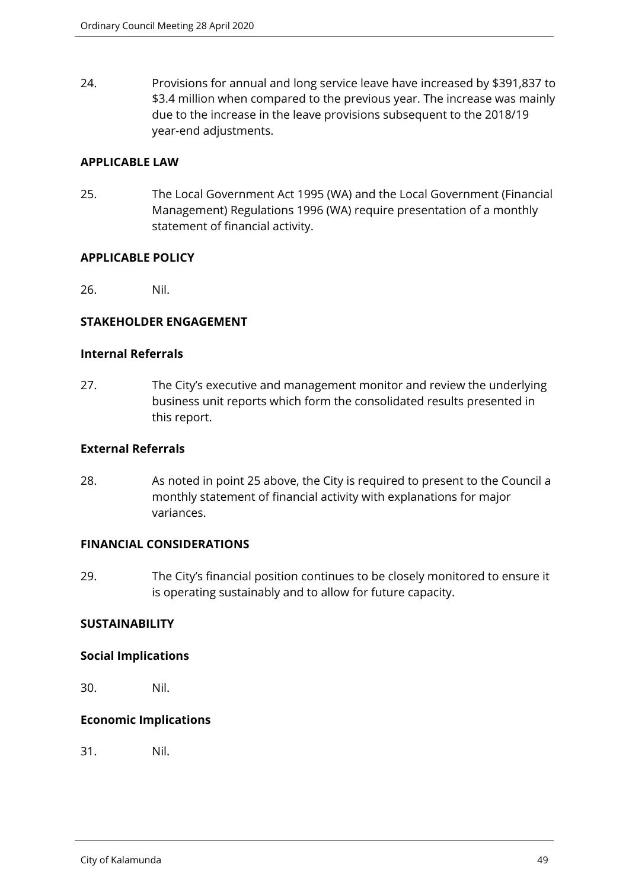24. Provisions for annual and long service leave have increased by $391,837 to $3.4 million when compared to the previous year. The increase was mainly due to the increase in the leave provisions subsequent to the 2018/19 year-end adjustments.

**APPLICABLE LAW**

25. The Local Government Act 1995 (WA) and the Local Government (Financial Management) Regulations 1996 (WA) require presentation of a monthly statement of financial activity.

**APPLICABLE POLICY**

26. Nil.

**STAKEHOLDER ENGAGEMENT**

**Internal Referrals**

27. The City's executive and management monitor and review the underlying business unit reports which form the consolidated results presented in this report.

**External Referrals**

28. As noted in point 25 above, the City is required to present to the Council a monthly statement of financial activity with explanations for major variances.

**FINANCIAL CONSIDERATIONS**

29. The City's financial position continues to be closely monitored to ensure it is operating sustainably and to allow for future capacity.

**SUSTAINABILITY**

**Social Implications**

30. Nil.

**Economic Implications**

31. Nil.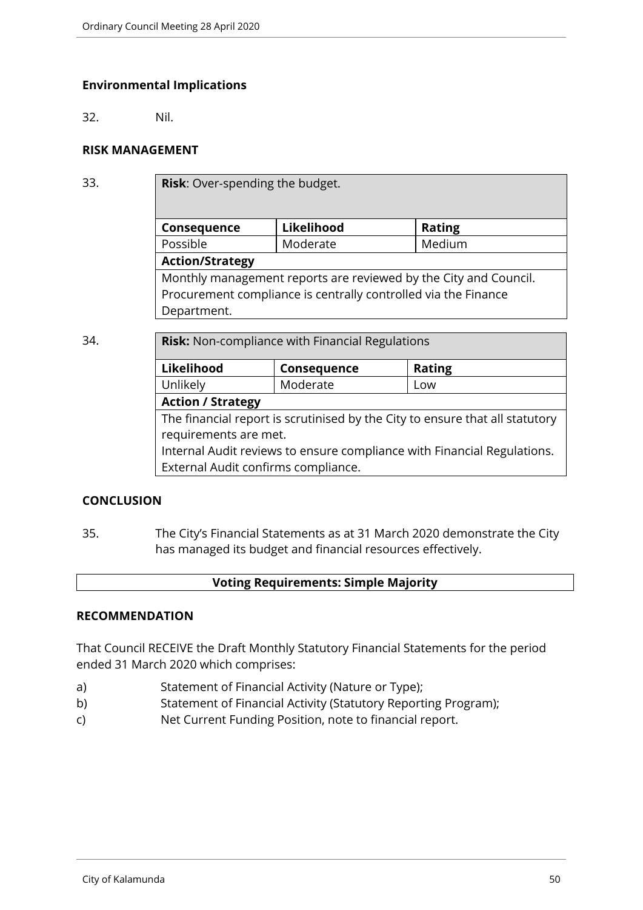### Environmental Implications

32. Nil.

### RISK MANAGEMENT

33.

| **Risk**: Over-spending the budget. | | |
|---|---|---|
| **Consequence** | **Likelihood** | **Rating** |
| Possible | Moderate | Medium |
| **Action/Strategy** | | |
| Monthly management reports are reviewed by the City and Council. Procurement compliance is centrally controlled via the Finance Department. | | |

34.

| **Risk:** Non-compliance with Financial Regulations | | |
|---|---|---|
| **Likelihood** | **Consequence** | **Rating** |
| Unlikely | Moderate | Low |
| **Action / Strategy** | | |
| The financial report is scrutinised by the City to ensure that all statutory requirements are met. Internal Audit reviews to ensure compliance with Financial Regulations. External Audit confirms compliance. | | |

### CONCLUSION

35. The City's Financial Statements as at 31 March 2020 demonstrate the City has managed its budget and financial resources effectively.

**Voting Requirements: Simple Majority**

### RECOMMENDATION

That Council RECEIVE the Draft Monthly Statutory Financial Statements for the period ended 31 March 2020 which comprises:

a) Statement of Financial Activity (Nature or Type);
b) Statement of Financial Activity (Statutory Reporting Program);
c) Net Current Funding Position, note to financial report.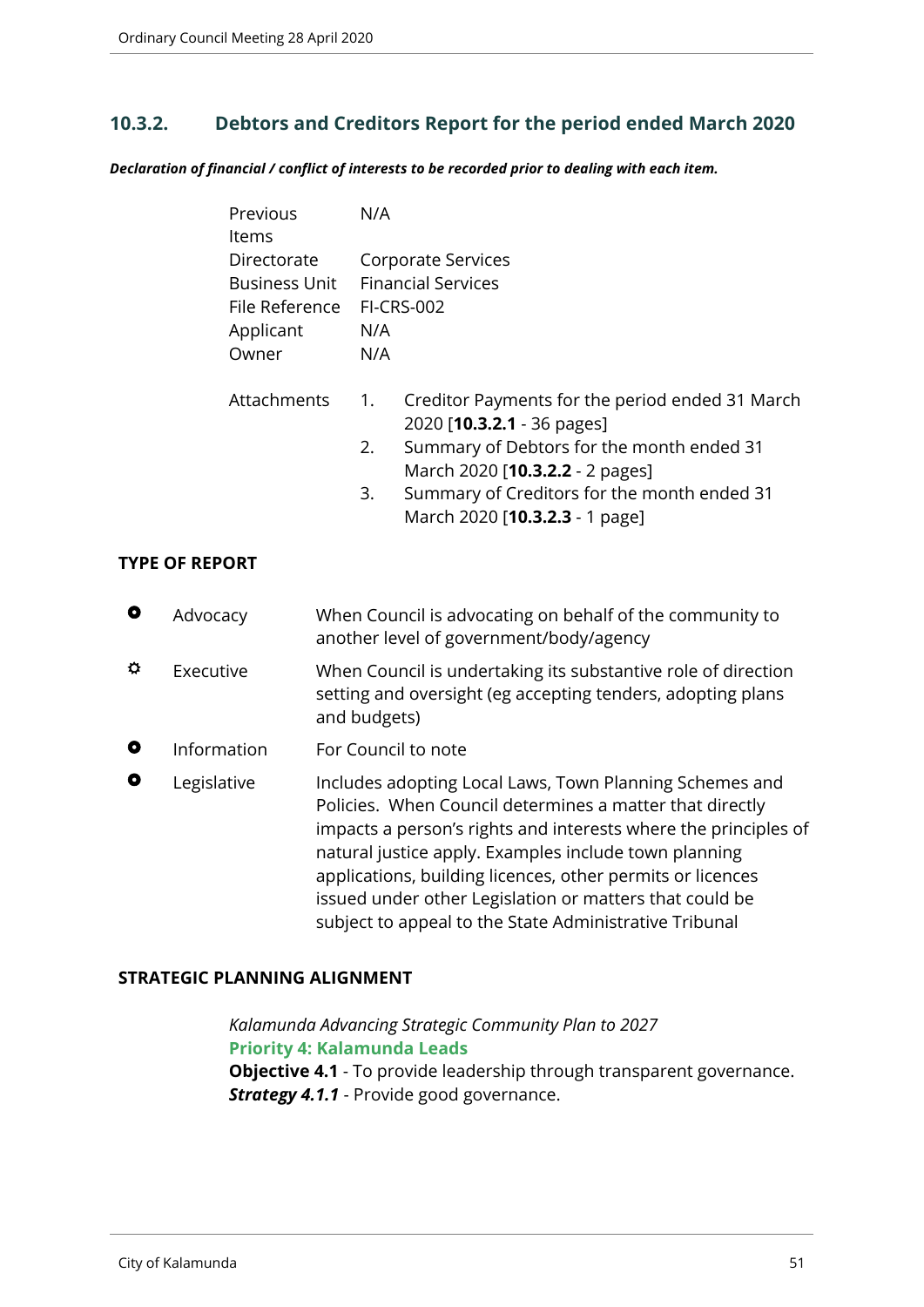## 10.3.2. Debtors and Creditors Report for the period ended March 2020

***Declaration of financial / conflict of interests to be recorded prior to dealing with each item.***

| | |
|---|---|
| Previous Items | N/A |
| Directorate | Corporate Services |
| Business Unit | Financial Services |
| File Reference | FI-CRS-002 |
| Applicant | N/A |
| Owner | N/A |

Attachments

1. Creditor Payments for the period ended 31 March 2020 [**10.3.2.1** - 36 pages]
2. Summary of Debtors for the month ended 31 March 2020 [**10.3.2.2** - 2 pages]
3. Summary of Creditors for the month ended 31 March 2020 [**10.3.2.3** - 1 page]

**TYPE OF REPORT**

| | | |
|---|---|---|
| ⚬ | Advocacy | When Council is advocating on behalf of the community to another level of government/body/agency |
| ✱ | Executive | When Council is undertaking its substantive role of direction setting and oversight (eg accepting tenders, adopting plans and budgets) |
| ⚬ | Information | For Council to note |
| ⚬ | Legislative | Includes adopting Local Laws, Town Planning Schemes and Policies. When Council determines a matter that directly impacts a person's rights and interests where the principles of natural justice apply. Examples include town planning applications, building licences, other permits or licences issued under other Legislation or matters that could be subject to appeal to the State Administrative Tribunal |

**STRATEGIC PLANNING ALIGNMENT**

*Kalamunda Advancing Strategic Community Plan to 2027*
**Priority 4: Kalamunda Leads**
**Objective 4.1** - To provide leadership through transparent governance.
***Strategy 4.1.1*** - Provide good governance.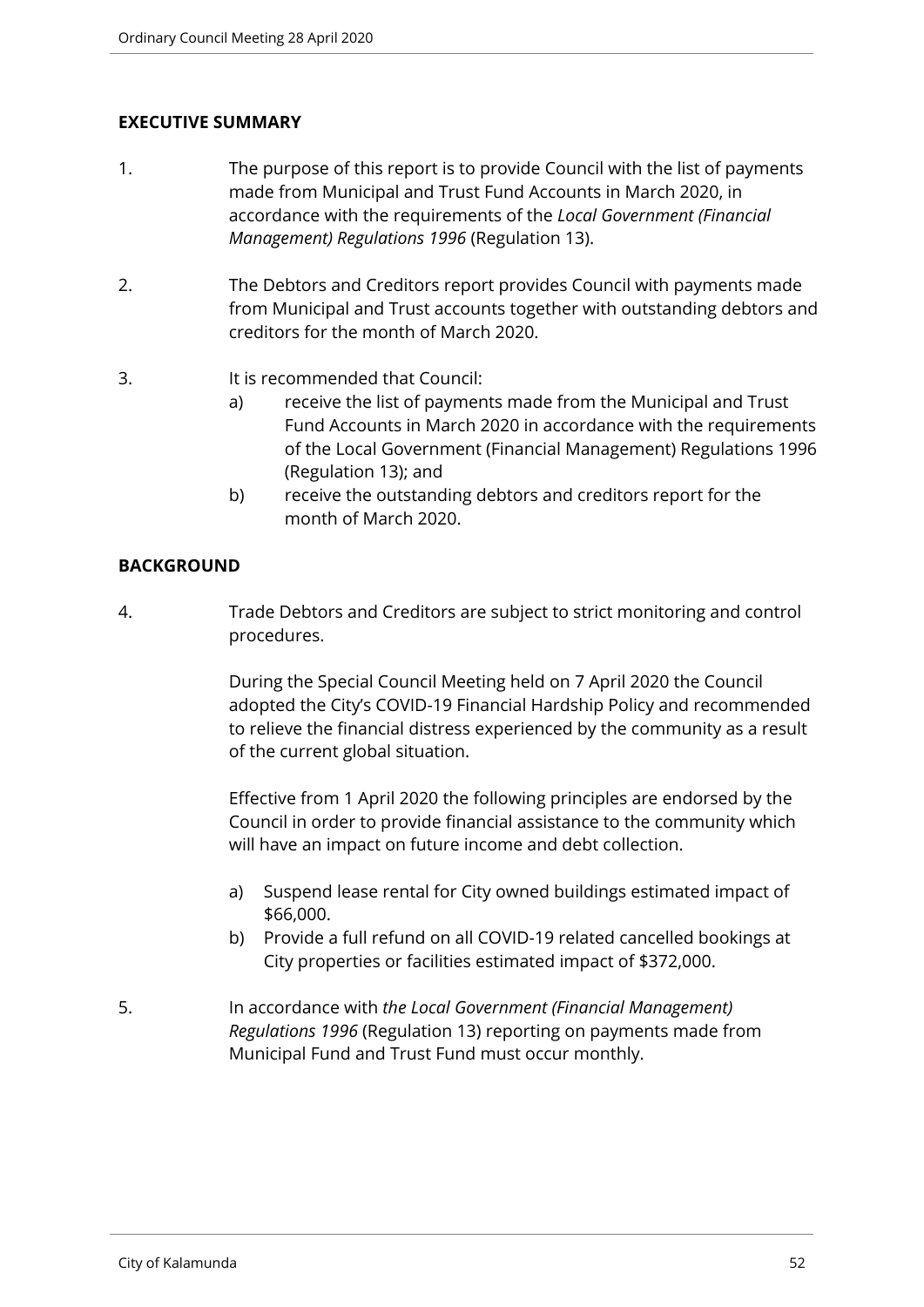## EXECUTIVE SUMMARY

1. The purpose of this report is to provide Council with the list of payments made from Municipal and Trust Fund Accounts in March 2020, in accordance with the requirements of the *Local Government (Financial Management) Regulations 1996* (Regulation 13).

2. The Debtors and Creditors report provides Council with payments made from Municipal and Trust accounts together with outstanding debtors and creditors for the month of March 2020.

3. It is recommended that Council:
   a) receive the list of payments made from the Municipal and Trust Fund Accounts in March 2020 in accordance with the requirements of the Local Government (Financial Management) Regulations 1996 (Regulation 13); and
   b) receive the outstanding debtors and creditors report for the month of March 2020.

## BACKGROUND

4. Trade Debtors and Creditors are subject to strict monitoring and control procedures.

   During the Special Council Meeting held on 7 April 2020 the Council adopted the City's COVID-19 Financial Hardship Policy and recommended to relieve the financial distress experienced by the community as a result of the current global situation.

   Effective from 1 April 2020 the following principles are endorsed by the Council in order to provide financial assistance to the community which will have an impact on future income and debt collection.

   a) Suspend lease rental for City owned buildings estimated impact of \$66,000.
   b) Provide a full refund on all COVID-19 related cancelled bookings at City properties or facilities estimated impact of \$372,000.

5. In accordance with *the Local Government (Financial Management) Regulations 1996* (Regulation 13) reporting on payments made from Municipal Fund and Trust Fund must occur monthly.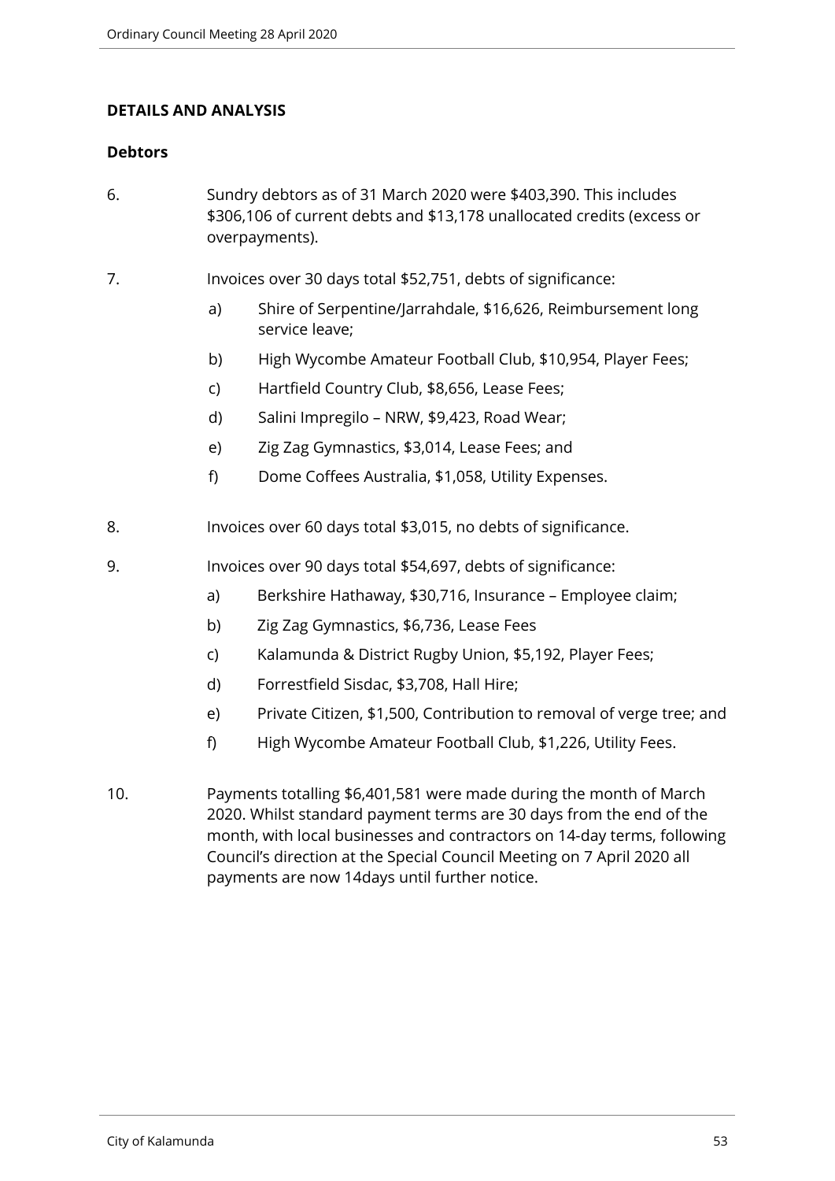## DETAILS AND ANALYSIS

### Debtors

6. Sundry debtors as of 31 March 2020 were $403,390. This includes $306,106 of current debts and $13,178 unallocated credits (excess or overpayments).

7. Invoices over 30 days total $52,751, debts of significance:

   a) Shire of Serpentine/Jarrahdale, $16,626, Reimbursement long service leave;

   b) High Wycombe Amateur Football Club, $10,954, Player Fees;

   c) Hartfield Country Club, $8,656, Lease Fees;

   d) Salini Impregilo – NRW, $9,423, Road Wear;

   e) Zig Zag Gymnastics, $3,014, Lease Fees; and

   f) Dome Coffees Australia, $1,058, Utility Expenses.

8. Invoices over 60 days total $3,015, no debts of significance.

9. Invoices over 90 days total $54,697, debts of significance:

   a) Berkshire Hathaway, $30,716, Insurance – Employee claim;

   b) Zig Zag Gymnastics, $6,736, Lease Fees

   c) Kalamunda & District Rugby Union, $5,192, Player Fees;

   d) Forrestfield Sisdac, $3,708, Hall Hire;

   e) Private Citizen, $1,500, Contribution to removal of verge tree; and

   f) High Wycombe Amateur Football Club, $1,226, Utility Fees.

10. Payments totalling $6,401,581 were made during the month of March 2020. Whilst standard payment terms are 30 days from the end of the month, with local businesses and contractors on 14-day terms, following Council's direction at the Special Council Meeting on 7 April 2020 all payments are now 14days until further notice.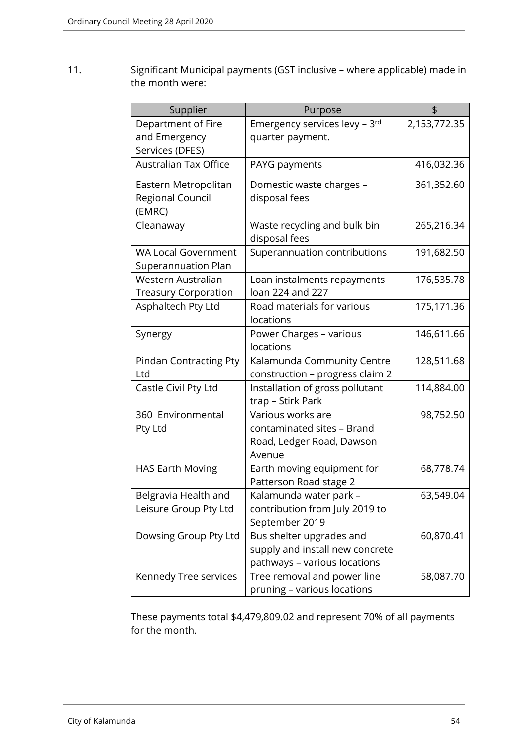11. Significant Municipal payments (GST inclusive – where applicable) made in the month were:

| Supplier | Purpose | $ |
|---|---|---|
| Department of Fire and Emergency Services (DFES) | Emergency services levy – 3rd quarter payment. | 2,153,772.35 |
| Australian Tax Office | PAYG payments | 416,032.36 |
| Eastern Metropolitan Regional Council (EMRC) | Domestic waste charges – disposal fees | 361,352.60 |
| Cleanaway | Waste recycling and bulk bin disposal fees | 265,216.34 |
| WA Local Government Superannuation Plan | Superannuation contributions | 191,682.50 |
| Western Australian Treasury Corporation | Loan instalments repayments loan 224 and 227 | 176,535.78 |
| Asphaltech Pty Ltd | Road materials for various locations | 175,171.36 |
| Synergy | Power Charges – various locations | 146,611.66 |
| Pindan Contracting Pty Ltd | Kalamunda Community Centre construction – progress claim 2 | 128,511.68 |
| Castle Civil Pty Ltd | Installation of gross pollutant trap – Stirk Park | 114,884.00 |
| 360 Environmental Pty Ltd | Various works are contaminated sites – Brand Road, Ledger Road, Dawson Avenue | 98,752.50 |
| HAS Earth Moving | Earth moving equipment for Patterson Road stage 2 | 68,778.74 |
| Belgravia Health and Leisure Group Pty Ltd | Kalamunda water park – contribution from July 2019 to September 2019 | 63,549.04 |
| Dowsing Group Pty Ltd | Bus shelter upgrades and supply and install new concrete pathways – various locations | 60,870.41 |
| Kennedy Tree services | Tree removal and power line pruning – various locations | 58,087.70 |

These payments total $4,479,809.02 and represent 70% of all payments for the month.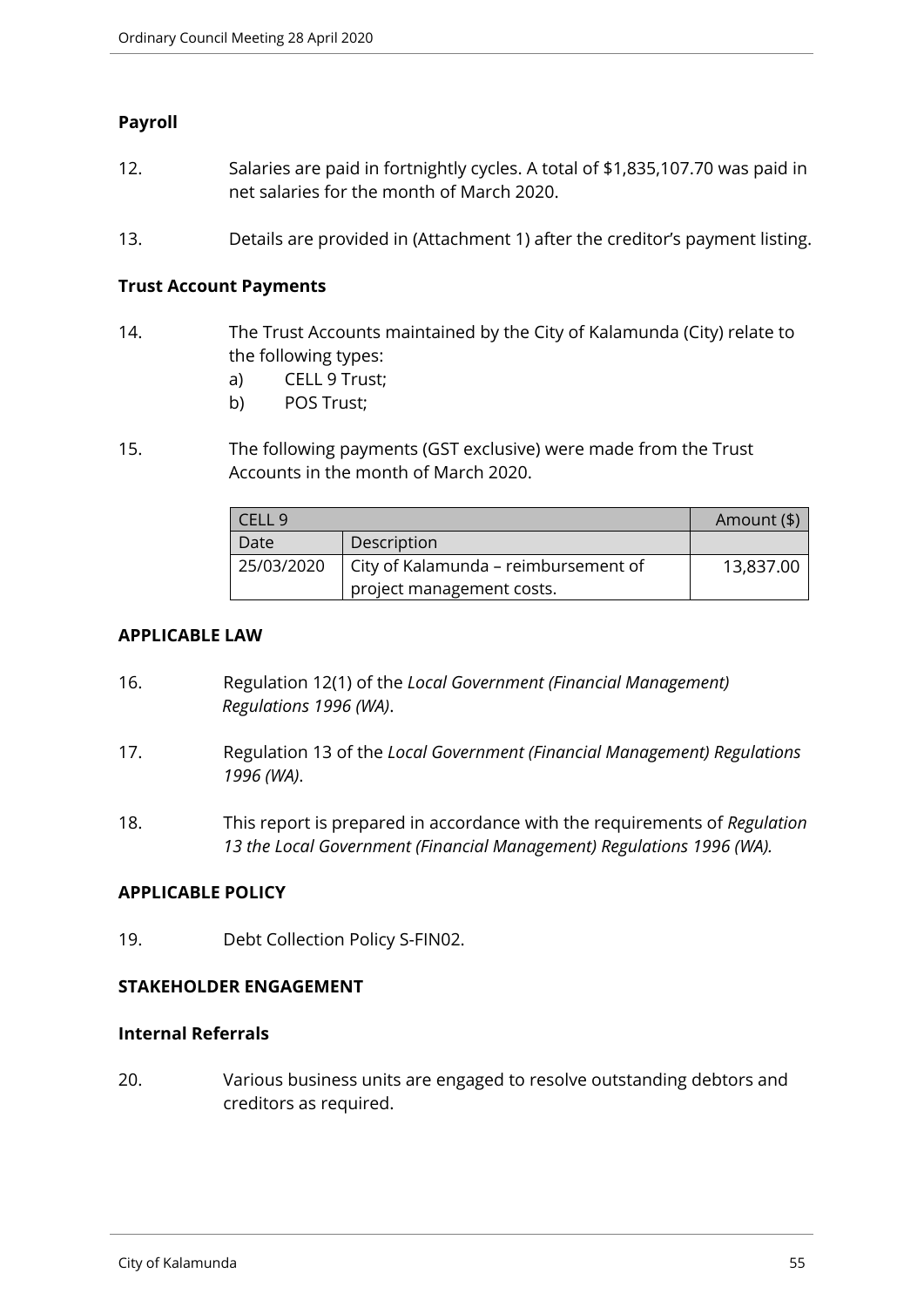**Payroll**

12. Salaries are paid in fortnightly cycles. A total of $1,835,107.70 was paid in net salaries for the month of March 2020.

13. Details are provided in (Attachment 1) after the creditor's payment listing.

**Trust Account Payments**

14. The Trust Accounts maintained by the City of Kalamunda (City) relate to the following types:
    a) CELL 9 Trust;
    b) POS Trust;

15. The following payments (GST exclusive) were made from the Trust Accounts in the month of March 2020.

| CELL 9 | | Amount ($) |
|---|---|---|
| Date | Description | |
| 25/03/2020 | City of Kalamunda – reimbursement of project management costs. | 13,837.00 |

**APPLICABLE LAW**

16. Regulation 12(1) of the *Local Government (Financial Management) Regulations 1996 (WA)*.

17. Regulation 13 of the *Local Government (Financial Management) Regulations 1996 (WA)*.

18. This report is prepared in accordance with the requirements of *Regulation 13 the Local Government (Financial Management) Regulations 1996 (WA).*

**APPLICABLE POLICY**

19. Debt Collection Policy S-FIN02.

**STAKEHOLDER ENGAGEMENT**

**Internal Referrals**

20. Various business units are engaged to resolve outstanding debtors and creditors as required.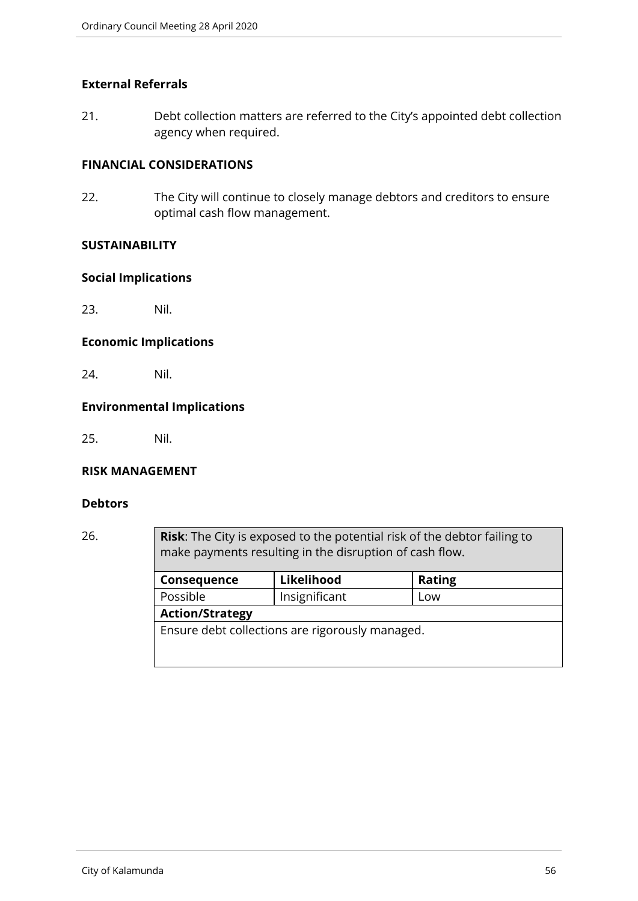### External Referrals

21. Debt collection matters are referred to the City's appointed debt collection agency when required.

## FINANCIAL CONSIDERATIONS

22. The City will continue to closely manage debtors and creditors to ensure optimal cash flow management.

## SUSTAINABILITY

### Social Implications

23. Nil.

### Economic Implications

24. Nil.

### Environmental Implications

25. Nil.

## RISK MANAGEMENT

### Debtors

26.

| **Risk**: The City is exposed to the potential risk of the debtor failing to make payments resulting in the disruption of cash flow. | | |
|---|---|---|
| **Consequence** | **Likelihood** | **Rating** |
| Possible | Insignificant | Low |
| **Action/Strategy** | | |
| Ensure debt collections are rigorously managed. | | |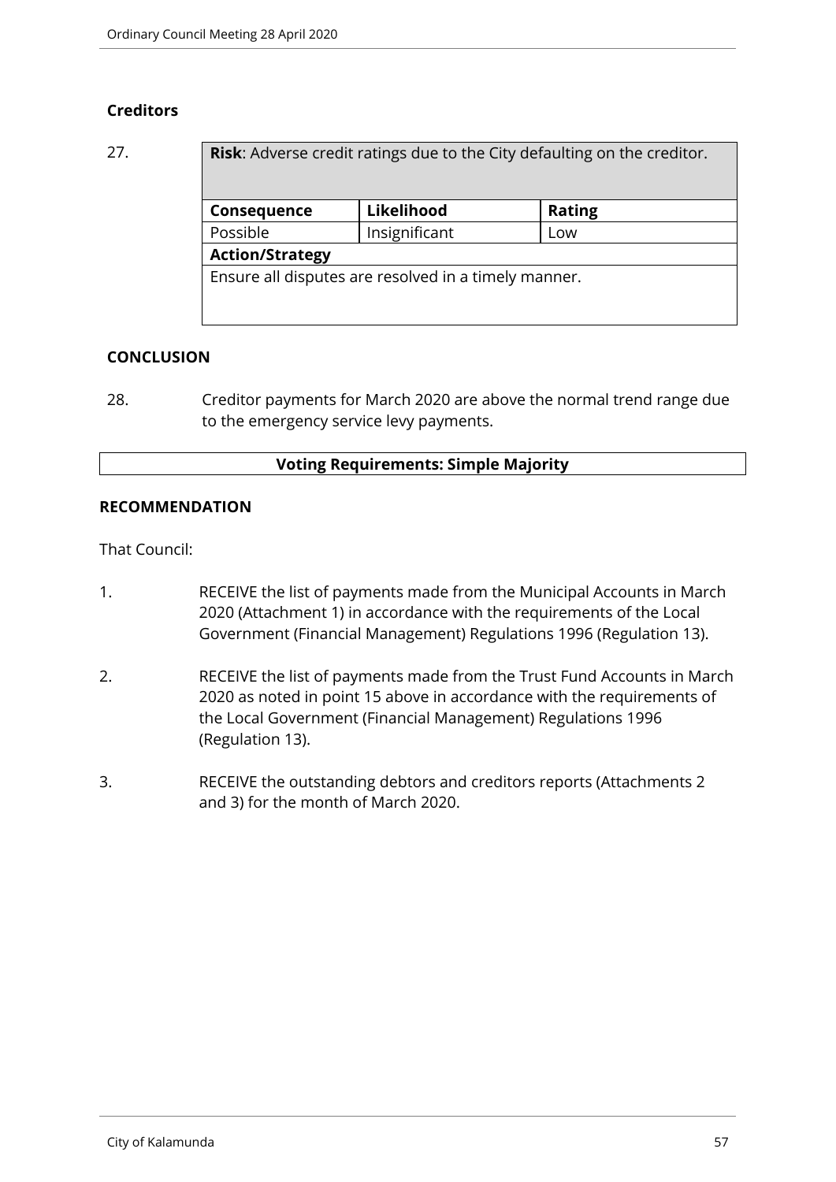### Creditors

27.

| **Risk**: Adverse credit ratings due to the City defaulting on the creditor. | | |
|---|---|---|
| **Consequence** | **Likelihood** | **Rating** |
| Possible | Insignificant | Low |
| **Action/Strategy** | | |
| Ensure all disputes are resolved in a timely manner. | | |

### CONCLUSION

28. Creditor payments for March 2020 are above the normal trend range due to the emergency service levy payments.

**Voting Requirements: Simple Majority**

### RECOMMENDATION

That Council:

1. RECEIVE the list of payments made from the Municipal Accounts in March 2020 (Attachment 1) in accordance with the requirements of the Local Government (Financial Management) Regulations 1996 (Regulation 13).

2. RECEIVE the list of payments made from the Trust Fund Accounts in March 2020 as noted in point 15 above in accordance with the requirements of the Local Government (Financial Management) Regulations 1996 (Regulation 13).

3. RECEIVE the outstanding debtors and creditors reports (Attachments 2 and 3) for the month of March 2020.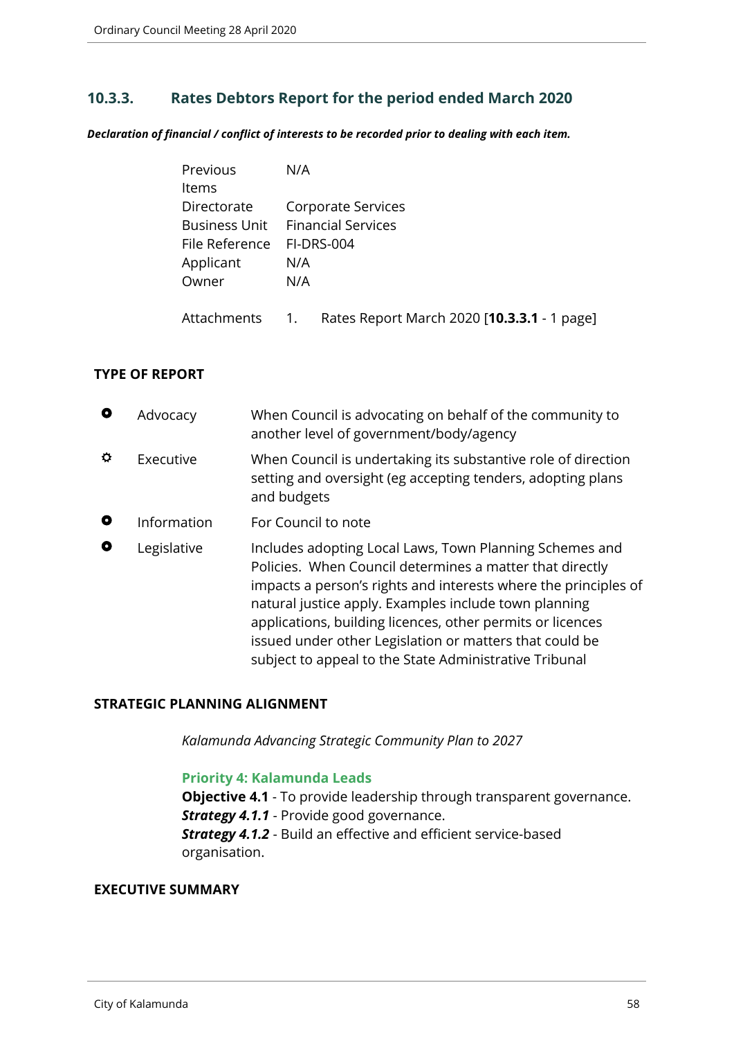## 10.3.3. Rates Debtors Report for the period ended March 2020

***Declaration of financial / conflict of interests to be recorded prior to dealing with each item.***

| | |
|---|---|
| Previous Items | N/A |
| Directorate | Corporate Services |
| Business Unit | Financial Services |
| File Reference | FI-DRS-004 |
| Applicant | N/A |
| Owner | N/A |
| Attachments | 1. Rates Report March 2020 [**10.3.3.1** - 1 page] |

**TYPE OF REPORT**

| | | |
|---|---|---|
| ● | Advocacy | When Council is advocating on behalf of the community to another level of government/body/agency |
| ✓ | Executive | When Council is undertaking its substantive role of direction setting and oversight (eg accepting tenders, adopting plans and budgets |
| ● | Information | For Council to note |
| ● | Legislative | Includes adopting Local Laws, Town Planning Schemes and Policies. When Council determines a matter that directly impacts a person's rights and interests where the principles of natural justice apply. Examples include town planning applications, building licences, other permits or licences issued under other Legislation or matters that could be subject to appeal to the State Administrative Tribunal |

**STRATEGIC PLANNING ALIGNMENT**

*Kalamunda Advancing Strategic Community Plan to 2027*

**Priority 4: Kalamunda Leads**
**Objective 4.1** - To provide leadership through transparent governance.
***Strategy 4.1.1*** - Provide good governance.
***Strategy 4.1.2*** - Build an effective and efficient service-based organisation.

**EXECUTIVE SUMMARY**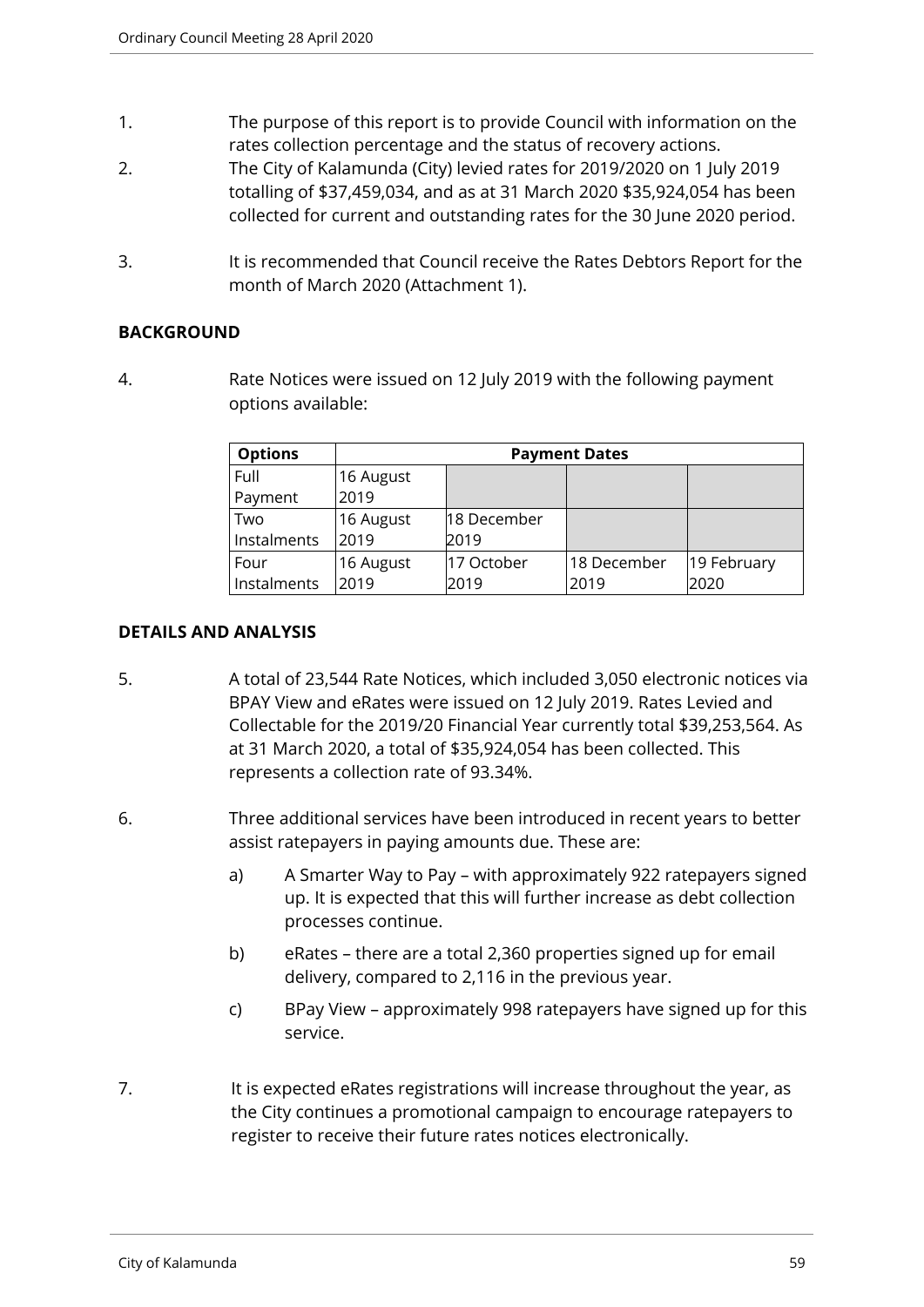1. The purpose of this report is to provide Council with information on the rates collection percentage and the status of recovery actions.
2. The City of Kalamunda (City) levied rates for 2019/2020 on 1 July 2019 totalling of $37,459,034, and as at 31 March 2020 $35,924,054 has been collected for current and outstanding rates for the 30 June 2020 period.
3. It is recommended that Council receive the Rates Debtors Report for the month of March 2020 (Attachment 1).

## BACKGROUND

4. Rate Notices were issued on 12 July 2019 with the following payment options available:

| Options | Payment Dates | | | |
|---|---|---|---|---|
| Full Payment | 16 August 2019 | | | |
| Two Instalments | 16 August 2019 | 18 December 2019 | | |
| Four Instalments | 16 August 2019 | 17 October 2019 | 18 December 2019 | 19 February 2020 |

## DETAILS AND ANALYSIS

5. A total of 23,544 Rate Notices, which included 3,050 electronic notices via BPAY View and eRates were issued on 12 July 2019. Rates Levied and Collectable for the 2019/20 Financial Year currently total $39,253,564. As at 31 March 2020, a total of $35,924,054 has been collected. This represents a collection rate of 93.34%.

6. Three additional services have been introduced in recent years to better assist ratepayers in paying amounts due. These are:

   a) A Smarter Way to Pay – with approximately 922 ratepayers signed up. It is expected that this will further increase as debt collection processes continue.

   b) eRates – there are a total 2,360 properties signed up for email delivery, compared to 2,116 in the previous year.

   c) BPay View – approximately 998 ratepayers have signed up for this service.

7. It is expected eRates registrations will increase throughout the year, as the City continues a promotional campaign to encourage ratepayers to register to receive their future rates notices electronically.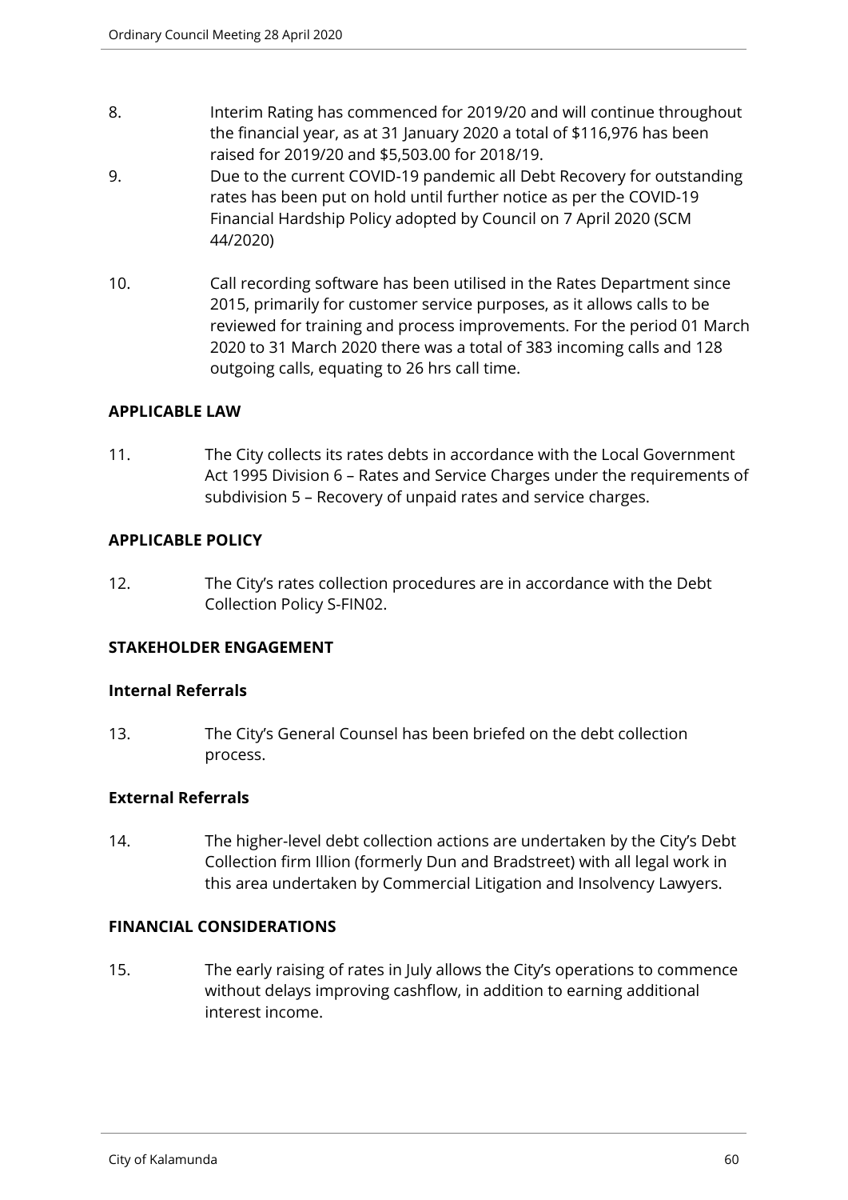8. Interim Rating has commenced for 2019/20 and will continue throughout the financial year, as at 31 January 2020 a total of $116,976 has been raised for 2019/20 and $5,503.00 for 2018/19.

9. Due to the current COVID-19 pandemic all Debt Recovery for outstanding rates has been put on hold until further notice as per the COVID-19 Financial Hardship Policy adopted by Council on 7 April 2020 (SCM 44/2020)

10. Call recording software has been utilised in the Rates Department since 2015, primarily for customer service purposes, as it allows calls to be reviewed for training and process improvements. For the period 01 March 2020 to 31 March 2020 there was a total of 383 incoming calls and 128 outgoing calls, equating to 26 hrs call time.

**APPLICABLE LAW**

11. The City collects its rates debts in accordance with the Local Government Act 1995 Division 6 – Rates and Service Charges under the requirements of subdivision 5 – Recovery of unpaid rates and service charges.

**APPLICABLE POLICY**

12. The City's rates collection procedures are in accordance with the Debt Collection Policy S-FIN02.

**STAKEHOLDER ENGAGEMENT**

**Internal Referrals**

13. The City's General Counsel has been briefed on the debt collection process.

**External Referrals**

14. The higher-level debt collection actions are undertaken by the City's Debt Collection firm Illion (formerly Dun and Bradstreet) with all legal work in this area undertaken by Commercial Litigation and Insolvency Lawyers.

**FINANCIAL CONSIDERATIONS**

15. The early raising of rates in July allows the City's operations to commence without delays improving cashflow, in addition to earning additional interest income.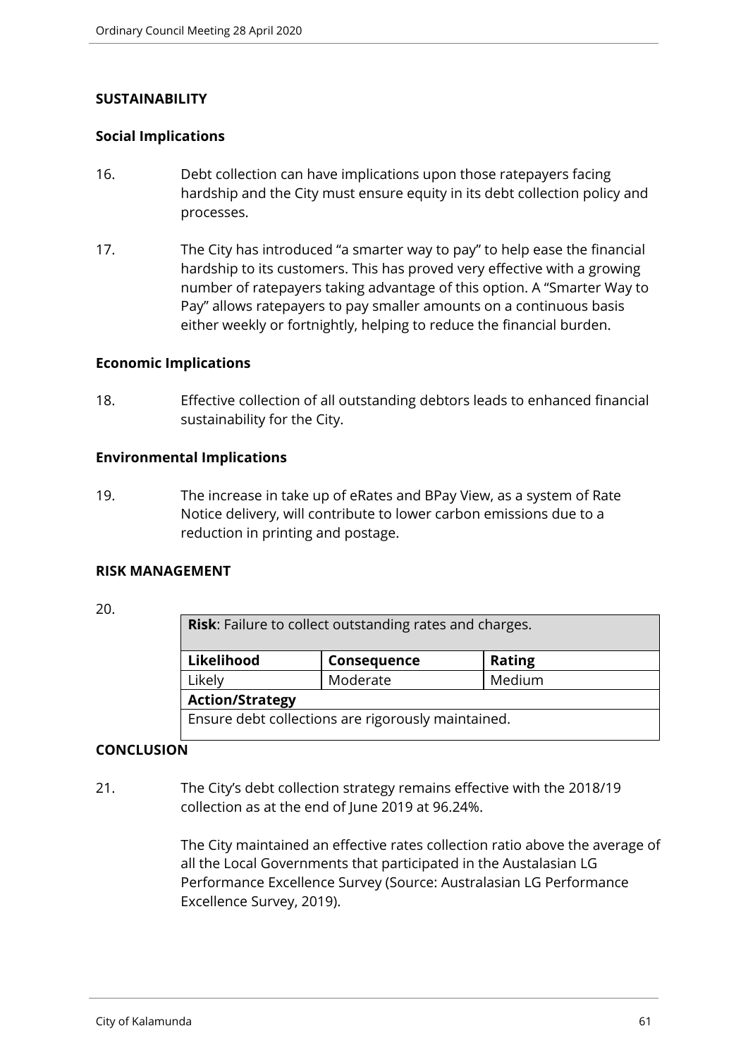## SUSTAINABILITY

### Social Implications

16. Debt collection can have implications upon those ratepayers facing hardship and the City must ensure equity in its debt collection policy and processes.

17. The City has introduced "a smarter way to pay" to help ease the financial hardship to its customers. This has proved very effective with a growing number of ratepayers taking advantage of this option. A "Smarter Way to Pay" allows ratepayers to pay smaller amounts on a continuous basis either weekly or fortnightly, helping to reduce the financial burden.

### Economic Implications

18. Effective collection of all outstanding debtors leads to enhanced financial sustainability for the City.

### Environmental Implications

19. The increase in take up of eRates and BPay View, as a system of Rate Notice delivery, will contribute to lower carbon emissions due to a reduction in printing and postage.

## RISK MANAGEMENT

20.

| **Risk**: Failure to collect outstanding rates and charges. | | |
|---|---|---|
| **Likelihood** | **Consequence** | **Rating** |
| Likely | Moderate | Medium |
| **Action/Strategy** | | |
| Ensure debt collections are rigorously maintained. | | |

## CONCLUSION

21. The City's debt collection strategy remains effective with the 2018/19 collection as at the end of June 2019 at 96.24%.

    The City maintained an effective rates collection ratio above the average of all the Local Governments that participated in the Austalasian LG Performance Excellence Survey (Source: Australasian LG Performance Excellence Survey, 2019).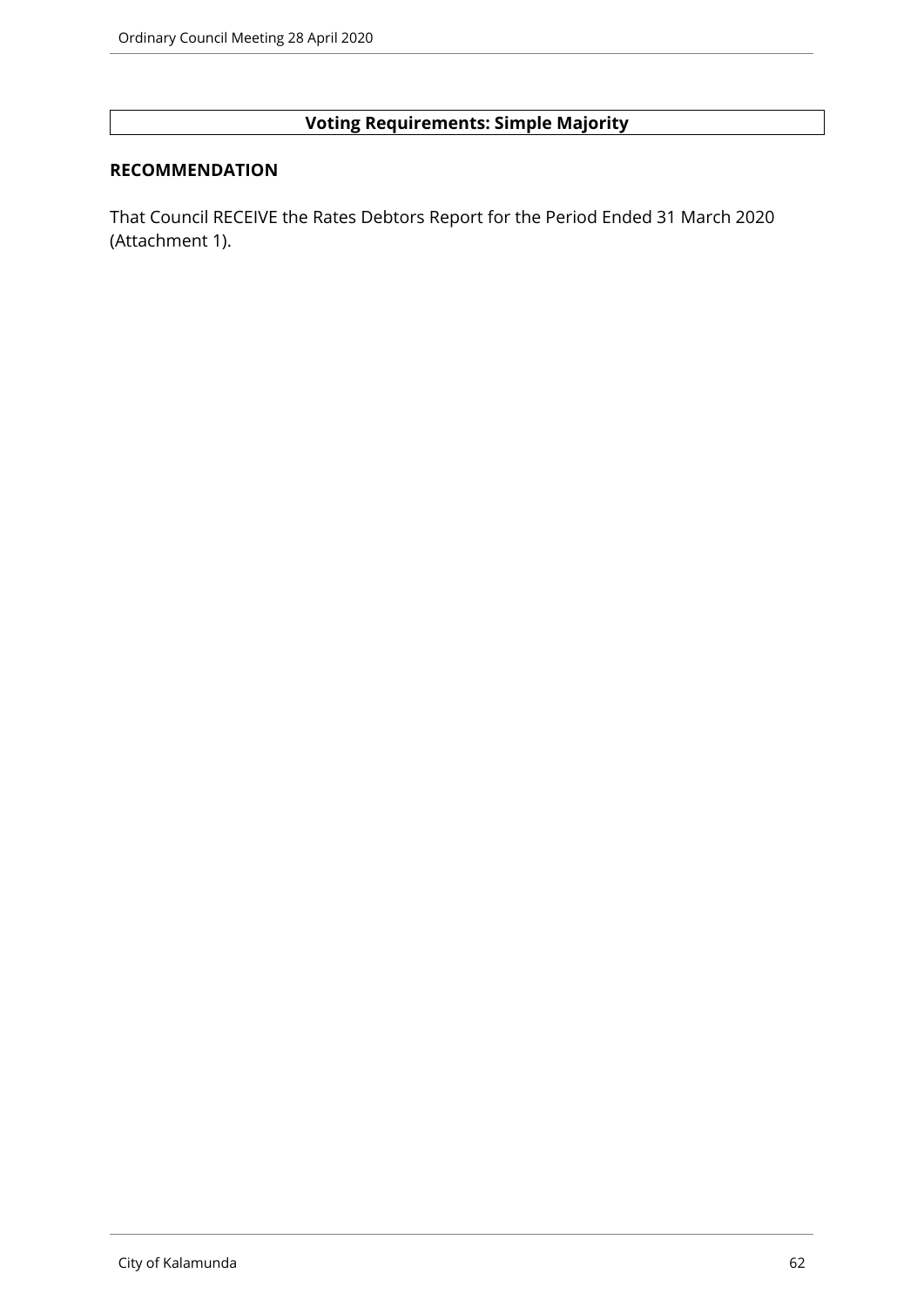**Voting Requirements: Simple Majority**

**RECOMMENDATION**

That Council RECEIVE the Rates Debtors Report for the Period Ended 31 March 2020 (Attachment 1).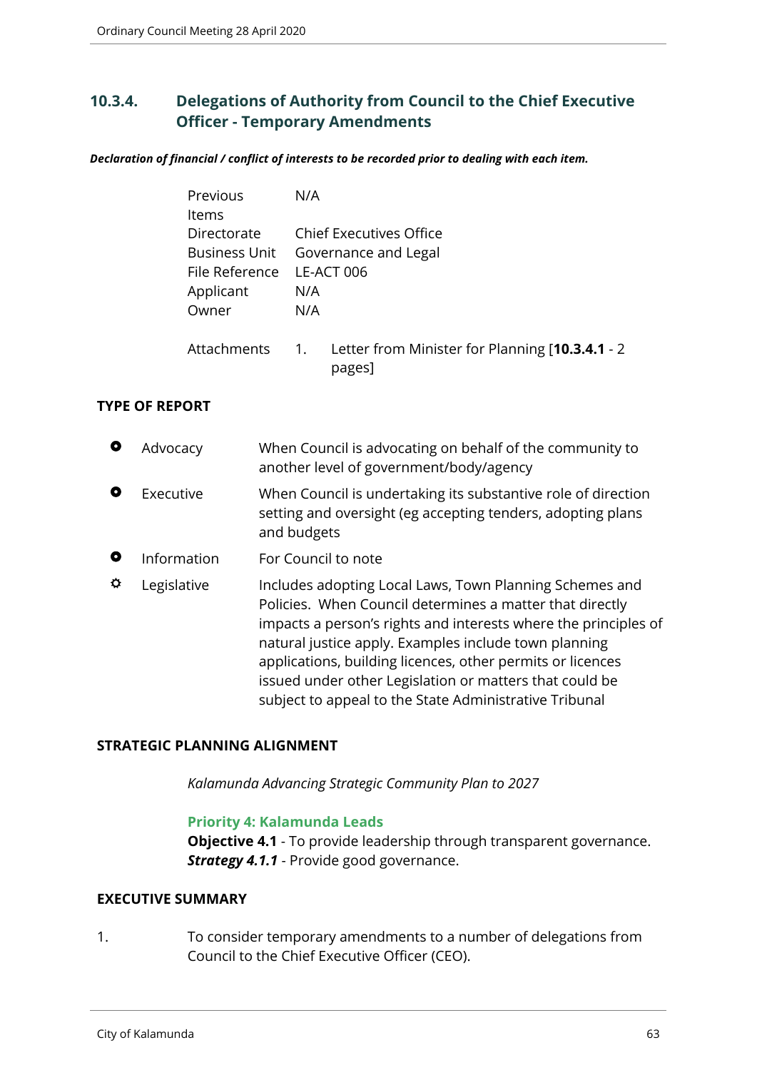## 10.3.4. Delegations of Authority from Council to the Chief Executive Officer - Temporary Amendments

***Declaration of financial / conflict of interests to be recorded prior to dealing with each item.***

| | |
|---|---|
| Previous Items | N/A |
| Directorate | Chief Executives Office |
| Business Unit | Governance and Legal |
| File Reference | LE-ACT 006 |
| Applicant | N/A |
| Owner | N/A |
| Attachments | 1. Letter from Minister for Planning [**10.3.4.1** - 2 pages] |

**TYPE OF REPORT**

| | | |
|---|---|---|
| ○ | Advocacy | When Council is advocating on behalf of the community to another level of government/body/agency |
| ○ | Executive | When Council is undertaking its substantive role of direction setting and oversight (eg accepting tenders, adopting plans and budgets |
| ○ | Information | For Council to note |
| ✓ | Legislative | Includes adopting Local Laws, Town Planning Schemes and Policies. When Council determines a matter that directly impacts a person's rights and interests where the principles of natural justice apply. Examples include town planning applications, building licences, other permits or licences issued under other Legislation or matters that could be subject to appeal to the State Administrative Tribunal |

**STRATEGIC PLANNING ALIGNMENT**

*Kalamunda Advancing Strategic Community Plan to 2027*

**Priority 4: Kalamunda Leads**
**Objective 4.1** - To provide leadership through transparent governance.
***Strategy 4.1.1*** - Provide good governance.

**EXECUTIVE SUMMARY**

1. To consider temporary amendments to a number of delegations from Council to the Chief Executive Officer (CEO).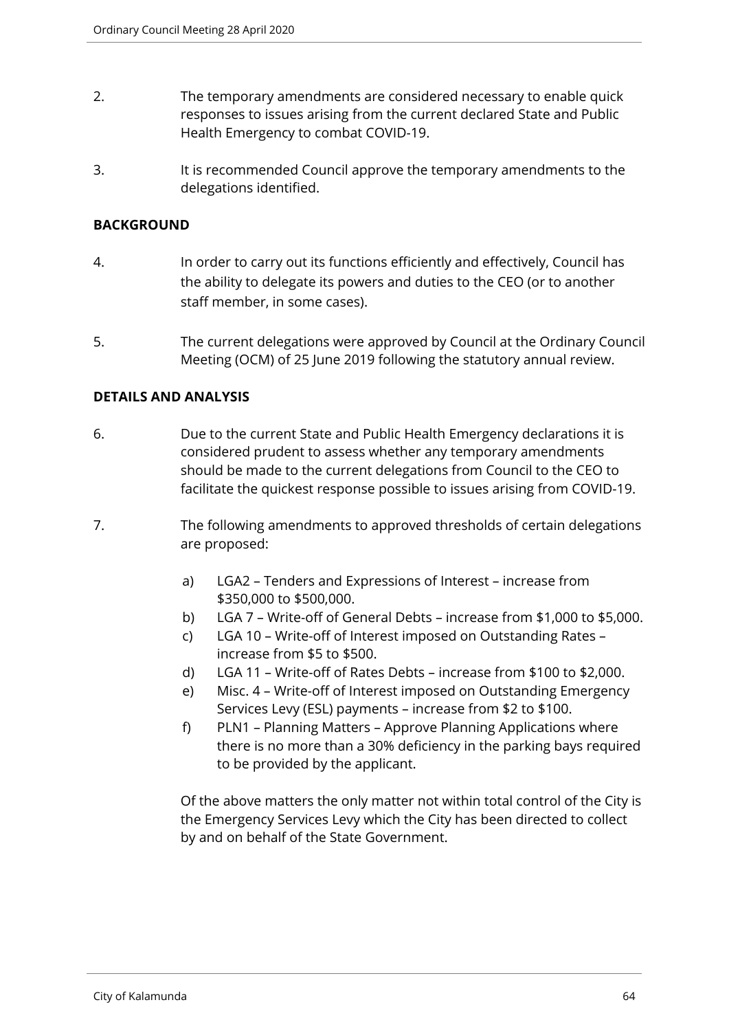2. The temporary amendments are considered necessary to enable quick responses to issues arising from the current declared State and Public Health Emergency to combat COVID-19.

3. It is recommended Council approve the temporary amendments to the delegations identified.

**BACKGROUND**

4. In order to carry out its functions efficiently and effectively, Council has the ability to delegate its powers and duties to the CEO (or to another staff member, in some cases).

5. The current delegations were approved by Council at the Ordinary Council Meeting (OCM) of 25 June 2019 following the statutory annual review.

**DETAILS AND ANALYSIS**

6. Due to the current State and Public Health Emergency declarations it is considered prudent to assess whether any temporary amendments should be made to the current delegations from Council to the CEO to facilitate the quickest response possible to issues arising from COVID-19.

7. The following amendments to approved thresholds of certain delegations are proposed:

   a) LGA2 – Tenders and Expressions of Interest – increase from $350,000 to $500,000.
   b) LGA 7 – Write-off of General Debts – increase from $1,000 to $5,000.
   c) LGA 10 – Write-off of Interest imposed on Outstanding Rates – increase from $5 to $500.
   d) LGA 11 – Write-off of Rates Debts – increase from $100 to $2,000.
   e) Misc. 4 – Write-off of Interest imposed on Outstanding Emergency Services Levy (ESL) payments – increase from $2 to $100.
   f) PLN1 – Planning Matters – Approve Planning Applications where there is no more than a 30% deficiency in the parking bays required to be provided by the applicant.

   Of the above matters the only matter not within total control of the City is the Emergency Services Levy which the City has been directed to collect by and on behalf of the State Government.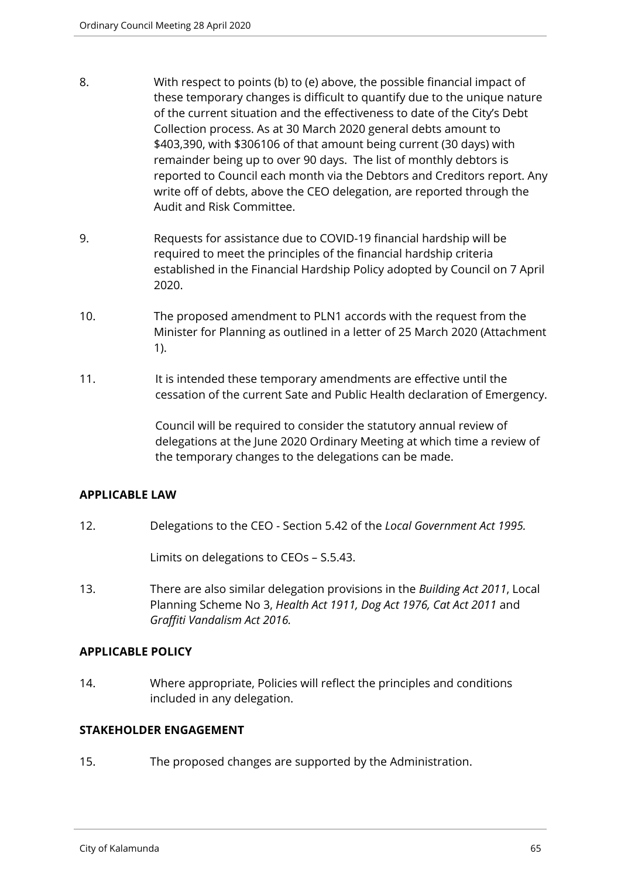8. With respect to points (b) to (e) above, the possible financial impact of these temporary changes is difficult to quantify due to the unique nature of the current situation and the effectiveness to date of the City's Debt Collection process. As at 30 March 2020 general debts amount to $403,390, with $306106 of that amount being current (30 days) with remainder being up to over 90 days. The list of monthly debtors is reported to Council each month via the Debtors and Creditors report. Any write off of debts, above the CEO delegation, are reported through the Audit and Risk Committee.

9. Requests for assistance due to COVID-19 financial hardship will be required to meet the principles of the financial hardship criteria established in the Financial Hardship Policy adopted by Council on 7 April 2020.

10. The proposed amendment to PLN1 accords with the request from the Minister for Planning as outlined in a letter of 25 March 2020 (Attachment 1).

11. It is intended these temporary amendments are effective until the cessation of the current Sate and Public Health declaration of Emergency.

    Council will be required to consider the statutory annual review of delegations at the June 2020 Ordinary Meeting at which time a review of the temporary changes to the delegations can be made.

## APPLICABLE LAW

12. Delegations to the CEO - Section 5.42 of the *Local Government Act 1995.*

    Limits on delegations to CEOs – S.5.43.

13. There are also similar delegation provisions in the *Building Act 2011*, Local Planning Scheme No 3, *Health Act 1911, Dog Act 1976, Cat Act 2011* and *Graffiti Vandalism Act 2016.*

## APPLICABLE POLICY

14. Where appropriate, Policies will reflect the principles and conditions included in any delegation.

## STAKEHOLDER ENGAGEMENT

15. The proposed changes are supported by the Administration.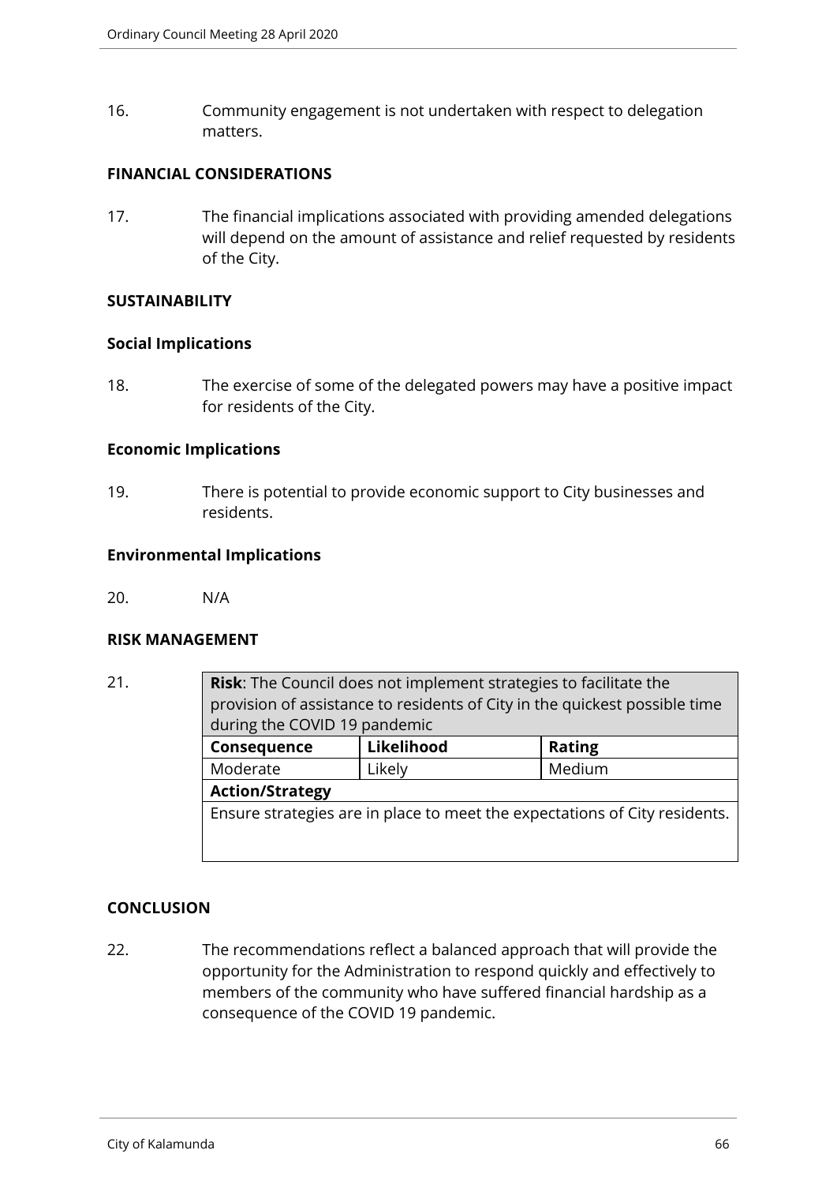16. Community engagement is not undertaken with respect to delegation matters.

**FINANCIAL CONSIDERATIONS**

17. The financial implications associated with providing amended delegations will depend on the amount of assistance and relief requested by residents of the City.

**SUSTAINABILITY**

**Social Implications**

18. The exercise of some of the delegated powers may have a positive impact for residents of the City.

**Economic Implications**

19. There is potential to provide economic support to City businesses and residents.

**Environmental Implications**

20. N/A

**RISK MANAGEMENT**

21.

| **Risk**: The Council does not implement strategies to facilitate the provision of assistance to residents of City in the quickest possible time during the COVID 19 pandemic | | |
|---|---|---|
| **Consequence** | **Likelihood** | **Rating** |
| Moderate | Likely | Medium |
| **Action/Strategy** | | |
| Ensure strategies are in place to meet the expectations of City residents. | | |

**CONCLUSION**

22. The recommendations reflect a balanced approach that will provide the opportunity for the Administration to respond quickly and effectively to members of the community who have suffered financial hardship as a consequence of the COVID 19 pandemic.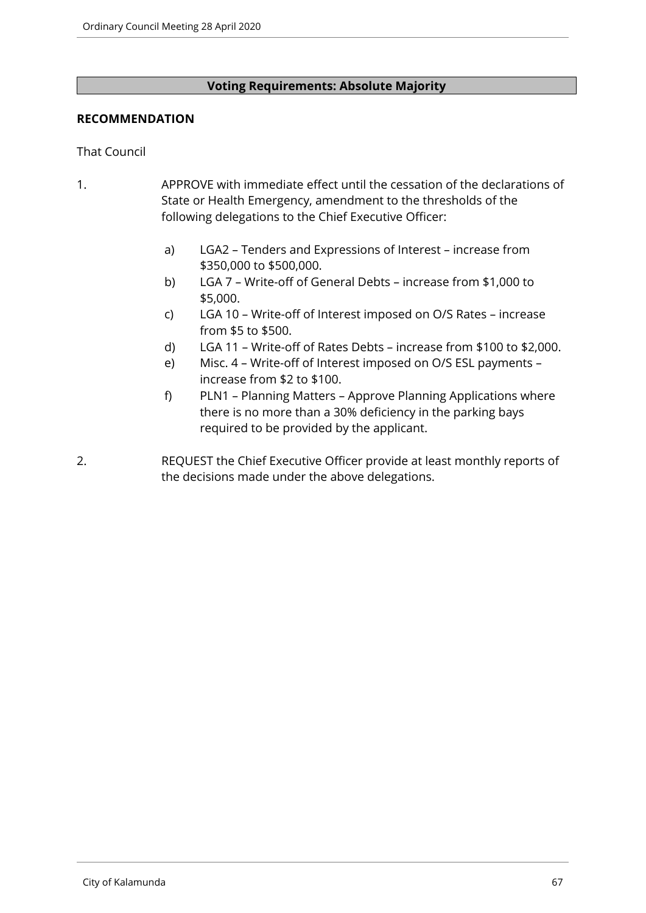**Voting Requirements: Absolute Majority**

**RECOMMENDATION**

That Council

1. APPROVE with immediate effect until the cessation of the declarations of State or Health Emergency, amendment to the thresholds of the following delegations to the Chief Executive Officer:

   a) LGA2 – Tenders and Expressions of Interest – increase from $350,000 to $500,000.
   
   b) LGA 7 – Write-off of General Debts – increase from $1,000 to $5,000.
   
   c) LGA 10 – Write-off of Interest imposed on O/S Rates – increase from $5 to $500.
   
   d) LGA 11 – Write-off of Rates Debts – increase from $100 to $2,000.
   
   e) Misc. 4 – Write-off of Interest imposed on O/S ESL payments – increase from $2 to $100.
   
   f) PLN1 – Planning Matters – Approve Planning Applications where there is no more than a 30% deficiency in the parking bays required to be provided by the applicant.

2. REQUEST the Chief Executive Officer provide at least monthly reports of the decisions made under the above delegations.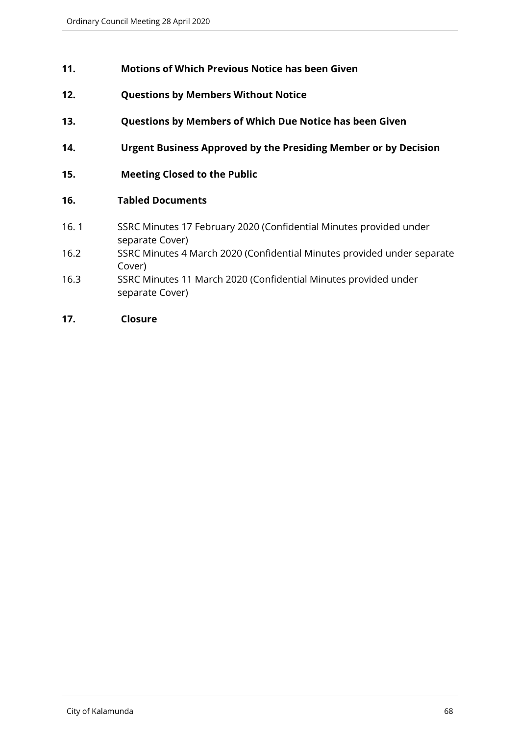## 11. Motions of Which Previous Notice has been Given

## 12. Questions by Members Without Notice

## 13. Questions by Members of Which Due Notice has been Given

## 14. Urgent Business Approved by the Presiding Member or by Decision

## 15. Meeting Closed to the Public

## 16. Tabled Documents

16. 1 SSRC Minutes 17 February 2020 (Confidential Minutes provided under separate Cover)

16.2 SSRC Minutes 4 March 2020 (Confidential Minutes provided under separate Cover)

16.3 SSRC Minutes 11 March 2020 (Confidential Minutes provided under separate Cover)

## 17. Closure